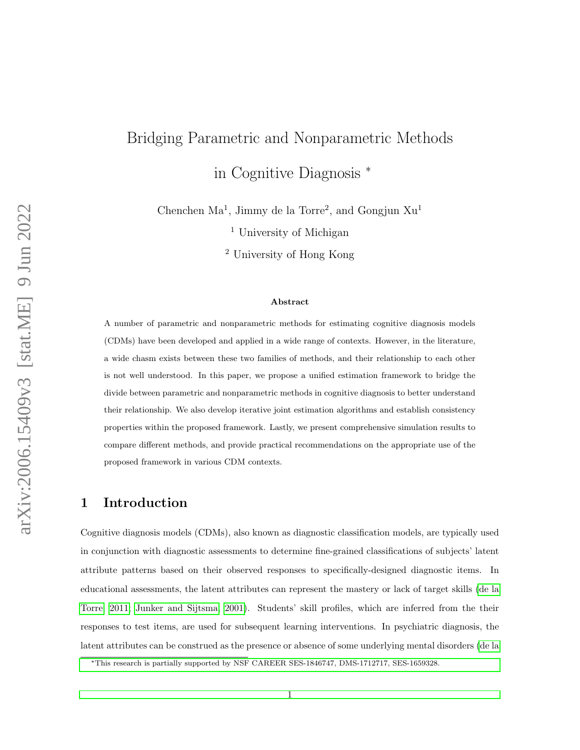# Bridging Parametric and Nonparametric Methods in Cognitive Diagnosis *

Chenchen Ma[1], Jimmy de la Torre[2], and Gongjun Xu[1]

[1] University of Michigan

[2] University of Hong Kong

**Abstract**

A number of parametric and nonparametric methods for estimating cognitive diagnosis models (CDMs) have been developed and applied in a wide range of contexts. However, in the literature, a wide chasm exists between these two families of methods, and their relationship to each other is not well understood. In this paper, we propose a unified estimation framework to bridge the divide between parametric and nonparametric methods in cognitive diagnosis to better understand their relationship. We also develop iterative joint estimation algorithms and establish consistency properties within the proposed framework. Lastly, we present comprehensive simulation results to compare different methods, and provide practical recommendations on the appropriate use of the proposed framework in various CDM contexts.

## 1 Introduction

Cognitive diagnosis models (CDMs), also known as diagnostic classification models, are typically used in conjunction with diagnostic assessments to determine fine-grained classifications of subjects' latent attribute patterns based on their observed responses to specifically-designed diagnostic items. In educational assessments, the latent attributes can represent the mastery or lack of target skills (de la Torre, 2011; Junker and Sijtsma, 2001). Students' skill profiles, which are inferred from the their responses to test items, are used for subsequent learning interventions. In psychiatric diagnosis, the latent attributes can be construed as the presence or absence of some underlying mental disorders (de la

*This research is partially supported by NSF CAREER SES-1846747, DMS-1712717, SES-1659328.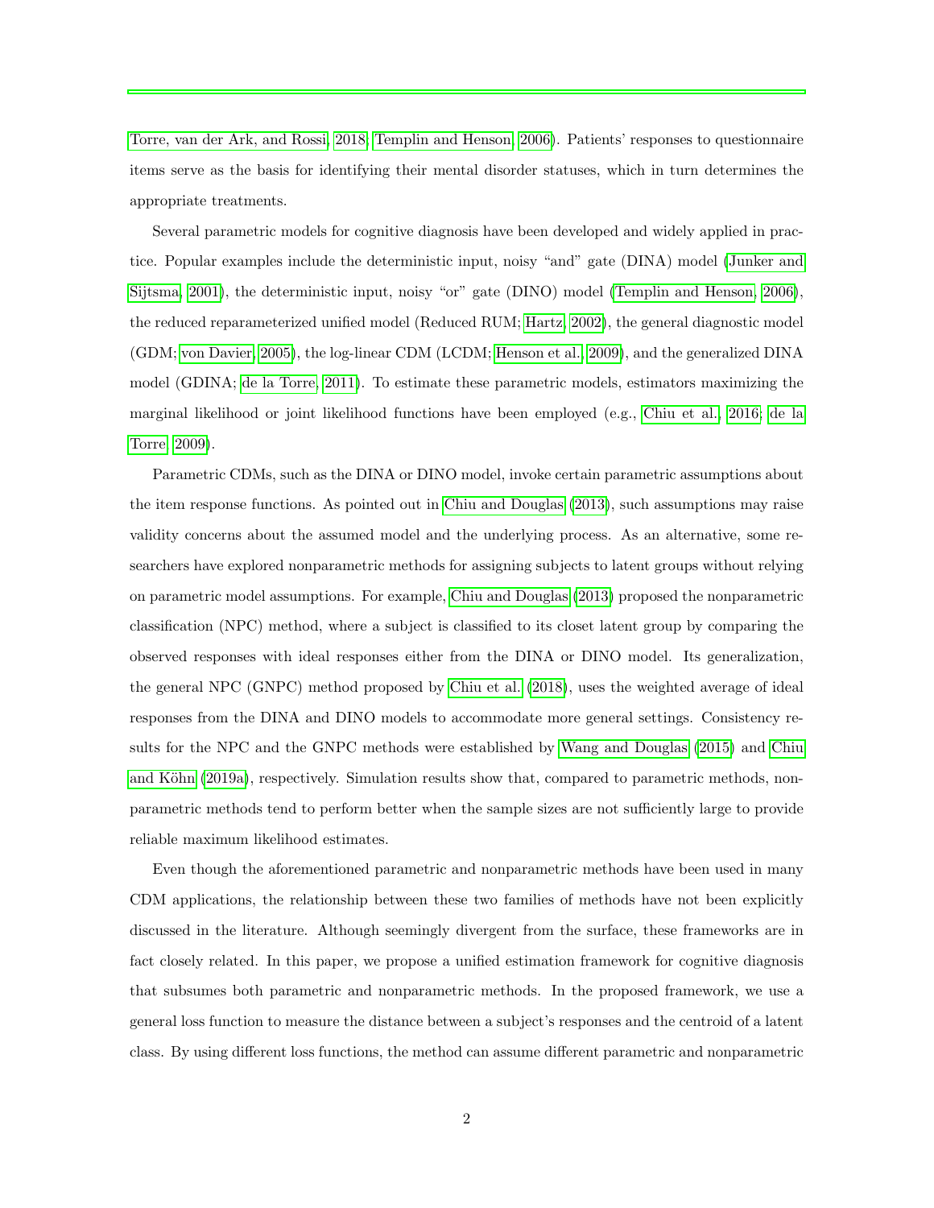Torre, van der Ark, and Rossi, 2018; Templin and Henson, 2006). Patients' responses to questionnaire items serve as the basis for identifying their mental disorder statuses, which in turn determines the appropriate treatments.

Several parametric models for cognitive diagnosis have been developed and widely applied in practice. Popular examples include the deterministic input, noisy "and" gate (DINA) model (Junker and Sijtsma, 2001), the deterministic input, noisy "or" gate (DINO) model (Templin and Henson, 2006), the reduced reparameterized unified model (Reduced RUM; Hartz, 2002), the general diagnostic model (GDM; von Davier, 2005), the log-linear CDM (LCDM; Henson et al., 2009), and the generalized DINA model (GDINA; de la Torre, 2011). To estimate these parametric models, estimators maximizing the marginal likelihood or joint likelihood functions have been employed (e.g., Chiu et al., 2016; de la Torre, 2009).

Parametric CDMs, such as the DINA or DINO model, invoke certain parametric assumptions about the item response functions. As pointed out in Chiu and Douglas (2013), such assumptions may raise validity concerns about the assumed model and the underlying process. As an alternative, some researchers have explored nonparametric methods for assigning subjects to latent groups without relying on parametric model assumptions. For example, Chiu and Douglas (2013) proposed the nonparametric classification (NPC) method, where a subject is classified to its closet latent group by comparing the observed responses with ideal responses either from the DINA or DINO model. Its generalization, the general NPC (GNPC) method proposed by Chiu et al. (2018), uses the weighted average of ideal responses from the DINA and DINO models to accommodate more general settings. Consistency results for the NPC and the GNPC methods were established by Wang and Douglas (2015) and Chiu and Köhn (2019a), respectively. Simulation results show that, compared to parametric methods, nonparametric methods tend to perform better when the sample sizes are not sufficiently large to provide reliable maximum likelihood estimates.

Even though the aforementioned parametric and nonparametric methods have been used in many CDM applications, the relationship between these two families of methods have not been explicitly discussed in the literature. Although seemingly divergent from the surface, these frameworks are in fact closely related. In this paper, we propose a unified estimation framework for cognitive diagnosis that subsumes both parametric and nonparametric methods. In the proposed framework, we use a general loss function to measure the distance between a subject's responses and the centroid of a latent class. By using different loss functions, the method can assume different parametric and nonparametric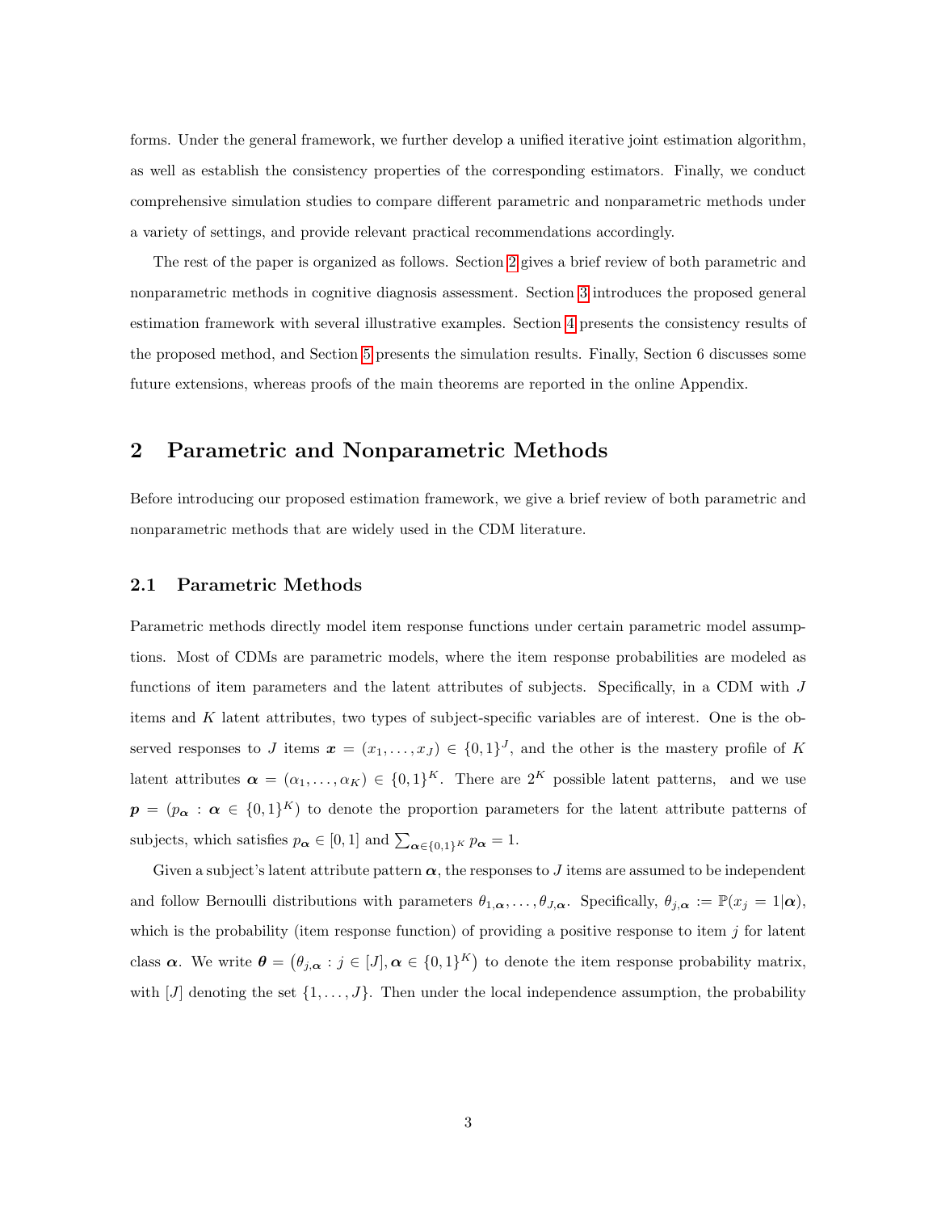forms. Under the general framework, we further develop a unified iterative joint estimation algorithm, as well as establish the consistency properties of the corresponding estimators. Finally, we conduct comprehensive simulation studies to compare different parametric and nonparametric methods under a variety of settings, and provide relevant practical recommendations accordingly.

The rest of the paper is organized as follows. Section 2 gives a brief review of both parametric and nonparametric methods in cognitive diagnosis assessment. Section 3 introduces the proposed general estimation framework with several illustrative examples. Section 4 presents the consistency results of the proposed method, and Section 5 presents the simulation results. Finally, Section 6 discusses some future extensions, whereas proofs of the main theorems are reported in the online Appendix.

## 2 Parametric and Nonparametric Methods

Before introducing our proposed estimation framework, we give a brief review of both parametric and nonparametric methods that are widely used in the CDM literature.

### 2.1 Parametric Methods

Parametric methods directly model item response functions under certain parametric model assumptions. Most of CDMs are parametric models, where the item response probabilities are modeled as functions of item parameters and the latent attributes of subjects. Specifically, in a CDM with $J$ items and $K$ latent attributes, two types of subject-specific variables are of interest. One is the observed responses to $J$ items $\boldsymbol{x} = (x_1, \ldots, x_J) \in \{0, 1\}^J$, and the other is the mastery profile of $K$ latent attributes $\boldsymbol{\alpha} = (\alpha_1, \ldots, \alpha_K) \in \{0, 1\}^K$. There are $2^K$ possible latent patterns, and we use $\boldsymbol{p} = (p_{\boldsymbol{\alpha}} : \boldsymbol{\alpha} \in \{0, 1\}^K)$ to denote the proportion parameters for the latent attribute patterns of subjects, which satisfies $p_{\boldsymbol{\alpha}} \in [0, 1]$ and $\sum_{\boldsymbol{\alpha} \in \{0,1\}^K} p_{\boldsymbol{\alpha}} = 1$.

Given a subject's latent attribute pattern $\boldsymbol{\alpha}$, the responses to $J$ items are assumed to be independent and follow Bernoulli distributions with parameters $\theta_{1,\boldsymbol{\alpha}}, \ldots, \theta_{J,\boldsymbol{\alpha}}$. Specifically, $\theta_{j,\boldsymbol{\alpha}} := \mathbb{P}(x_j = 1|\boldsymbol{\alpha})$, which is the probability (item response function) of providing a positive response to item $j$ for latent class $\boldsymbol{\alpha}$. We write $\boldsymbol{\theta} = \left(\theta_{j,\boldsymbol{\alpha}} : j \in [J], \boldsymbol{\alpha} \in \{0, 1\}^K\right)$ to denote the item response probability matrix, with $[J]$ denoting the set $\{1, \ldots, J\}$. Then under the local independence assumption, the probability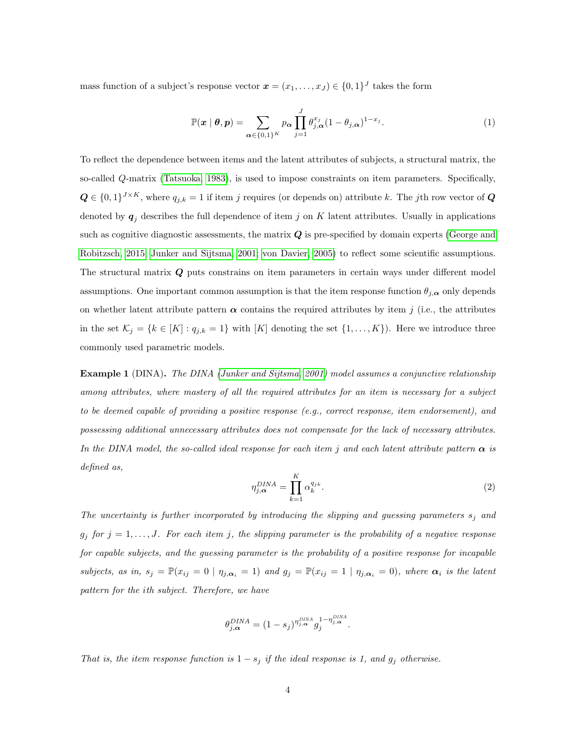mass function of a subject's response vector $\boldsymbol{x} = (x_1, \ldots, x_J) \in \{0,1\}^J$ takes the form

$$\mathbb{P}(\boldsymbol{x} \mid \boldsymbol{\theta}, \boldsymbol{p}) = \sum_{\boldsymbol{\alpha} \in \{0,1\}^K} p_{\boldsymbol{\alpha}} \prod_{j=1}^{J} \theta_{j,\boldsymbol{\alpha}}^{x_j} (1 - \theta_{j,\boldsymbol{\alpha}})^{1-x_j}. \tag{1}$$

To reflect the dependence between items and the latent attributes of subjects, a structural matrix, the so-called $Q$-matrix (Tatsuoka, 1983), is used to impose constraints on item parameters. Specifically, $\boldsymbol{Q} \in \{0,1\}^{J \times K}$, where $q_{j,k} = 1$ if item $j$ requires (or depends on) attribute $k$. The $j$th row vector of $\boldsymbol{Q}$ denoted by $\boldsymbol{q}_j$ describes the full dependence of item $j$ on $K$ latent attributes. Usually in applications such as cognitive diagnostic assessments, the matrix $\boldsymbol{Q}$ is pre-specified by domain experts (George and Robitzsch, 2015; Junker and Sijtsma, 2001; von Davier, 2005) to reflect some scientific assumptions. The structural matrix $\boldsymbol{Q}$ puts constrains on item parameters in certain ways under different model assumptions. One important common assumption is that the item response function $\theta_{j,\boldsymbol{\alpha}}$ only depends on whether latent attribute pattern $\boldsymbol{\alpha}$ contains the required attributes by item $j$ (i.e., the attributes in the set $\mathcal{K}_j = \{k \in [K] : q_{j,k} = 1\}$ with $[K]$ denoting the set $\{1, \ldots, K\}$). Here we introduce three commonly used parametric models.

**Example 1** (DINA)**.** *The DINA (Junker and Sijtsma, 2001) model assumes a conjunctive relationship among attributes, where mastery of all the required attributes for an item is necessary for a subject to be deemed capable of providing a positive response (e.g., correct response, item endorsement), and possessing additional unnecessary attributes does not compensate for the lack of necessary attributes. In the DINA model, the so-called ideal response for each item $j$ and each latent attribute pattern $\boldsymbol{\alpha}$ is defined as,*

$$\eta_{j,\boldsymbol{\alpha}}^{DINA} = \prod_{k=1}^{K} \alpha_k^{q_{jk}}. \tag{2}$$

*The uncertainty is further incorporated by introducing the slipping and guessing parameters $s_j$ and $g_j$ for $j = 1, \ldots, J$. For each item $j$, the slipping parameter is the probability of a negative response for capable subjects, and the guessing parameter is the probability of a positive response for incapable subjects, as in, $s_j = \mathbb{P}(x_{ij} = 0 \mid \eta_{j,\boldsymbol{\alpha}_i} = 1)$ and $g_j = \mathbb{P}(x_{ij} = 1 \mid \eta_{j,\boldsymbol{\alpha}_i} = 0)$, where $\boldsymbol{\alpha}_i$ is the latent pattern for the $i$th subject. Therefore, we have*

$$\theta_{j,\boldsymbol{\alpha}}^{DINA} = (1 - s_j)^{\eta_{j,\boldsymbol{\alpha}}^{DINA}} g_j^{1-\eta_{j,\boldsymbol{\alpha}}^{DINA}}.$$

*That is, the item response function is $1 - s_j$ if the ideal response is 1, and $g_j$ otherwise.*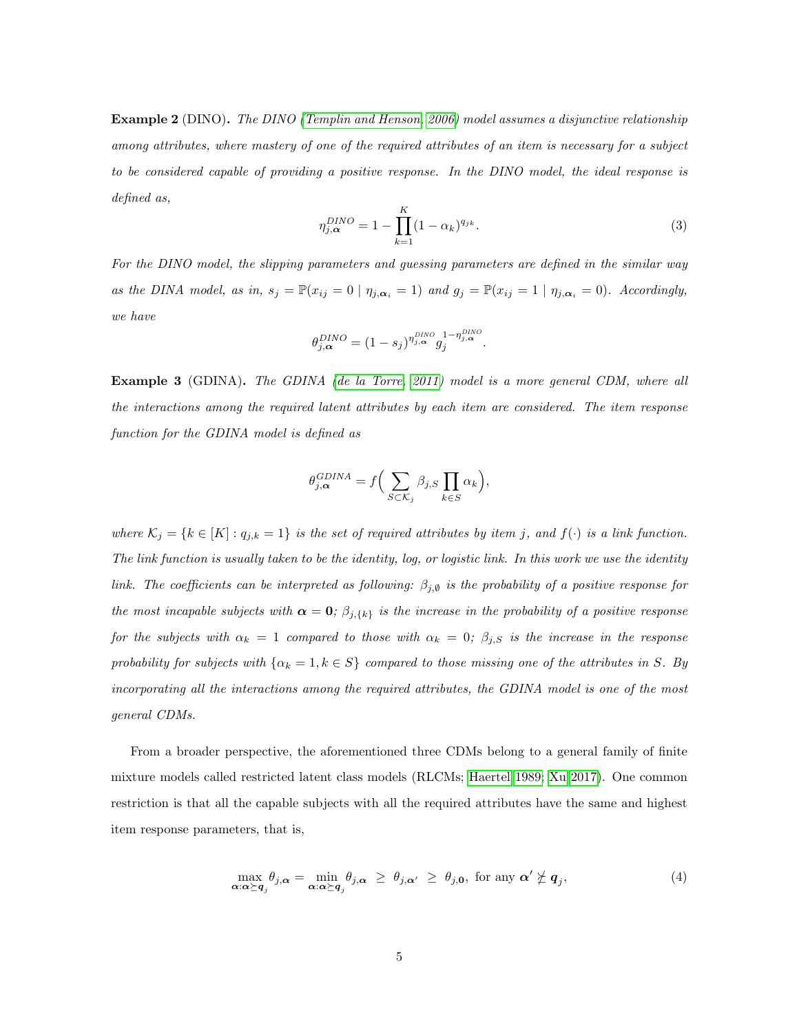**Example 2** (DINO)**.** *The DINO (Templin and Henson, 2006) model assumes a disjunctive relationship among attributes, where mastery of one of the required attributes of an item is necessary for a subject to be considered capable of providing a positive response. In the DINO model, the ideal response is defined as,*

$$\eta_{j,\boldsymbol{\alpha}}^{DINO} = 1 - \prod_{k=1}^{K} (1 - \alpha_k)^{q_{jk}}. \tag{3}$$

*For the DINO model, the slipping parameters and guessing parameters are defined in the similar way as the DINA model, as in,* $s_j = \mathbb{P}(x_{ij} = 0 \mid \eta_{j,\boldsymbol{\alpha}_i} = 1)$ *and* $g_j = \mathbb{P}(x_{ij} = 1 \mid \eta_{j,\boldsymbol{\alpha}_i} = 0)$*. Accordingly, we have*

$$\theta_{j,\boldsymbol{\alpha}}^{DINO} = (1 - s_j)^{\eta_{j,\boldsymbol{\alpha}}^{DINO}} g_j^{1-\eta_{j,\boldsymbol{\alpha}}^{DINO}}.$$

**Example 3** (GDINA)**.** *The GDINA (de la Torre, 2011) model is a more general CDM, where all the interactions among the required latent attributes by each item are considered. The item response function for the GDINA model is defined as*

$$\theta_{j,\boldsymbol{\alpha}}^{GDINA} = f\Big( \sum_{S \subset \mathcal{K}_j} \beta_{j,S} \prod_{k \in S} \alpha_k \Big),$$

*where* $\mathcal{K}_j = \{k \in [K] : q_{j,k} = 1\}$ *is the set of required attributes by item* $j$*, and* $f(\cdot)$ *is a link function. The link function is usually taken to be the identity, log, or logistic link. In this work we use the identity link. The coefficients can be interpreted as following:* $\beta_{j,\emptyset}$ *is the probability of a positive response for the most incapable subjects with* $\boldsymbol{\alpha} = \mathbf{0}$*;* $\beta_{j,\{k\}}$ *is the increase in the probability of a positive response for the subjects with* $\alpha_k = 1$ *compared to those with* $\alpha_k = 0$*;* $\beta_{j,S}$ *is the increase in the response probability for subjects with* $\{\alpha_k = 1, k \in S\}$ *compared to those missing one of the attributes in* $S$*. By incorporating all the interactions among the required attributes, the GDINA model is one of the most general CDMs.*

From a broader perspective, the aforementioned three CDMs belong to a general family of finite mixture models called restricted latent class models (RLCMs; Haertel 1989; Xu 2017). One common restriction is that all the capable subjects with all the required attributes have the same and highest item response parameters, that is,

$$\max_{\boldsymbol{\alpha}:\boldsymbol{\alpha} \succeq \boldsymbol{q}_j} \theta_{j,\boldsymbol{\alpha}} = \min_{\boldsymbol{\alpha}:\boldsymbol{\alpha} \succeq \boldsymbol{q}_j} \theta_{j,\boldsymbol{\alpha}} \ \geq \ \theta_{j,\boldsymbol{\alpha}'} \ \geq \ \theta_{j,\mathbf{0}}, \text{ for any } \boldsymbol{\alpha}' \not\succeq \boldsymbol{q}_j, \tag{4}$$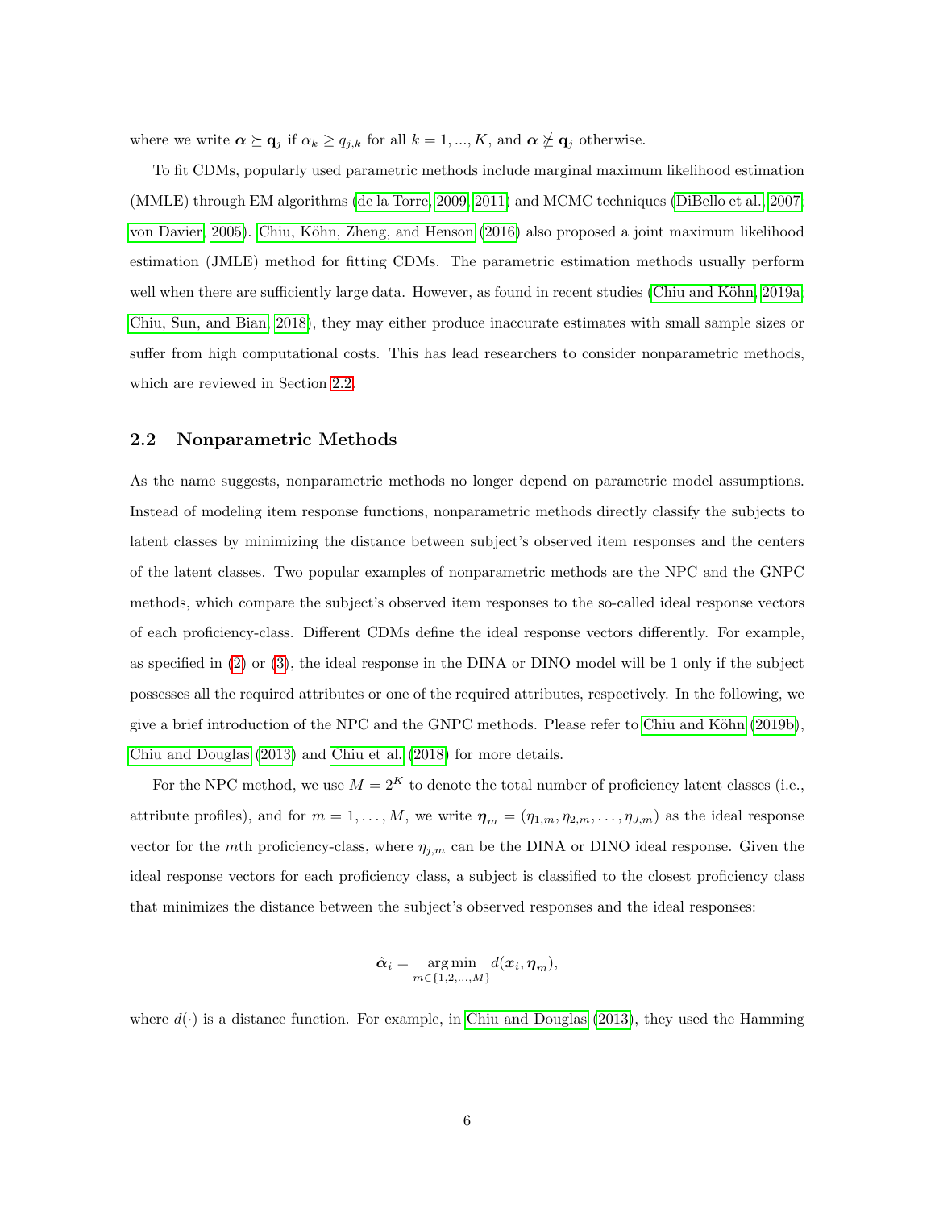where we write $\boldsymbol{\alpha} \succeq \mathbf{q}_j$ if $\alpha_k \geq q_{j,k}$ for all $k = 1, ..., K$, and $\boldsymbol{\alpha} \not\succeq \mathbf{q}_j$ otherwise.

To fit CDMs, popularly used parametric methods include marginal maximum likelihood estimation (MMLE) through EM algorithms (de la Torre, 2009, 2011) and MCMC techniques (DiBello et al., 2007; von Davier, 2005). Chiu, Köhn, Zheng, and Henson (2016) also proposed a joint maximum likelihood estimation (JMLE) method for fitting CDMs. The parametric estimation methods usually perform well when there are sufficiently large data. However, as found in recent studies (Chiu and Köhn, 2019a; Chiu, Sun, and Bian, 2018), they may either produce inaccurate estimates with small sample sizes or suffer from high computational costs. This has lead researchers to consider nonparametric methods, which are reviewed in Section 2.2.

## 2.2 Nonparametric Methods

As the name suggests, nonparametric methods no longer depend on parametric model assumptions. Instead of modeling item response functions, nonparametric methods directly classify the subjects to latent classes by minimizing the distance between subject's observed item responses and the centers of the latent classes. Two popular examples of nonparametric methods are the NPC and the GNPC methods, which compare the subject's observed item responses to the so-called ideal response vectors of each proficiency-class. Different CDMs define the ideal response vectors differently. For example, as specified in (2) or (3), the ideal response in the DINA or DINO model will be 1 only if the subject possesses all the required attributes or one of the required attributes, respectively. In the following, we give a brief introduction of the NPC and the GNPC methods. Please refer to Chiu and Köhn (2019b), Chiu and Douglas (2013) and Chiu et al. (2018) for more details.

For the NPC method, we use $M = 2^K$ to denote the total number of proficiency latent classes (i.e., attribute profiles), and for $m = 1, \ldots, M$, we write $\boldsymbol{\eta}_m = (\eta_{1,m}, \eta_{2,m}, \ldots, \eta_{J,m})$ as the ideal response vector for the $m$th proficiency-class, where $\eta_{j,m}$ can be the DINA or DINO ideal response. Given the ideal response vectors for each proficiency class, a subject is classified to the closest proficiency class that minimizes the distance between the subject's observed responses and the ideal responses:

$$\hat{\boldsymbol{\alpha}}_i = \underset{m \in \{1,2,\ldots,M\}}{\arg\min}\, d(\boldsymbol{x}_i, \boldsymbol{\eta}_m),$$

where $d(\cdot)$ is a distance function. For example, in Chiu and Douglas (2013), they used the Hamming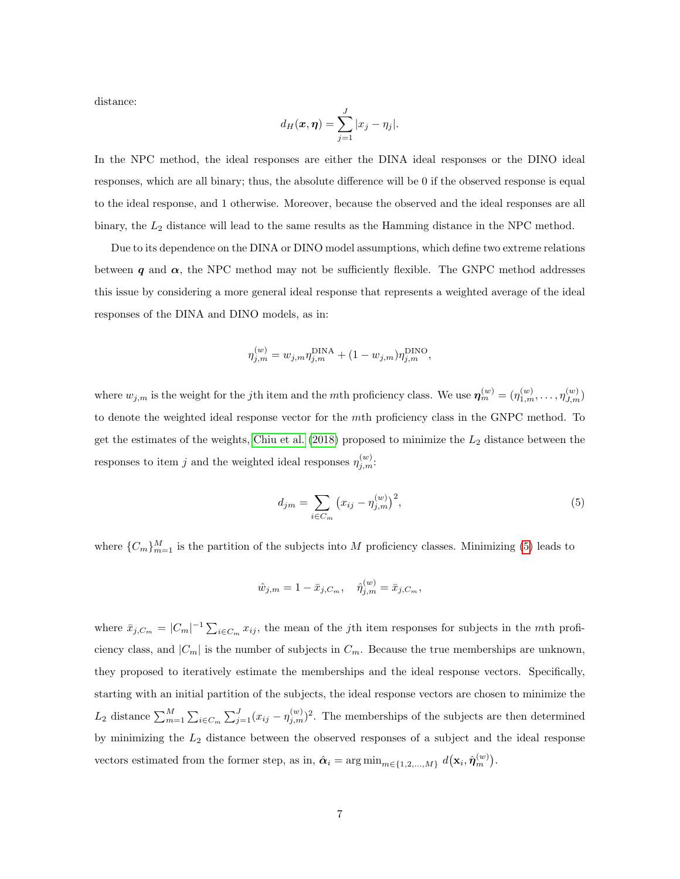distance:

$$d_H(\boldsymbol{x}, \boldsymbol{\eta}) = \sum_{j=1}^{J} |x_j - \eta_j|.$$

In the NPC method, the ideal responses are either the DINA ideal responses or the DINO ideal responses, which are all binary; thus, the absolute difference will be 0 if the observed response is equal to the ideal response, and 1 otherwise. Moreover, because the observed and the ideal responses are all binary, the $L_2$ distance will lead to the same results as the Hamming distance in the NPC method.

Due to its dependence on the DINA or DINO model assumptions, which define two extreme relations between $\boldsymbol{q}$ and $\boldsymbol{\alpha}$, the NPC method may not be sufficiently flexible. The GNPC method addresses this issue by considering a more general ideal response that represents a weighted average of the ideal responses of the DINA and DINO models, as in:

$$\eta_{j,m}^{(w)} = w_{j,m}\eta_{j,m}^{\text{DINA}} + (1 - w_{j,m})\eta_{j,m}^{\text{DINO}},$$

where $w_{j,m}$ is the weight for the $j$th item and the $m$th proficiency class. We use $\boldsymbol{\eta}_m^{(w)} = (\eta_{1,m}^{(w)}, \ldots, \eta_{J,m}^{(w)})$ to denote the weighted ideal response vector for the $m$th proficiency class in the GNPC method. To get the estimates of the weights, Chiu et al. (2018) proposed to minimize the $L_2$ distance between the responses to item $j$ and the weighted ideal responses $\eta_{j,m}^{(w)}$:

$$d_{jm} = \sum_{i \in C_m} \left(x_{ij} - \eta_{j,m}^{(w)}\right)^2, \tag{5}$$

where $\{C_m\}_{m=1}^{M}$ is the partition of the subjects into $M$ proficiency classes. Minimizing (5) leads to

$$\hat{w}_{j,m} = 1 - \bar{x}_{j,C_m}, \quad \hat{\eta}_{j,m}^{(w)} = \bar{x}_{j,C_m},$$

where $\bar{x}_{j,C_m} = |C_m|^{-1}\sum_{i \in C_m} x_{ij}$, the mean of the $j$th item responses for subjects in the $m$th proficiency class, and $|C_m|$ is the number of subjects in $C_m$. Because the true memberships are unknown, they proposed to iteratively estimate the memberships and the ideal response vectors. Specifically, starting with an initial partition of the subjects, the ideal response vectors are chosen to minimize the $L_2$ distance $\sum_{m=1}^{M}\sum_{i \in C_m}\sum_{j=1}^{J}(x_{ij} - \eta_{j,m}^{(w)})^2$. The memberships of the subjects are then determined by minimizing the $L_2$ distance between the observed responses of a subject and the ideal response vectors estimated from the former step, as in, $\hat{\boldsymbol{\alpha}}_i = \arg\min_{m \in \{1,2,\ldots,M\}} d\big(\mathbf{x}_i, \hat{\boldsymbol{\eta}}_m^{(w)}\big)$.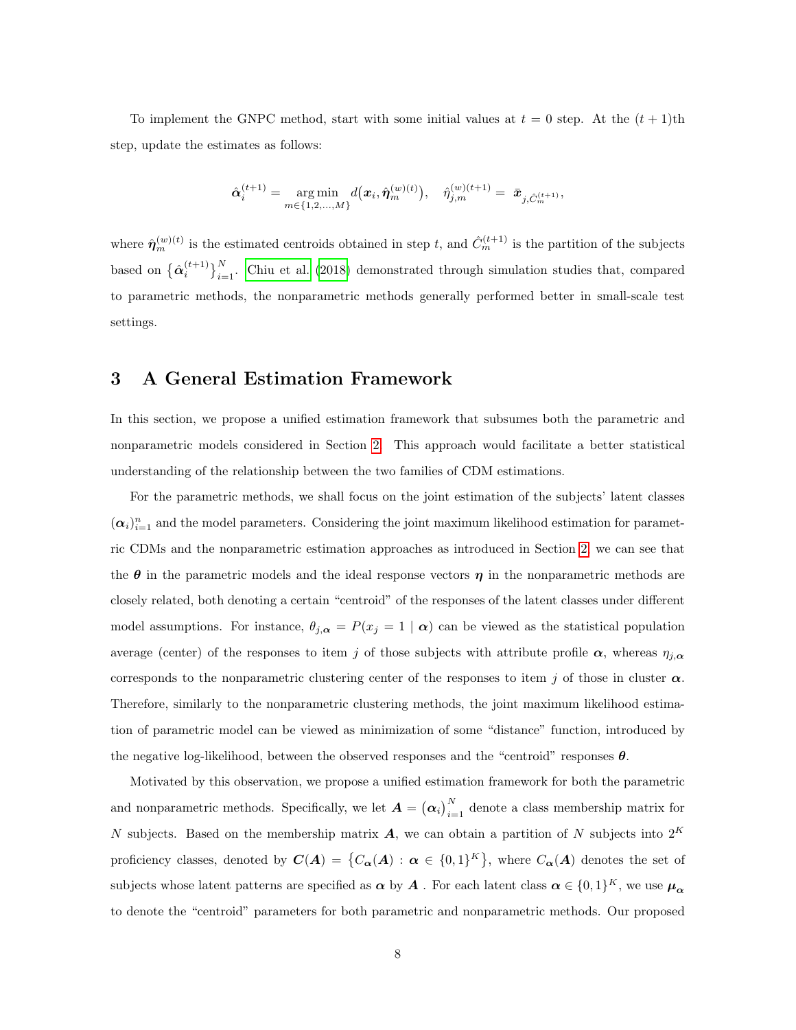To implement the GNPC method, start with some initial values at $t = 0$ step. At the $(t+1)$th step, update the estimates as follows:

$$\hat{\boldsymbol{\alpha}}_i^{(t+1)} = \underset{m \in \{1,2,\ldots,M\}}{\arg\min}\, d\big(\boldsymbol{x}_i, \hat{\boldsymbol{\eta}}_m^{(w)(t)}\big), \quad \hat{\eta}_{j,m}^{(w)(t+1)} = \bar{\boldsymbol{x}}_{j,\hat{C}_m^{(t+1)}},$$

where $\hat{\boldsymbol{\eta}}_m^{(w)(t)}$ is the estimated centroids obtained in step $t$, and $\hat{C}_m^{(t+1)}$ is the partition of the subjects based on $\big\{\hat{\boldsymbol{\alpha}}_i^{(t+1)}\big\}_{i=1}^N$. Chiu et al. (2018) demonstrated through simulation studies that, compared to parametric methods, the nonparametric methods generally performed better in small-scale test settings.

## 3 A General Estimation Framework

In this section, we propose a unified estimation framework that subsumes both the parametric and nonparametric models considered in Section 2. This approach would facilitate a better statistical understanding of the relationship between the two families of CDM estimations.

For the parametric methods, we shall focus on the joint estimation of the subjects' latent classes $(\boldsymbol{\alpha}_i)_{i=1}^n$ and the model parameters. Considering the joint maximum likelihood estimation for parametric CDMs and the nonparametric estimation approaches as introduced in Section 2, we can see that the $\boldsymbol{\theta}$ in the parametric models and the ideal response vectors $\boldsymbol{\eta}$ in the nonparametric methods are closely related, both denoting a certain "centroid" of the responses of the latent classes under different model assumptions. For instance, $\theta_{j,\boldsymbol{\alpha}} = P(x_j = 1 \mid \boldsymbol{\alpha})$ can be viewed as the statistical population average (center) of the responses to item $j$ of those subjects with attribute profile $\boldsymbol{\alpha}$, whereas $\eta_{j,\boldsymbol{\alpha}}$ corresponds to the nonparametric clustering center of the responses to item $j$ of those in cluster $\boldsymbol{\alpha}$. Therefore, similarly to the nonparametric clustering methods, the joint maximum likelihood estimation of parametric model can be viewed as minimization of some "distance" function, introduced by the negative log-likelihood, between the observed responses and the "centroid" responses $\boldsymbol{\theta}$.

Motivated by this observation, we propose a unified estimation framework for both the parametric and nonparametric methods. Specifically, we let $\boldsymbol{A} = \big(\boldsymbol{\alpha}_i\big)_{i=1}^N$ denote a class membership matrix for $N$ subjects. Based on the membership matrix $\boldsymbol{A}$, we can obtain a partition of $N$ subjects into $2^K$ proficiency classes, denoted by $\boldsymbol{C}(\boldsymbol{A}) = \big\{C_{\boldsymbol{\alpha}}(\boldsymbol{A}) : \boldsymbol{\alpha} \in \{0,1\}^K\big\}$, where $C_{\boldsymbol{\alpha}}(\boldsymbol{A})$ denotes the set of subjects whose latent patterns are specified as $\boldsymbol{\alpha}$ by $\boldsymbol{A}$ . For each latent class $\boldsymbol{\alpha} \in \{0,1\}^K$, we use $\boldsymbol{\mu}_{\boldsymbol{\alpha}}$ to denote the "centroid" parameters for both parametric and nonparametric methods. Our proposed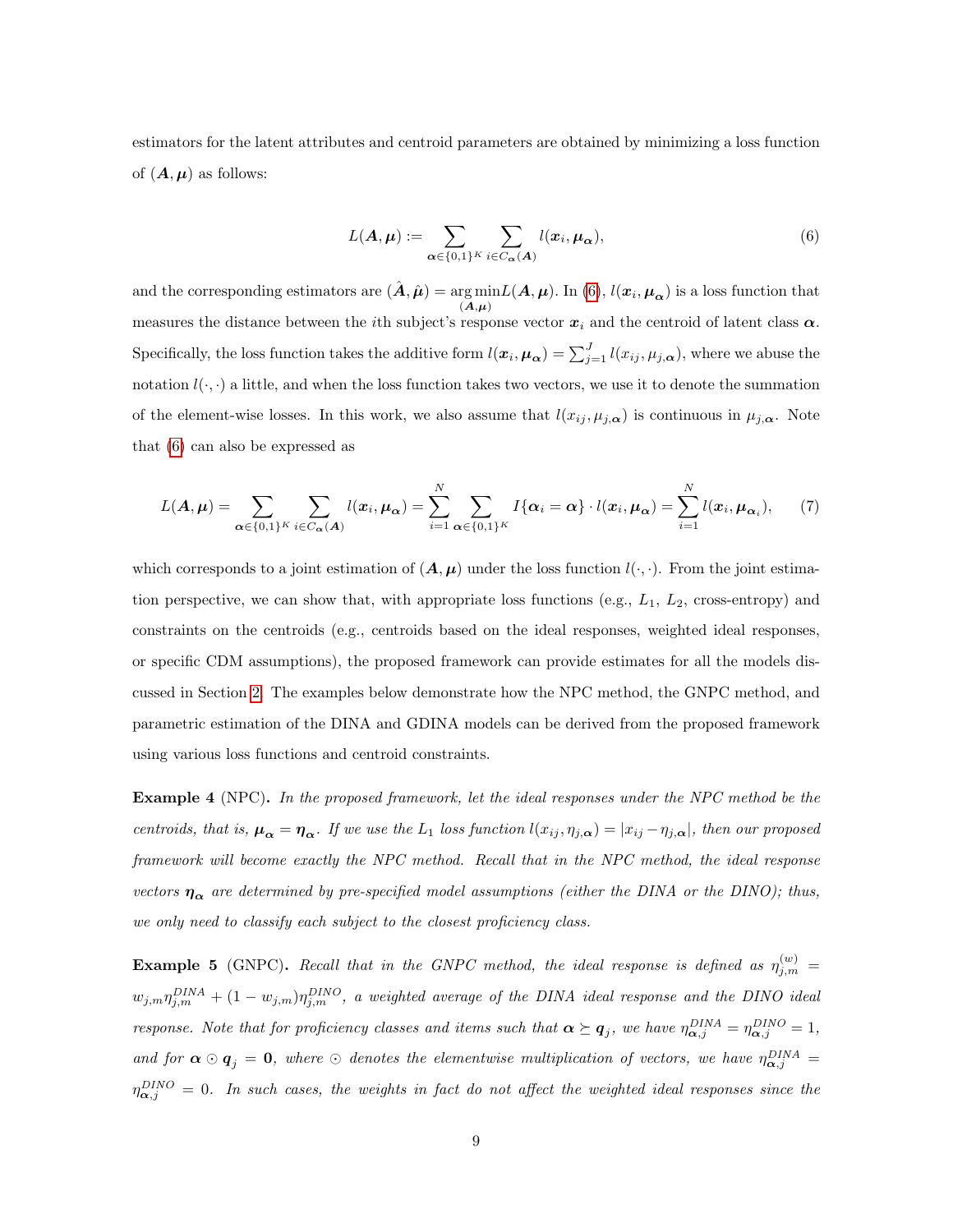estimators for the latent attributes and centroid parameters are obtained by minimizing a loss function of $(\boldsymbol{A}, \boldsymbol{\mu})$ as follows:

$$L(\boldsymbol{A}, \boldsymbol{\mu}) := \sum_{\boldsymbol{\alpha} \in \{0,1\}^K} \sum_{i \in C_{\boldsymbol{\alpha}}(\boldsymbol{A})} l(\boldsymbol{x}_i, \boldsymbol{\mu}_{\boldsymbol{\alpha}}), \tag{6}$$

and the corresponding estimators are $(\hat{\boldsymbol{A}}, \hat{\boldsymbol{\mu}}) = \underset{(\boldsymbol{A}, \boldsymbol{\mu})}{\arg\min} L(\boldsymbol{A}, \boldsymbol{\mu})$. In (6), $l(\boldsymbol{x}_i, \boldsymbol{\mu}_{\boldsymbol{\alpha}})$ is a loss function that measures the distance between the $i$th subject's response vector $\boldsymbol{x}_i$ and the centroid of latent class $\boldsymbol{\alpha}$. Specifically, the loss function takes the additive form $l(\boldsymbol{x}_i, \boldsymbol{\mu}_{\boldsymbol{\alpha}}) = \sum_{j=1}^{J} l(x_{ij}, \mu_{j,\boldsymbol{\alpha}})$, where we abuse the notation $l(\cdot, \cdot)$ a little, and when the loss function takes two vectors, we use it to denote the summation of the element-wise losses. In this work, we also assume that $l(x_{ij}, \mu_{j,\boldsymbol{\alpha}})$ is continuous in $\mu_{j,\boldsymbol{\alpha}}$. Note that (6) can also be expressed as

$$L(\boldsymbol{A}, \boldsymbol{\mu}) = \sum_{\boldsymbol{\alpha} \in \{0,1\}^K} \sum_{i \in C_{\boldsymbol{\alpha}}(\boldsymbol{A})} l(\boldsymbol{x}_i, \boldsymbol{\mu}_{\boldsymbol{\alpha}}) = \sum_{i=1}^{N} \sum_{\boldsymbol{\alpha} \in \{0,1\}^K} I\{\boldsymbol{\alpha}_i = \boldsymbol{\alpha}\} \cdot l(\boldsymbol{x}_i, \boldsymbol{\mu}_{\boldsymbol{\alpha}}) = \sum_{i=1}^{N} l(\boldsymbol{x}_i, \boldsymbol{\mu}_{\boldsymbol{\alpha}_i}), \tag{7}$$

which corresponds to a joint estimation of $(\boldsymbol{A}, \boldsymbol{\mu})$ under the loss function $l(\cdot, \cdot)$. From the joint estimation perspective, we can show that, with appropriate loss functions (e.g., $L_1$, $L_2$, cross-entropy) and constraints on the centroids (e.g., centroids based on the ideal responses, weighted ideal responses, or specific CDM assumptions), the proposed framework can provide estimates for all the models discussed in Section 2. The examples below demonstrate how the NPC method, the GNPC method, and parametric estimation of the DINA and GDINA models can be derived from the proposed framework using various loss functions and centroid constraints.

**Example 4** (NPC)**.** *In the proposed framework, let the ideal responses under the NPC method be the centroids, that is, $\boldsymbol{\mu}_{\boldsymbol{\alpha}} = \boldsymbol{\eta}_{\boldsymbol{\alpha}}$. If we use the $L_1$ loss function $l(x_{ij}, \eta_{j,\boldsymbol{\alpha}}) = |x_{ij} - \eta_{j,\boldsymbol{\alpha}}|$, then our proposed framework will become exactly the NPC method. Recall that in the NPC method, the ideal response vectors $\boldsymbol{\eta}_{\boldsymbol{\alpha}}$ are determined by pre-specified model assumptions (either the DINA or the DINO); thus, we only need to classify each subject to the closest proficiency class.*

**Example 5** (GNPC)**.** *Recall that in the GNPC method, the ideal response is defined as $\eta_{j,m}^{(w)} = w_{j,m}\eta_{j,m}^{DINA} + (1 - w_{j,m})\eta_{j,m}^{DINO}$, a weighted average of the DINA ideal response and the DINO ideal response. Note that for proficiency classes and items such that $\boldsymbol{\alpha} \succeq \boldsymbol{q}_j$, we have $\eta_{\boldsymbol{\alpha},j}^{DINA} = \eta_{\boldsymbol{\alpha},j}^{DINO} = 1$, and for $\boldsymbol{\alpha} \odot \boldsymbol{q}_j = \boldsymbol{0}$, where $\odot$ denotes the elementwise multiplication of vectors, we have $\eta_{\boldsymbol{\alpha},j}^{DINA} = \eta_{\boldsymbol{\alpha},j}^{DINO} = 0$. In such cases, the weights in fact do not affect the weighted ideal responses since the*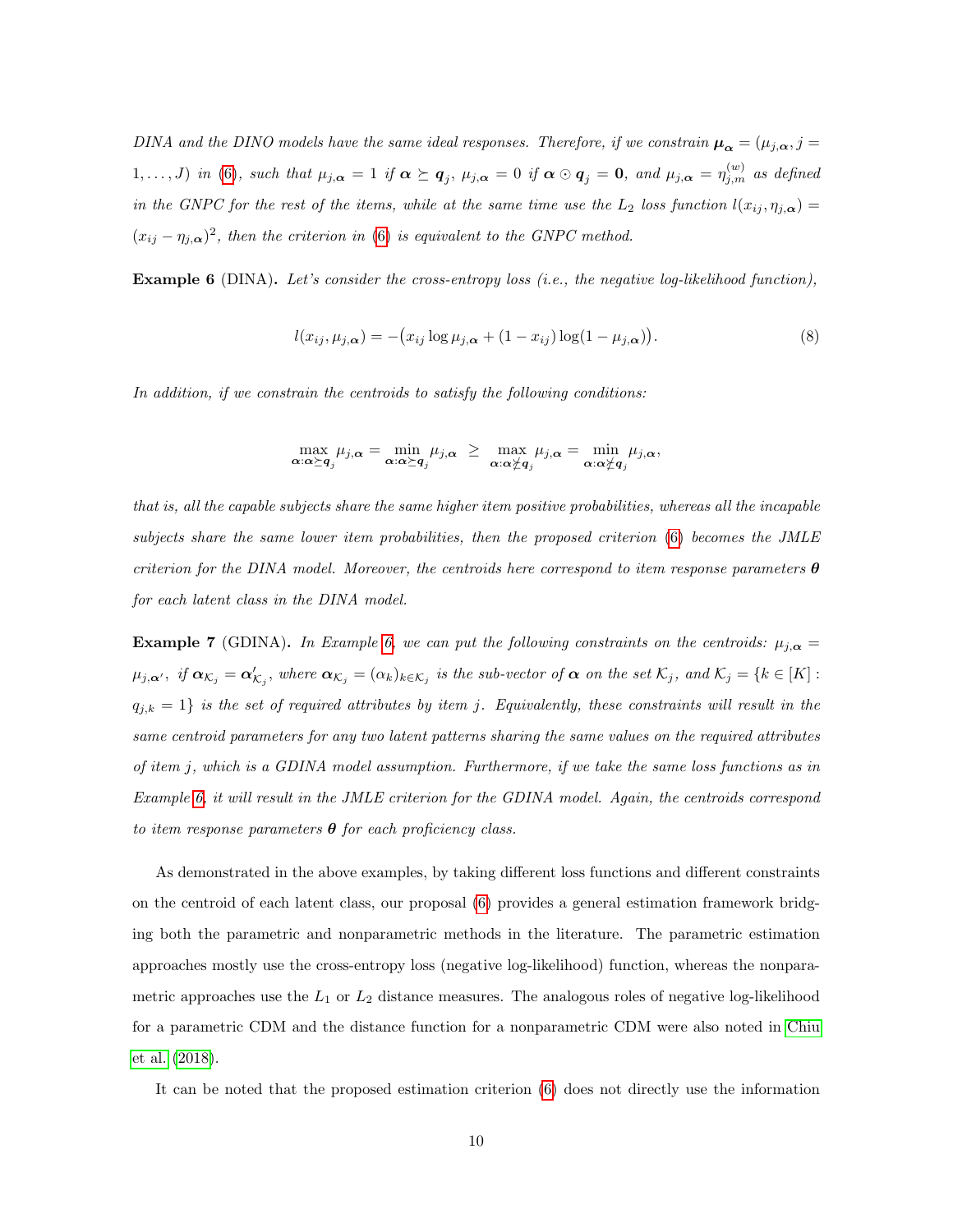*DINA and the DINO models have the same ideal responses. Therefore, if we constrain $\boldsymbol{\mu}_{\boldsymbol{\alpha}} = (\mu_{j,\boldsymbol{\alpha}}, j = 1, \ldots, J)$ in (6), such that $\mu_{j,\boldsymbol{\alpha}} = 1$ if $\boldsymbol{\alpha} \succeq \boldsymbol{q}_j$, $\mu_{j,\boldsymbol{\alpha}} = 0$ if $\boldsymbol{\alpha} \odot \boldsymbol{q}_j = \mathbf{0}$, and $\mu_{j,\boldsymbol{\alpha}} = \eta_{j,m}^{(w)}$ as defined in the GNPC for the rest of the items, while at the same time use the $L_2$ loss function $l(x_{ij}, \eta_{j,\boldsymbol{\alpha}}) = (x_{ij} - \eta_{j,\boldsymbol{\alpha}})^2$, then the criterion in (6) is equivalent to the GNPC method.*

**Example 6** (DINA)**.** *Let's consider the cross-entropy loss (i.e., the negative log-likelihood function),*

$$l(x_{ij}, \mu_{j,\boldsymbol{\alpha}}) = -\big(x_{ij} \log \mu_{j,\boldsymbol{\alpha}} + (1 - x_{ij}) \log(1 - \mu_{j,\boldsymbol{\alpha}})\big). \tag{8}$$

*In addition, if we constrain the centroids to satisfy the following conditions:*

$$\max_{\boldsymbol{\alpha}:\boldsymbol{\alpha}\succeq \boldsymbol{q}_j} \mu_{j,\boldsymbol{\alpha}} = \min_{\boldsymbol{\alpha}:\boldsymbol{\alpha}\succeq \boldsymbol{q}_j} \mu_{j,\boldsymbol{\alpha}} \;\geq\; \max_{\boldsymbol{\alpha}:\boldsymbol{\alpha}\nsucceq \boldsymbol{q}_j} \mu_{j,\boldsymbol{\alpha}} = \min_{\boldsymbol{\alpha}:\boldsymbol{\alpha}\nsucceq \boldsymbol{q}_j} \mu_{j,\boldsymbol{\alpha}},$$

*that is, all the capable subjects share the same higher item positive probabilities, whereas all the incapable subjects share the same lower item probabilities, then the proposed criterion (6) becomes the JMLE criterion for the DINA model. Moreover, the centroids here correspond to item response parameters $\boldsymbol{\theta}$ for each latent class in the DINA model.*

**Example 7** (GDINA)**.** *In Example 6, we can put the following constraints on the centroids: $\mu_{j,\boldsymbol{\alpha}} = \mu_{j,\boldsymbol{\alpha}'}$, if $\boldsymbol{\alpha}_{\mathcal{K}_j} = \boldsymbol{\alpha}'_{\mathcal{K}_j}$, where $\boldsymbol{\alpha}_{\mathcal{K}_j} = (\alpha_k)_{k\in\mathcal{K}_j}$ is the sub-vector of $\boldsymbol{\alpha}$ on the set $\mathcal{K}_j$, and $\mathcal{K}_j = \{k \in [K] : q_{j,k} = 1\}$ is the set of required attributes by item $j$. Equivalently, these constraints will result in the same centroid parameters for any two latent patterns sharing the same values on the required attributes of item $j$, which is a GDINA model assumption. Furthermore, if we take the same loss functions as in Example 6, it will result in the JMLE criterion for the GDINA model. Again, the centroids correspond to item response parameters $\boldsymbol{\theta}$ for each proficiency class.*

As demonstrated in the above examples, by taking different loss functions and different constraints on the centroid of each latent class, our proposal (6) provides a general estimation framework bridging both the parametric and nonparametric methods in the literature. The parametric estimation approaches mostly use the cross-entropy loss (negative log-likelihood) function, whereas the nonparametric approaches use the $L_1$ or $L_2$ distance measures. The analogous roles of negative log-likelihood for a parametric CDM and the distance function for a nonparametric CDM were also noted in Chiu et al. (2018).

It can be noted that the proposed estimation criterion (6) does not directly use the information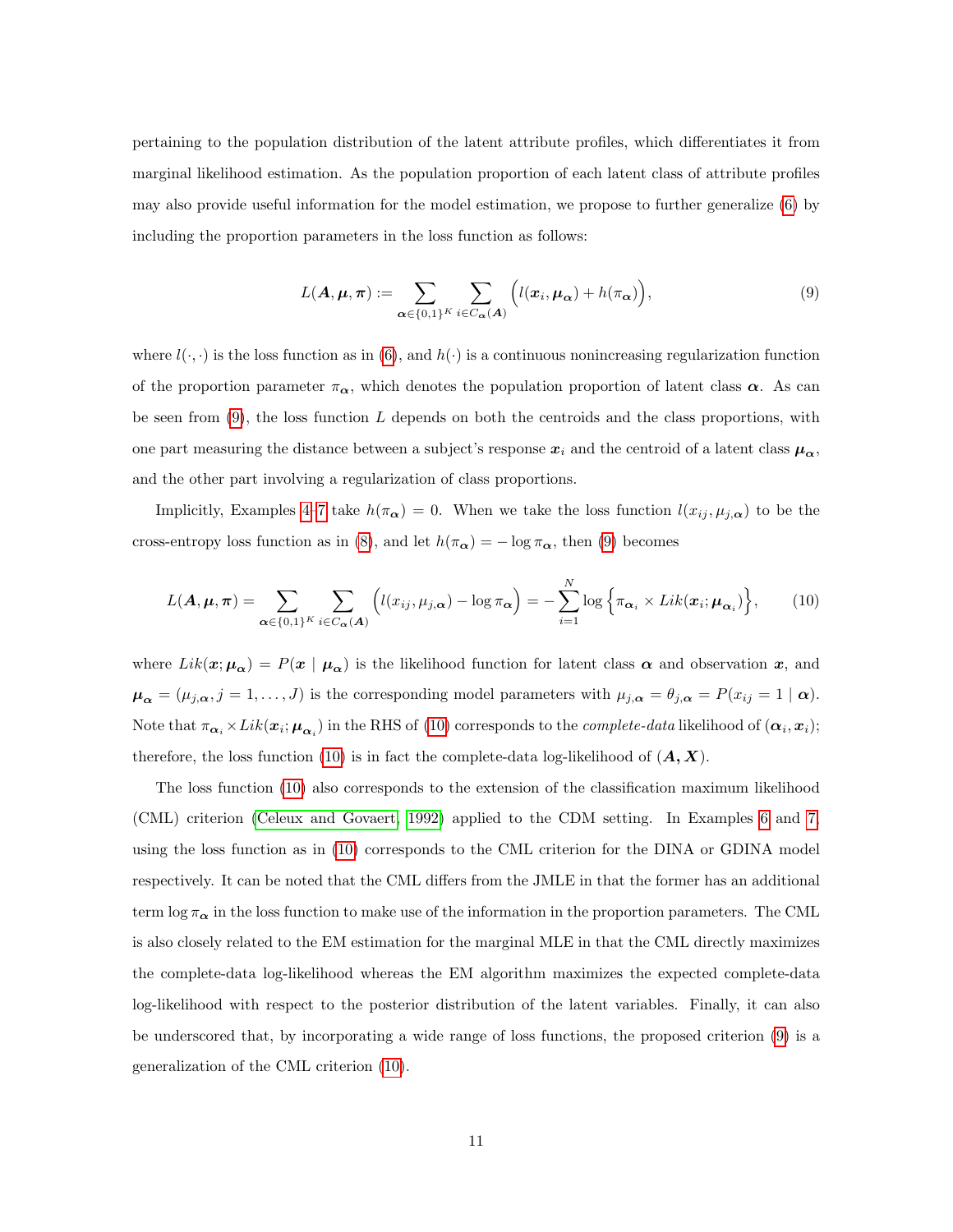pertaining to the population distribution of the latent attribute profiles, which differentiates it from marginal likelihood estimation. As the population proportion of each latent class of attribute profiles may also provide useful information for the model estimation, we propose to further generalize (6) by including the proportion parameters in the loss function as follows:

$$L(\boldsymbol{A}, \boldsymbol{\mu}, \boldsymbol{\pi}) := \sum_{\boldsymbol{\alpha} \in \{0,1\}^K} \sum_{i \in C_{\boldsymbol{\alpha}}(\boldsymbol{A})} \Big( l(\boldsymbol{x}_i, \boldsymbol{\mu}_{\boldsymbol{\alpha}}) + h(\pi_{\boldsymbol{\alpha}}) \Big), \tag{9}$$

where $l(\cdot, \cdot)$ is the loss function as in (6), and $h(\cdot)$ is a continuous nonincreasing regularization function of the proportion parameter $\pi_{\boldsymbol{\alpha}}$, which denotes the population proportion of latent class $\boldsymbol{\alpha}$. As can be seen from (9), the loss function $L$ depends on both the centroids and the class proportions, with one part measuring the distance between a subject's response $\boldsymbol{x}_i$ and the centroid of a latent class $\boldsymbol{\mu}_{\boldsymbol{\alpha}}$, and the other part involving a regularization of class proportions.

Implicitly, Examples 4–7 take $h(\pi_{\boldsymbol{\alpha}}) = 0$. When we take the loss function $l(x_{ij}, \mu_{j,\boldsymbol{\alpha}})$ to be the cross-entropy loss function as in (8), and let $h(\pi_{\boldsymbol{\alpha}}) = -\log \pi_{\boldsymbol{\alpha}}$, then (9) becomes

$$L(\boldsymbol{A}, \boldsymbol{\mu}, \boldsymbol{\pi}) = \sum_{\boldsymbol{\alpha} \in \{0,1\}^K} \sum_{i \in C_{\boldsymbol{\alpha}}(\boldsymbol{A})} \Big( l(x_{ij}, \mu_{j,\boldsymbol{\alpha}}) - \log \pi_{\boldsymbol{\alpha}} \Big) = -\sum_{i=1}^{N} \log \Big\{ \pi_{\boldsymbol{\alpha}_i} \times Lik(\boldsymbol{x}_i; \boldsymbol{\mu}_{\boldsymbol{\alpha}_i}) \Big\}, \tag{10}$$

where $Lik(\boldsymbol{x}; \boldsymbol{\mu}_{\boldsymbol{\alpha}}) = P(\boldsymbol{x} \mid \boldsymbol{\mu}_{\boldsymbol{\alpha}})$ is the likelihood function for latent class $\boldsymbol{\alpha}$ and observation $\boldsymbol{x}$, and $\boldsymbol{\mu}_{\boldsymbol{\alpha}} = (\mu_{j,\boldsymbol{\alpha}}, j = 1, \ldots, J)$ is the corresponding model parameters with $\mu_{j,\boldsymbol{\alpha}} = \theta_{j,\boldsymbol{\alpha}} = P(x_{ij} = 1 \mid \boldsymbol{\alpha})$. Note that $\pi_{\boldsymbol{\alpha}_i} \times Lik(\boldsymbol{x}_i; \boldsymbol{\mu}_{\boldsymbol{\alpha}_i})$ in the RHS of (10) corresponds to the *complete-data* likelihood of $(\boldsymbol{\alpha}_i, \boldsymbol{x}_i)$; therefore, the loss function (10) is in fact the complete-data log-likelihood of $(\boldsymbol{A}, \boldsymbol{X})$.

The loss function (10) also corresponds to the extension of the classification maximum likelihood (CML) criterion (Celeux and Govaert, 1992) applied to the CDM setting. In Examples 6 and 7, using the loss function as in (10) corresponds to the CML criterion for the DINA or GDINA model respectively. It can be noted that the CML differs from the JMLE in that the former has an additional term $\log \pi_{\boldsymbol{\alpha}}$ in the loss function to make use of the information in the proportion parameters. The CML is also closely related to the EM estimation for the marginal MLE in that the CML directly maximizes the complete-data log-likelihood whereas the EM algorithm maximizes the expected complete-data log-likelihood with respect to the posterior distribution of the latent variables. Finally, it can also be underscored that, by incorporating a wide range of loss functions, the proposed criterion (9) is a generalization of the CML criterion (10).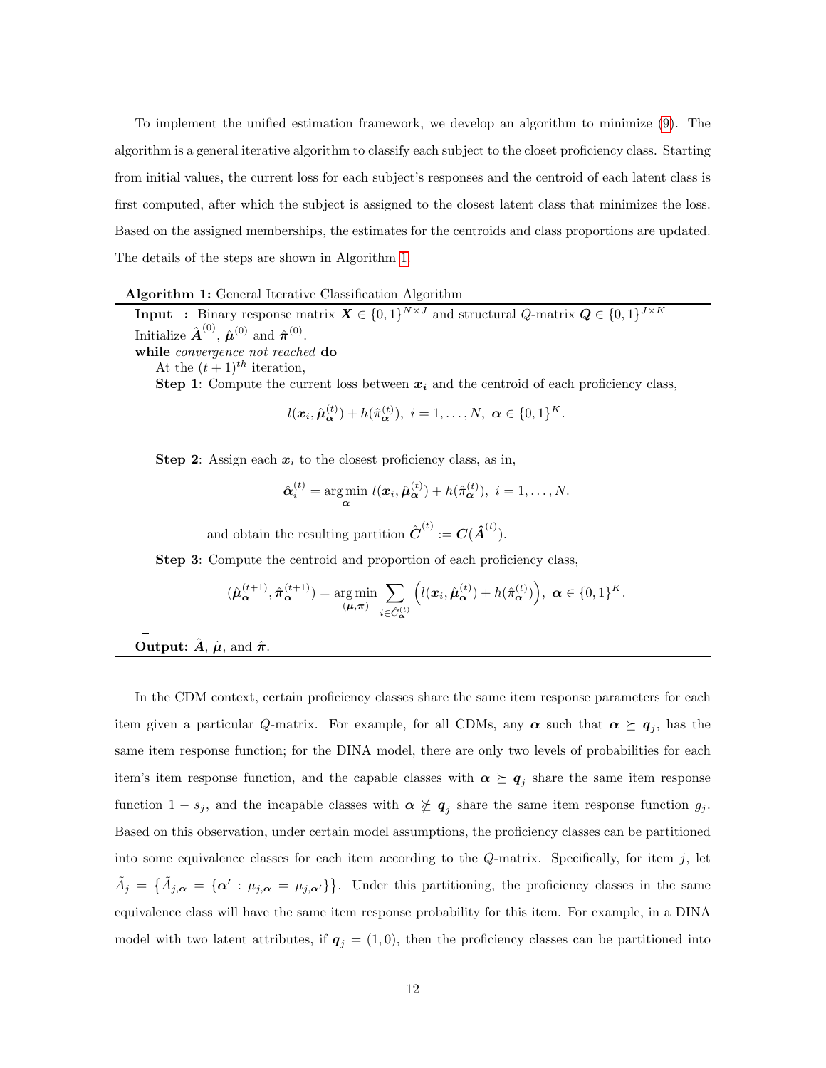To implement the unified estimation framework, we develop an algorithm to minimize (9). The algorithm is a general iterative algorithm to classify each subject to the closet proficiency class. Starting from initial values, the current loss for each subject's responses and the centroid of each latent class is first computed, after which the subject is assigned to the closest latent class that minimizes the loss. Based on the assigned memberships, the estimates for the centroids and class proportions are updated. The details of the steps are shown in Algorithm 1.

---

**Algorithm 1:** General Iterative Classification Algorithm

---

**Input :** Binary response matrix $\boldsymbol{X} \in \{0,1\}^{N\times J}$ and structural $Q$-matrix $\boldsymbol{Q} \in \{0,1\}^{J\times K}$

Initialize $\hat{\boldsymbol{A}}^{(0)}$, $\hat{\boldsymbol{\mu}}^{(0)}$ and $\hat{\boldsymbol{\pi}}^{(0)}$.

**while** *convergence not reached* **do**

At the $(t+1)^{th}$ iteration,

**Step 1**: Compute the current loss between $\boldsymbol{x_i}$ and the centroid of each proficiency class,

$$l(\boldsymbol{x}_i, \hat{\boldsymbol{\mu}}_{\boldsymbol{\alpha}}^{(t)}) + h(\hat{\pi}_{\boldsymbol{\alpha}}^{(t)}),\ i = 1,\ldots,N,\ \boldsymbol{\alpha} \in \{0,1\}^K.$$

**Step 2**: Assign each $\boldsymbol{x}_i$ to the closest proficiency class, as in,

$$\hat{\boldsymbol{\alpha}}_i^{(t)} = \arg\min_{\boldsymbol{\alpha}}\ l(\boldsymbol{x}_i, \hat{\boldsymbol{\mu}}_{\boldsymbol{\alpha}}^{(t)}) + h(\hat{\pi}_{\boldsymbol{\alpha}}^{(t)}),\ i = 1,\ldots,N.$$

and obtain the resulting partition $\hat{\boldsymbol{C}}^{(t)} := \boldsymbol{C}(\hat{\boldsymbol{A}}^{(t)})$.

**Step 3**: Compute the centroid and proportion of each proficiency class,

$$(\hat{\boldsymbol{\mu}}_{\boldsymbol{\alpha}}^{(t+1)}, \hat{\boldsymbol{\pi}}_{\boldsymbol{\alpha}}^{(t+1)}) = \arg\min_{(\boldsymbol{\mu},\boldsymbol{\pi})} \sum_{i\in\hat{C}_{\boldsymbol{\alpha}}^{(t)}} \Big( l(\boldsymbol{x}_i, \hat{\boldsymbol{\mu}}_{\boldsymbol{\alpha}}^{(t)}) + h(\hat{\pi}_{\boldsymbol{\alpha}}^{(t)}) \Big),\ \boldsymbol{\alpha} \in \{0,1\}^K.$$

**Output:** $\hat{\boldsymbol{A}}$, $\hat{\boldsymbol{\mu}}$, and $\hat{\boldsymbol{\pi}}$.

---

In the CDM context, certain proficiency classes share the same item response parameters for each item given a particular $Q$-matrix. For example, for all CDMs, any $\boldsymbol{\alpha}$ such that $\boldsymbol{\alpha} \succeq \boldsymbol{q}_j$, has the same item response function; for the DINA model, there are only two levels of probabilities for each item's item response function, and the capable classes with $\boldsymbol{\alpha} \succeq \boldsymbol{q}_j$ share the same item response function $1 - s_j$, and the incapable classes with $\boldsymbol{\alpha} \not\succeq \boldsymbol{q}_j$ share the same item response function $g_j$. Based on this observation, under certain model assumptions, the proficiency classes can be partitioned into some equivalence classes for each item according to the $Q$-matrix. Specifically, for item $j$, let $\tilde{A}_j = \big\{\tilde{A}_{j,\boldsymbol{\alpha}} = \{\boldsymbol{\alpha}' : \mu_{j,\boldsymbol{\alpha}} = \mu_{j,\boldsymbol{\alpha}'}\}\big\}$. Under this partitioning, the proficiency classes in the same equivalence class will have the same item response probability for this item. For example, in a DINA model with two latent attributes, if $\boldsymbol{q}_j = (1,0)$, then the proficiency classes can be partitioned into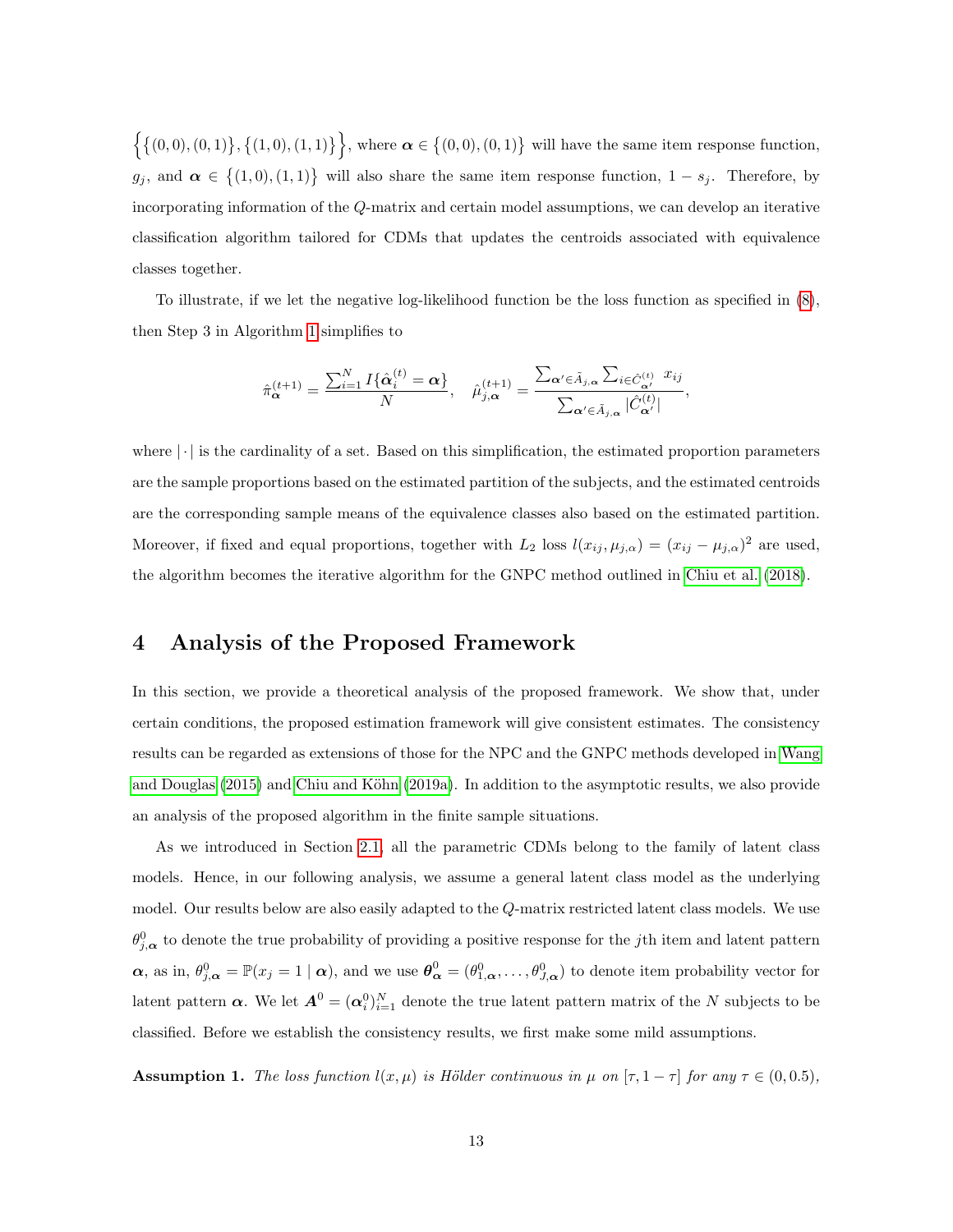$\Big\{\big\{(0,0),(0,1)\big\},\big\{(1,0),(1,1)\big\}\Big\}$, where $\boldsymbol{\alpha} \in \big\{(0,0),(0,1)\big\}$ will have the same item response function, $g_j$, and $\boldsymbol{\alpha} \in \big\{(1,0),(1,1)\big\}$ will also share the same item response function, $1-s_j$. Therefore, by incorporating information of the $Q$-matrix and certain model assumptions, we can develop an iterative classification algorithm tailored for CDMs that updates the centroids associated with equivalence classes together.

To illustrate, if we let the negative log-likelihood function be the loss function as specified in (8), then Step 3 in Algorithm 1 simplifies to

$$\hat{\pi}_{\boldsymbol{\alpha}}^{(t+1)} = \frac{\sum_{i=1}^{N} I\{\hat{\boldsymbol{\alpha}}_i^{(t)} = \boldsymbol{\alpha}\}}{N}, \quad \hat{\mu}_{j,\boldsymbol{\alpha}}^{(t+1)} = \frac{\sum_{\boldsymbol{\alpha}' \in \tilde{A}_{j,\boldsymbol{\alpha}}} \sum_{i \in \hat{C}_{\boldsymbol{\alpha}'}^{(t)}} x_{ij}}{\sum_{\boldsymbol{\alpha}' \in \tilde{A}_{j,\boldsymbol{\alpha}}} |\hat{C}_{\boldsymbol{\alpha}'}^{(t)}|},$$

where $|\cdot|$ is the cardinality of a set. Based on this simplification, the estimated proportion parameters are the sample proportions based on the estimated partition of the subjects, and the estimated centroids are the corresponding sample means of the equivalence classes also based on the estimated partition. Moreover, if fixed and equal proportions, together with $L_2$ loss $l(x_{ij}, \mu_{j,\alpha}) = (x_{ij} - \mu_{j,\alpha})^2$ are used, the algorithm becomes the iterative algorithm for the GNPC method outlined in Chiu et al. (2018).

# 4 Analysis of the Proposed Framework

In this section, we provide a theoretical analysis of the proposed framework. We show that, under certain conditions, the proposed estimation framework will give consistent estimates. The consistency results can be regarded as extensions of those for the NPC and the GNPC methods developed in Wang and Douglas (2015) and Chiu and Köhn (2019a). In addition to the asymptotic results, we also provide an analysis of the proposed algorithm in the finite sample situations.

As we introduced in Section 2.1, all the parametric CDMs belong to the family of latent class models. Hence, in our following analysis, we assume a general latent class model as the underlying model. Our results below are also easily adapted to the $Q$-matrix restricted latent class models. We use $\theta_{j,\boldsymbol{\alpha}}^0$ to denote the true probability of providing a positive response for the $j$th item and latent pattern $\boldsymbol{\alpha}$, as in, $\theta_{j,\boldsymbol{\alpha}}^0 = \mathbb{P}(x_j = 1 \mid \boldsymbol{\alpha})$, and we use $\boldsymbol{\theta}_{\boldsymbol{\alpha}}^0 = (\theta_{1,\boldsymbol{\alpha}}^0, \ldots, \theta_{J,\boldsymbol{\alpha}}^0)$ to denote item probability vector for latent pattern $\boldsymbol{\alpha}$. We let $\boldsymbol{A}^0 = (\boldsymbol{\alpha}_i^0)_{i=1}^N$ denote the true latent pattern matrix of the $N$ subjects to be classified. Before we establish the consistency results, we first make some mild assumptions.

**Assumption 1.** *The loss function $l(x, \mu)$ is Hölder continuous in $\mu$ on $[\tau, 1-\tau]$ for any $\tau \in (0, 0.5)$,*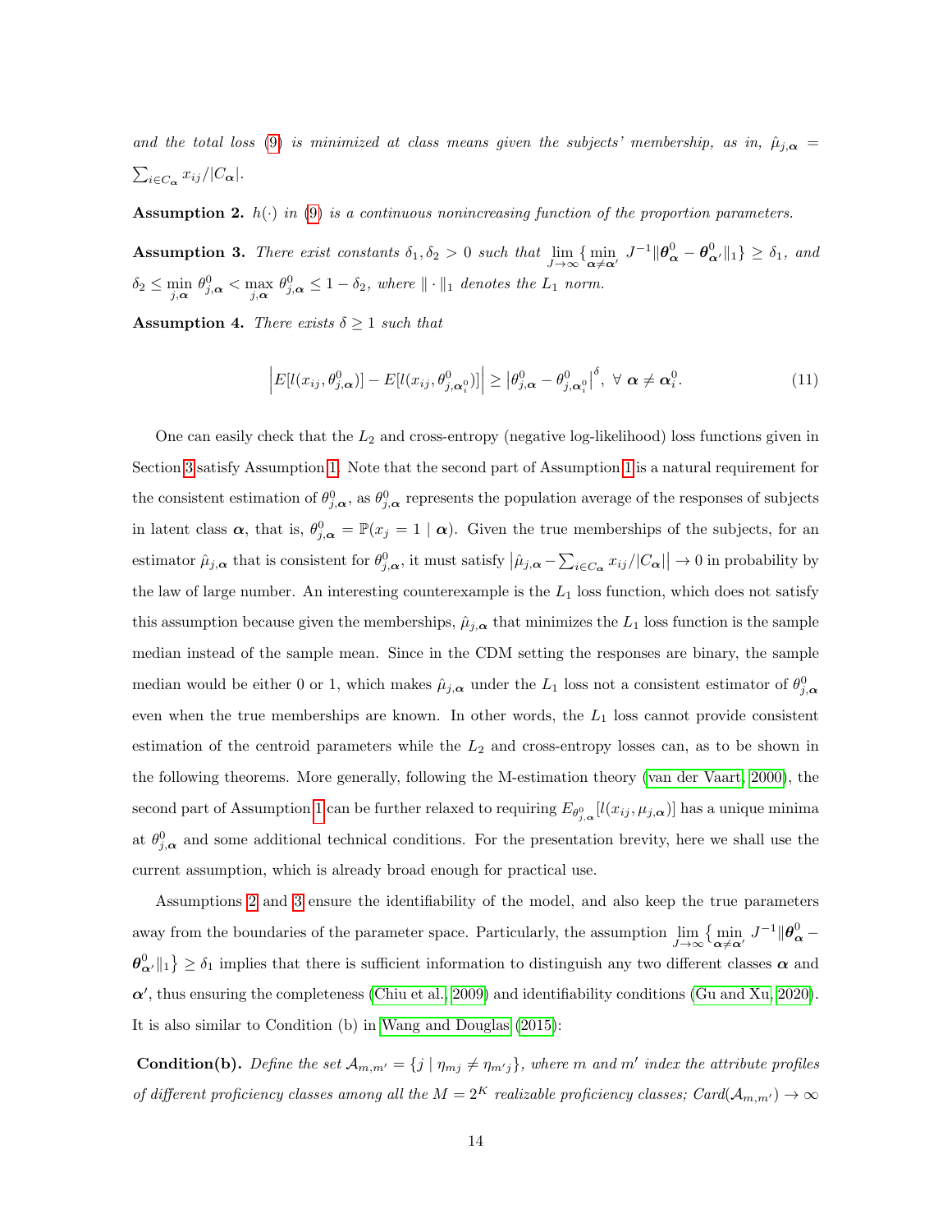*and the total loss (9) is minimized at class means given the subjects' membership, as in,* $\hat{\mu}_{j,\boldsymbol{\alpha}} = \sum_{i\in C_{\boldsymbol{\alpha}}} x_{ij}/|C_{\boldsymbol{\alpha}}|$.

**Assumption 2.** *$h(\cdot)$ in (9) is a continuous nonincreasing function of the proportion parameters.*

**Assumption 3.** *There exist constants $\delta_1, \delta_2 > 0$ such that $\lim\limits_{J\to\infty}\{\min\limits_{\boldsymbol{\alpha}\neq\boldsymbol{\alpha}'} J^{-1}\|\boldsymbol{\theta}^0_{\boldsymbol{\alpha}} - \boldsymbol{\theta}^0_{\boldsymbol{\alpha}'}\|_1\} \geq \delta_1$, and $\delta_2 \leq \min\limits_{j,\boldsymbol{\alpha}} \theta^0_{j,\boldsymbol{\alpha}} < \max\limits_{j,\boldsymbol{\alpha}} \theta^0_{j,\boldsymbol{\alpha}} \leq 1-\delta_2$, where $\|\cdot\|_1$ denotes the $L_1$ norm.*

**Assumption 4.** *There exists $\delta \geq 1$ such that*

$$\Big|E[l(x_{ij}, \theta^0_{j,\boldsymbol{\alpha}})] - E[l(x_{ij}, \theta^0_{j,\boldsymbol{\alpha}^0_i})]\Big| \geq \big|\theta^0_{j,\boldsymbol{\alpha}} - \theta^0_{j,\boldsymbol{\alpha}^0_i}\big|^{\delta},\ \forall\ \boldsymbol{\alpha} \neq \boldsymbol{\alpha}^0_i. \tag{11}$$

One can easily check that the $L_2$ and cross-entropy (negative log-likelihood) loss functions given in Section 3 satisfy Assumption 1. Note that the second part of Assumption 1 is a natural requirement for the consistent estimation of $\theta^0_{j,\boldsymbol{\alpha}}$, as $\theta^0_{j,\boldsymbol{\alpha}}$ represents the population average of the responses of subjects in latent class $\boldsymbol{\alpha}$, that is, $\theta^0_{j,\boldsymbol{\alpha}} = \mathbb{P}(x_j = 1 \mid \boldsymbol{\alpha})$. Given the true memberships of the subjects, for an estimator $\hat{\mu}_{j,\boldsymbol{\alpha}}$ that is consistent for $\theta^0_{j,\boldsymbol{\alpha}}$, it must satisfy $\big|\hat{\mu}_{j,\boldsymbol{\alpha}} - \sum_{i\in C_{\boldsymbol{\alpha}}} x_{ij}/|C_{\boldsymbol{\alpha}}|\big| \to 0$ in probability by the law of large number. An interesting counterexample is the $L_1$ loss function, which does not satisfy this assumption because given the memberships, $\hat{\mu}_{j,\boldsymbol{\alpha}}$ that minimizes the $L_1$ loss function is the sample median instead of the sample mean. Since in the CDM setting the responses are binary, the sample median would be either 0 or 1, which makes $\hat{\mu}_{j,\boldsymbol{\alpha}}$ under the $L_1$ loss not a consistent estimator of $\theta^0_{j,\boldsymbol{\alpha}}$ even when the true memberships are known. In other words, the $L_1$ loss cannot provide consistent estimation of the centroid parameters while the $L_2$ and cross-entropy losses can, as to be shown in the following theorems. More generally, following the M-estimation theory (van der Vaart, 2000), the second part of Assumption 1 can be further relaxed to requiring $E_{\theta^0_{j,\boldsymbol{\alpha}}}[l(x_{ij}, \mu_{j,\boldsymbol{\alpha}})]$ has a unique minima at $\theta^0_{j,\boldsymbol{\alpha}}$ and some additional technical conditions. For the presentation brevity, here we shall use the current assumption, which is already broad enough for practical use.

Assumptions 2 and 3 ensure the identifiability of the model, and also keep the true parameters away from the boundaries of the parameter space. Particularly, the assumption $\lim\limits_{J\to\infty}\{\min\limits_{\boldsymbol{\alpha}\neq\boldsymbol{\alpha}'} J^{-1}\|\boldsymbol{\theta}^0_{\boldsymbol{\alpha}} - \boldsymbol{\theta}^0_{\boldsymbol{\alpha}'}\|_1\} \geq \delta_1$ implies that there is sufficient information to distinguish any two different classes $\boldsymbol{\alpha}$ and $\boldsymbol{\alpha}'$, thus ensuring the completeness (Chiu et al., 2009) and identifiability conditions (Gu and Xu, 2020). It is also similar to Condition (b) in Wang and Douglas (2015):

**Condition(b).** *Define the set $\mathcal{A}_{m,m'} = \{j \mid \eta_{mj} \neq \eta_{m'j}\}$, where $m$ and $m'$ index the attribute profiles of different proficiency classes among all the $M = 2^K$ realizable proficiency classes; Card$(\mathcal{A}_{m,m'}) \to \infty$*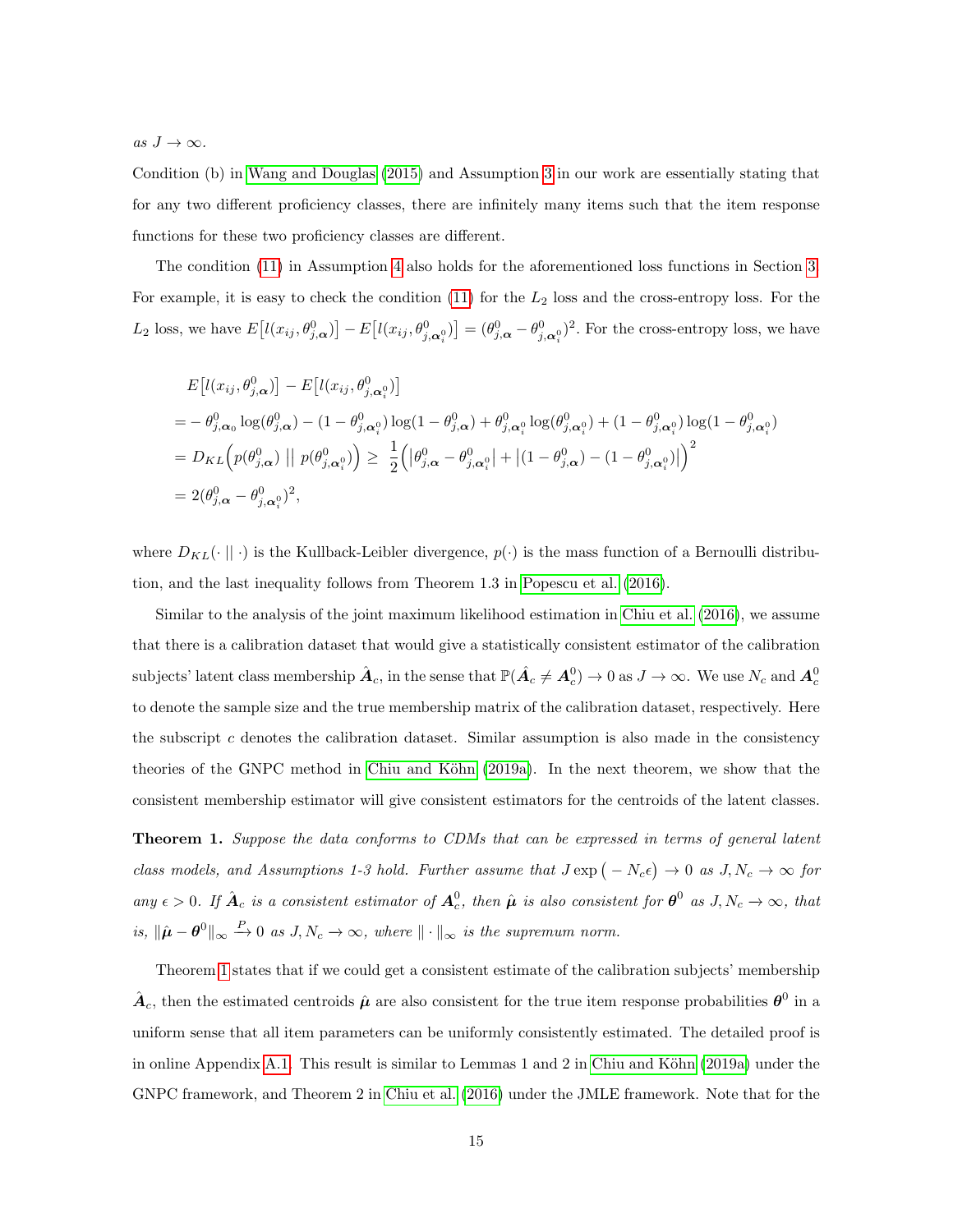*as* $J \to \infty$.

Condition (b) in Wang and Douglas (2015) and Assumption 3 in our work are essentially stating that for any two different proficiency classes, there are infinitely many items such that the item response functions for these two proficiency classes are different.

The condition (11) in Assumption 4 also holds for the aforementioned loss functions in Section 3. For example, it is easy to check the condition (11) for the $L_2$ loss and the cross-entropy loss. For the $L_2$ loss, we have $E\big[l(x_{ij}, \theta^0_{j,\boldsymbol{\alpha}})\big] - E\big[l(x_{ij}, \theta^0_{j,\boldsymbol{\alpha}_i^0})\big] = (\theta^0_{j,\boldsymbol{\alpha}} - \theta^0_{j,\boldsymbol{\alpha}_i^0})^2$. For the cross-entropy loss, we have

$$
\begin{aligned}
&E\big[l(x_{ij}, \theta^0_{j,\boldsymbol{\alpha}})\big] - E\big[l(x_{ij}, \theta^0_{j,\boldsymbol{\alpha}_i^0})\big] \\
=& -\theta^0_{j,\boldsymbol{\alpha}_0}\log(\theta^0_{j,\boldsymbol{\alpha}}) - (1-\theta^0_{j,\boldsymbol{\alpha}_i^0})\log(1-\theta^0_{j,\boldsymbol{\alpha}}) + \theta^0_{j,\boldsymbol{\alpha}_i^0}\log(\theta^0_{j,\boldsymbol{\alpha}_i^0}) + (1-\theta^0_{j,\boldsymbol{\alpha}_i^0})\log(1-\theta^0_{j,\boldsymbol{\alpha}_i^0}) \\
=& D_{KL}\Big(p(\theta^0_{j,\boldsymbol{\alpha}}) \;||\; p(\theta^0_{j,\boldsymbol{\alpha}_i^0})\Big) \geq \; \frac{1}{2}\Big(\big|\theta^0_{j,\boldsymbol{\alpha}} - \theta^0_{j,\boldsymbol{\alpha}_i^0}\big| + \big|(1-\theta^0_{j,\boldsymbol{\alpha}}) - (1-\theta^0_{j,\boldsymbol{\alpha}_i^0})\big|\Big)^2 \\
=& 2(\theta^0_{j,\boldsymbol{\alpha}} - \theta^0_{j,\boldsymbol{\alpha}_i^0})^2,
\end{aligned}
$$

where $D_{KL}(\cdot \,||\, \cdot)$ is the Kullback-Leibler divergence, $p(\cdot)$ is the mass function of a Bernoulli distribution, and the last inequality follows from Theorem 1.3 in Popescu et al. (2016).

Similar to the analysis of the joint maximum likelihood estimation in Chiu et al. (2016), we assume that there is a calibration dataset that would give a statistically consistent estimator of the calibration subjects' latent class membership $\hat{\boldsymbol{A}}_c$, in the sense that $\mathbb{P}(\hat{\boldsymbol{A}}_c \neq \boldsymbol{A}_c^0) \to 0$ as $J \to \infty$. We use $N_c$ and $\boldsymbol{A}_c^0$ to denote the sample size and the true membership matrix of the calibration dataset, respectively. Here the subscript $c$ denotes the calibration dataset. Similar assumption is also made in the consistency theories of the GNPC method in Chiu and Köhn (2019a). In the next theorem, we show that the consistent membership estimator will give consistent estimators for the centroids of the latent classes.

**Theorem 1.** *Suppose the data conforms to CDMs that can be expressed in terms of general latent class models, and Assumptions 1-3 hold. Further assume that* $J\exp\big(-N_c\epsilon\big) \to 0$ *as* $J, N_c \to \infty$ *for any* $\epsilon > 0$. *If* $\hat{\boldsymbol{A}}_c$ *is a consistent estimator of* $\boldsymbol{A}_c^0$, *then* $\hat{\boldsymbol{\mu}}$ *is also consistent for* $\boldsymbol{\theta}^0$ *as* $J, N_c \to \infty$, *that is,* $\|\hat{\boldsymbol{\mu}} - \boldsymbol{\theta}^0\|_\infty \xrightarrow{P} 0$ *as* $J, N_c \to \infty$, *where* $\|\cdot\|_\infty$ *is the supremum norm.*

Theorem 1 states that if we could get a consistent estimate of the calibration subjects' membership $\hat{\boldsymbol{A}}_c$, then the estimated centroids $\hat{\boldsymbol{\mu}}$ are also consistent for the true item response probabilities $\boldsymbol{\theta}^0$ in a uniform sense that all item parameters can be uniformly consistently estimated. The detailed proof is in online Appendix A.1. This result is similar to Lemmas 1 and 2 in Chiu and Köhn (2019a) under the GNPC framework, and Theorem 2 in Chiu et al. (2016) under the JMLE framework. Note that for the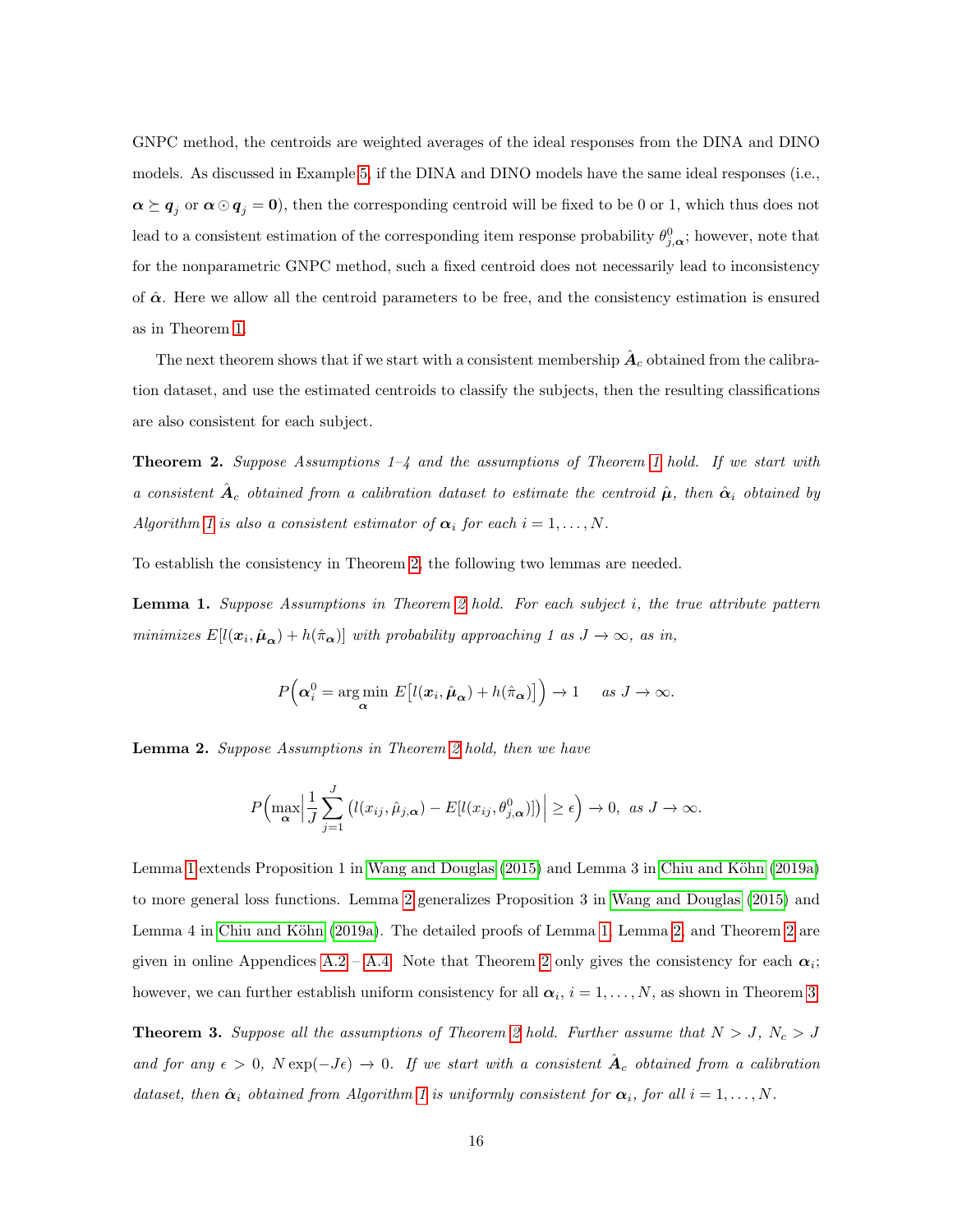GNPC method, the centroids are weighted averages of the ideal responses from the DINA and DINO models. As discussed in Example 5, if the DINA and DINO models have the same ideal responses (i.e., $\boldsymbol{\alpha} \succeq \boldsymbol{q}_j$ or $\boldsymbol{\alpha} \odot \boldsymbol{q}_j = \mathbf{0}$), then the corresponding centroid will be fixed to be 0 or 1, which thus does not lead to a consistent estimation of the corresponding item response probability $\theta^0_{j,\boldsymbol{\alpha}}$; however, note that for the nonparametric GNPC method, such a fixed centroid does not necessarily lead to inconsistency of $\hat{\boldsymbol{\alpha}}$. Here we allow all the centroid parameters to be free, and the consistency estimation is ensured as in Theorem 1.

The next theorem shows that if we start with a consistent membership $\hat{\boldsymbol{A}}_c$ obtained from the calibration dataset, and use the estimated centroids to classify the subjects, then the resulting classifications are also consistent for each subject.

**Theorem 2.** *Suppose Assumptions 1–4 and the assumptions of Theorem 1 hold. If we start with a consistent $\hat{\boldsymbol{A}}_c$ obtained from a calibration dataset to estimate the centroid $\hat{\boldsymbol{\mu}}$, then $\hat{\boldsymbol{\alpha}}_i$ obtained by Algorithm 1 is also a consistent estimator of $\boldsymbol{\alpha}_i$ for each $i = 1, \ldots, N$.*

To establish the consistency in Theorem 2, the following two lemmas are needed.

**Lemma 1.** *Suppose Assumptions in Theorem 2 hold. For each subject $i$, the true attribute pattern minimizes $E[l(\boldsymbol{x}_i, \hat{\boldsymbol{\mu}}_{\boldsymbol{\alpha}}) + h(\hat{\pi}_{\boldsymbol{\alpha}})]$ with probability approaching 1 as $J \to \infty$, as in,*

$$P\Big(\boldsymbol{\alpha}^0_i = \arg\min_{\boldsymbol{\alpha}} \; E\big[l(\boldsymbol{x}_i, \hat{\boldsymbol{\mu}}_{\boldsymbol{\alpha}}) + h(\hat{\pi}_{\boldsymbol{\alpha}})\big]\Big) \to 1 \quad \text{as } J \to \infty.$$

**Lemma 2.** *Suppose Assumptions in Theorem 2 hold, then we have*

$$P\Big(\max_{\boldsymbol{\alpha}} \Big| \frac{1}{J} \sum_{j=1}^{J} \big(l(x_{ij}, \hat{\mu}_{j,\boldsymbol{\alpha}}) - E[l(x_{ij}, \theta^0_{j,\boldsymbol{\alpha}})]\big) \Big| \geq \epsilon\Big) \to 0, \; \text{as } J \to \infty.$$

Lemma 1 extends Proposition 1 in Wang and Douglas (2015) and Lemma 3 in Chiu and Köhn (2019a) to more general loss functions. Lemma 2 generalizes Proposition 3 in Wang and Douglas (2015) and Lemma 4 in Chiu and Köhn (2019a). The detailed proofs of Lemma 1, Lemma 2, and Theorem 2 are given in online Appendices A.2 – A.4. Note that Theorem 2 only gives the consistency for each $\boldsymbol{\alpha}_i$; however, we can further establish uniform consistency for all $\boldsymbol{\alpha}_i$, $i = 1, \ldots, N$, as shown in Theorem 3.

**Theorem 3.** *Suppose all the assumptions of Theorem 2 hold. Further assume that $N > J$, $N_c > J$ and for any $\epsilon > 0$, $N \exp(-J\epsilon) \to 0$. If we start with a consistent $\hat{\boldsymbol{A}}_c$ obtained from a calibration dataset, then $\hat{\boldsymbol{\alpha}}_i$ obtained from Algorithm 1 is uniformly consistent for $\boldsymbol{\alpha}_i$, for all $i = 1, \ldots, N$.*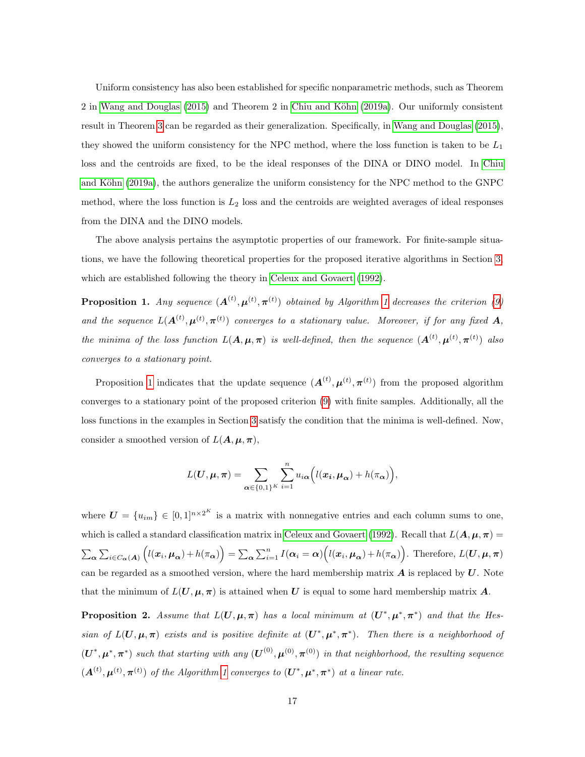Uniform consistency has also been established for specific nonparametric methods, such as Theorem 2 in Wang and Douglas (2015) and Theorem 2 in Chiu and Köhn (2019a). Our uniformly consistent result in Theorem 3 can be regarded as their generalization. Specifically, in Wang and Douglas (2015), they showed the uniform consistency for the NPC method, where the loss function is taken to be $L_1$ loss and the centroids are fixed, to be the ideal responses of the DINA or DINO model. In Chiu and Köhn (2019a), the authors generalize the uniform consistency for the NPC method to the GNPC method, where the loss function is $L_2$ loss and the centroids are weighted averages of ideal responses from the DINA and the DINO models.

The above analysis pertains the asymptotic properties of our framework. For finite-sample situations, we have the following theoretical properties for the proposed iterative algorithms in Section 3, which are established following the theory in Celeux and Govaert (1992).

**Proposition 1.** *Any sequence $(\boldsymbol{A}^{(t)}, \boldsymbol{\mu}^{(t)}, \boldsymbol{\pi}^{(t)})$ obtained by Algorithm 1 decreases the criterion (9) and the sequence $L(\boldsymbol{A}^{(t)}, \boldsymbol{\mu}^{(t)}, \boldsymbol{\pi}^{(t)})$ converges to a stationary value. Moreover, if for any fixed $\boldsymbol{A}$, the minima of the loss function $L(\boldsymbol{A}, \boldsymbol{\mu}, \boldsymbol{\pi})$ is well-defined, then the sequence $(\boldsymbol{A}^{(t)}, \boldsymbol{\mu}^{(t)}, \boldsymbol{\pi}^{(t)})$ also converges to a stationary point.*

Proposition 1 indicates that the update sequence $(\boldsymbol{A}^{(t)}, \boldsymbol{\mu}^{(t)}, \boldsymbol{\pi}^{(t)})$ from the proposed algorithm converges to a stationary point of the proposed criterion (9) with finite samples. Additionally, all the loss functions in the examples in Section 3 satisfy the condition that the minima is well-defined. Now, consider a smoothed version of $L(\boldsymbol{A}, \boldsymbol{\mu}, \boldsymbol{\pi})$,

$$L(\boldsymbol{U}, \boldsymbol{\mu}, \boldsymbol{\pi}) = \sum_{\boldsymbol{\alpha} \in \{0,1\}^K} \sum_{i=1}^{n} u_{i\boldsymbol{\alpha}} \Big( l(\boldsymbol{x_i}, \boldsymbol{\mu_\alpha}) + h(\pi_{\boldsymbol{\alpha}}) \Big),$$

where $\boldsymbol{U} = \{u_{im}\} \in [0,1]^{n \times 2^K}$ is a matrix with nonnegative entries and each column sums to one, which is called a standard classification matrix in Celeux and Govaert (1992). Recall that $L(\boldsymbol{A}, \boldsymbol{\mu}, \boldsymbol{\pi}) = \sum_{\boldsymbol{\alpha}} \sum_{i \in C_{\boldsymbol{\alpha}}(\boldsymbol{A})} \Big( l(\boldsymbol{x}_i, \boldsymbol{\mu_\alpha}) + h(\pi_{\boldsymbol{\alpha}}) \Big) = \sum_{\boldsymbol{\alpha}} \sum_{i=1}^{n} I(\boldsymbol{\alpha}_i = \boldsymbol{\alpha}) \Big( l(\boldsymbol{x}_i, \boldsymbol{\mu_\alpha}) + h(\pi_{\boldsymbol{\alpha}}) \Big)$. Therefore, $L(\boldsymbol{U}, \boldsymbol{\mu}, \boldsymbol{\pi})$ can be regarded as a smoothed version, where the hard membership matrix $\boldsymbol{A}$ is replaced by $\boldsymbol{U}$. Note that the minimum of $L(\boldsymbol{U}, \boldsymbol{\mu}, \boldsymbol{\pi})$ is attained when $\boldsymbol{U}$ is equal to some hard membership matrix $\boldsymbol{A}$.

**Proposition 2.** *Assume that $L(\boldsymbol{U}, \boldsymbol{\mu}, \boldsymbol{\pi})$ has a local minimum at $(\boldsymbol{U}^*, \boldsymbol{\mu}^*, \boldsymbol{\pi}^*)$ and that the Hessian of $L(\boldsymbol{U}, \boldsymbol{\mu}, \boldsymbol{\pi})$ exists and is positive definite at $(\boldsymbol{U}^*, \boldsymbol{\mu}^*, \boldsymbol{\pi}^*)$. Then there is a neighborhood of $(\boldsymbol{U}^*, \boldsymbol{\mu}^*, \boldsymbol{\pi}^*)$ such that starting with any $(\boldsymbol{U}^{(0)}, \boldsymbol{\mu}^{(0)}, \boldsymbol{\pi}^{(0)})$ in that neighborhood, the resulting sequence $(\boldsymbol{A}^{(t)}, \boldsymbol{\mu}^{(t)}, \boldsymbol{\pi}^{(t)})$ of the Algorithm 1 converges to $(\boldsymbol{U}^*, \boldsymbol{\mu}^*, \boldsymbol{\pi}^*)$ at a linear rate.*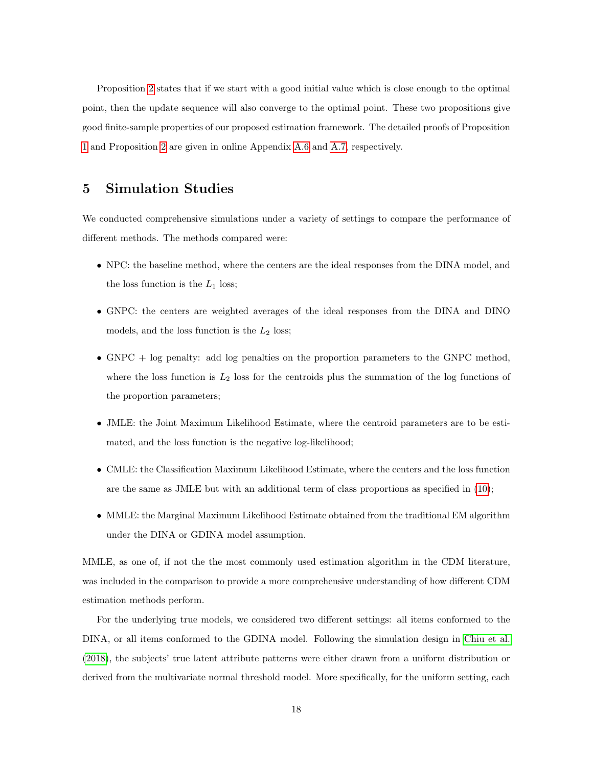Proposition 2 states that if we start with a good initial value which is close enough to the optimal point, then the update sequence will also converge to the optimal point. These two propositions give good finite-sample properties of our proposed estimation framework. The detailed proofs of Proposition 1 and Proposition 2 are given in online Appendix A.6 and A.7, respectively.

## 5 Simulation Studies

We conducted comprehensive simulations under a variety of settings to compare the performance of different methods. The methods compared were:

- NPC: the baseline method, where the centers are the ideal responses from the DINA model, and the loss function is the $L_1$ loss;
- GNPC: the centers are weighted averages of the ideal responses from the DINA and DINO models, and the loss function is the $L_2$ loss;
- GNPC + log penalty: add log penalties on the proportion parameters to the GNPC method, where the loss function is $L_2$ loss for the centroids plus the summation of the log functions of the proportion parameters;
- JMLE: the Joint Maximum Likelihood Estimate, where the centroid parameters are to be estimated, and the loss function is the negative log-likelihood;
- CMLE: the Classification Maximum Likelihood Estimate, where the centers and the loss function are the same as JMLE but with an additional term of class proportions as specified in (10);
- MMLE: the Marginal Maximum Likelihood Estimate obtained from the traditional EM algorithm under the DINA or GDINA model assumption.

MMLE, as one of, if not the the most commonly used estimation algorithm in the CDM literature, was included in the comparison to provide a more comprehensive understanding of how different CDM estimation methods perform.

For the underlying true models, we considered two different settings: all items conformed to the DINA, or all items conformed to the GDINA model. Following the simulation design in Chiu et al. (2018), the subjects' true latent attribute patterns were either drawn from a uniform distribution or derived from the multivariate normal threshold model. More specifically, for the uniform setting, each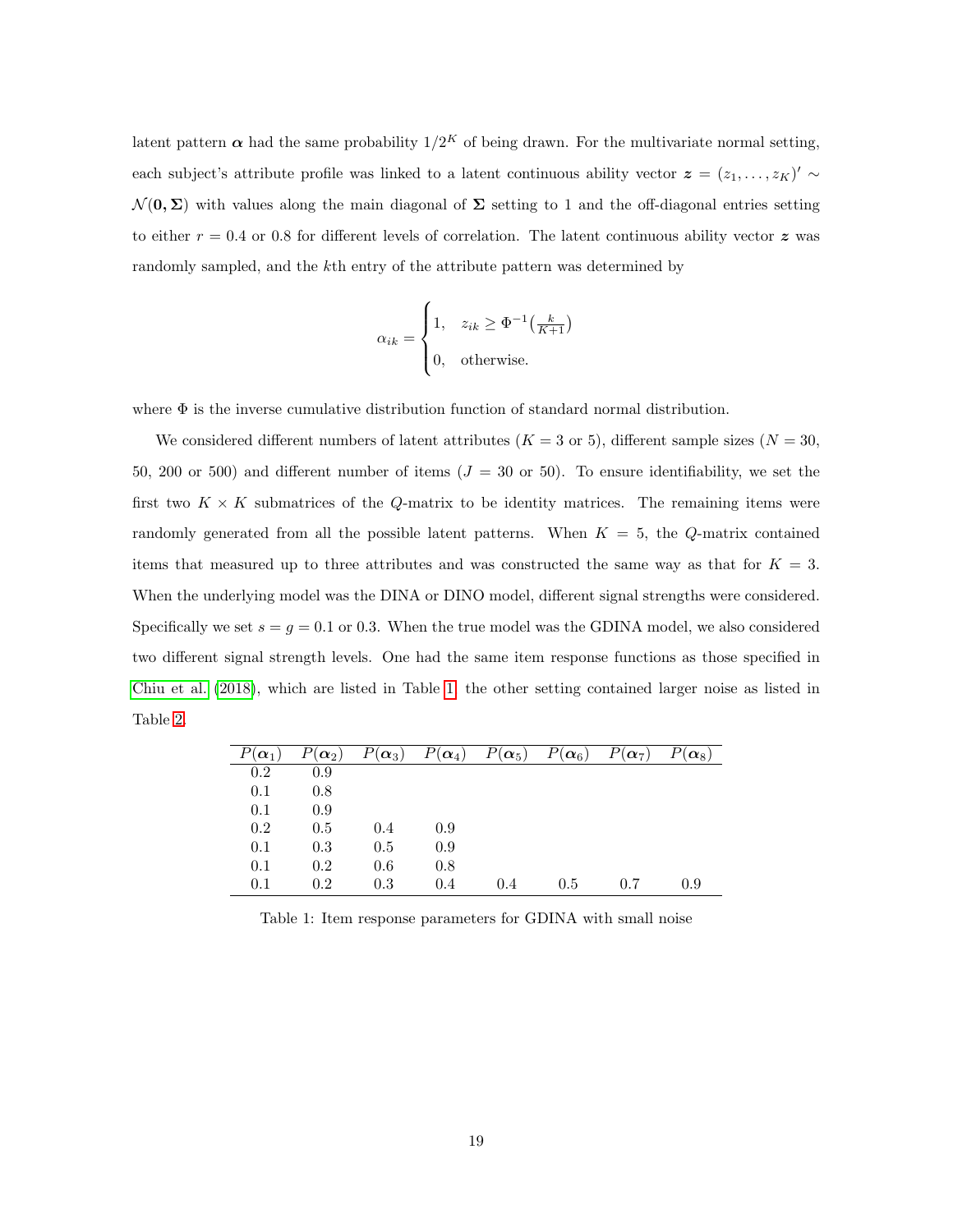latent pattern $\boldsymbol{\alpha}$ had the same probability $1/2^K$ of being drawn. For the multivariate normal setting, each subject's attribute profile was linked to a latent continuous ability vector $\boldsymbol{z} = (z_1, \ldots, z_K)' \sim \mathcal{N}(\mathbf{0}, \boldsymbol{\Sigma})$ with values along the main diagonal of $\boldsymbol{\Sigma}$ setting to 1 and the off-diagonal entries setting to either $r = 0.4$ or 0.8 for different levels of correlation. The latent continuous ability vector $\boldsymbol{z}$ was randomly sampled, and the $k$th entry of the attribute pattern was determined by

$$\alpha_{ik} = \begin{cases} 1, & z_{ik} \geq \Phi^{-1}\left(\frac{k}{K+1}\right) \\ 0, & \text{otherwise.} \end{cases}$$

where $\Phi$ is the inverse cumulative distribution function of standard normal distribution.

We considered different numbers of latent attributes ($K = 3$ or 5), different sample sizes ($N = 30$, 50, 200 or 500) and different number of items ($J = 30$ or 50). To ensure identifiability, we set the first two $K \times K$ submatrices of the $Q$-matrix to be identity matrices. The remaining items were randomly generated from all the possible latent patterns. When $K = 5$, the $Q$-matrix contained items that measured up to three attributes and was constructed the same way as that for $K = 3$. When the underlying model was the DINA or DINO model, different signal strengths were considered. Specifically we set $s = g = 0.1$ or 0.3. When the true model was the GDINA model, we also considered two different signal strength levels. One had the same item response functions as those specified in Chiu et al. (2018), which are listed in Table 1, the other setting contained larger noise as listed in Table 2.

| $P(\boldsymbol{\alpha}_1)$ | $P(\boldsymbol{\alpha}_2)$ | $P(\boldsymbol{\alpha}_3)$ | $P(\boldsymbol{\alpha}_4)$ | $P(\boldsymbol{\alpha}_5)$ | $P(\boldsymbol{\alpha}_6)$ | $P(\boldsymbol{\alpha}_7)$ | $P(\boldsymbol{\alpha}_8)$ |
|---|---|---|---|---|---|---|---|
| 0.2 | 0.9 | | | | | | |
| 0.1 | 0.8 | | | | | | |
| 0.1 | 0.9 | | | | | | |
| 0.2 | 0.5 | 0.4 | 0.9 | | | | |
| 0.1 | 0.3 | 0.5 | 0.9 | | | | |
| 0.1 | 0.2 | 0.6 | 0.8 | | | | |
| 0.1 | 0.2 | 0.3 | 0.4 | 0.4 | 0.5 | 0.7 | 0.9 |

Table 1: Item response parameters for GDINA with small noise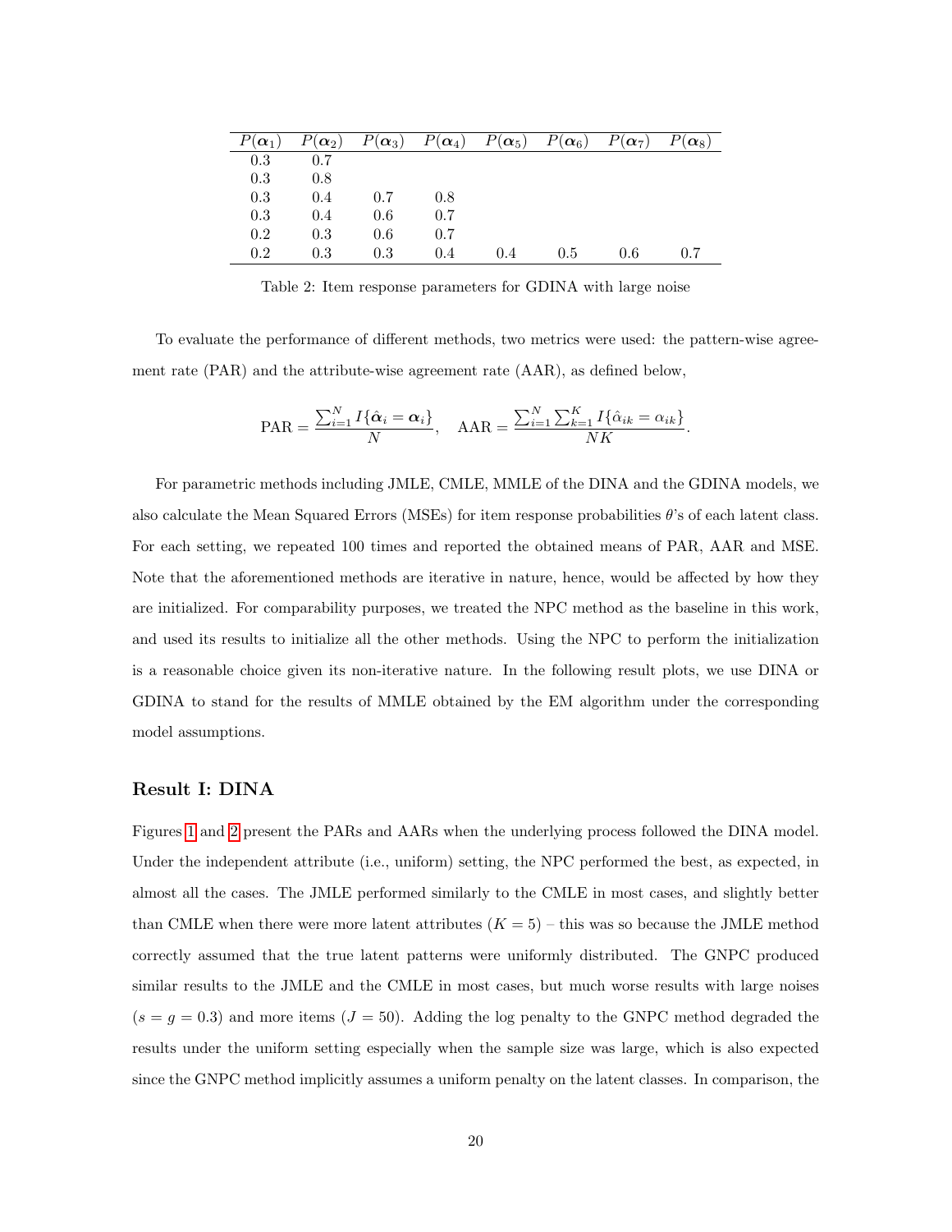| $P(\boldsymbol{\alpha}_1)$ | $P(\boldsymbol{\alpha}_2)$ | $P(\boldsymbol{\alpha}_3)$ | $P(\boldsymbol{\alpha}_4)$ | $P(\boldsymbol{\alpha}_5)$ | $P(\boldsymbol{\alpha}_6)$ | $P(\boldsymbol{\alpha}_7)$ | $P(\boldsymbol{\alpha}_8)$ |
|---|---|---|---|---|---|---|---|
| 0.3 | 0.7 | | | | | | |
| 0.3 | 0.8 | | | | | | |
| 0.3 | 0.4 | 0.7 | 0.8 | | | | |
| 0.3 | 0.4 | 0.6 | 0.7 | | | | |
| 0.2 | 0.3 | 0.6 | 0.7 | | | | |
| 0.2 | 0.3 | 0.3 | 0.4 | 0.4 | 0.5 | 0.6 | 0.7 |

Table 2: Item response parameters for GDINA with large noise

To evaluate the performance of different methods, two metrics were used: the pattern-wise agreement rate (PAR) and the attribute-wise agreement rate (AAR), as defined below,

$$\text{PAR} = \frac{\sum_{i=1}^{N} I\{\hat{\boldsymbol{\alpha}}_i = \boldsymbol{\alpha}_i\}}{N}, \quad \text{AAR} = \frac{\sum_{i=1}^{N}\sum_{k=1}^{K} I\{\hat{\alpha}_{ik} = \alpha_{ik}\}}{NK}.$$

For parametric methods including JMLE, CMLE, MMLE of the DINA and the GDINA models, we also calculate the Mean Squared Errors (MSEs) for item response probabilities $\theta$'s of each latent class. For each setting, we repeated 100 times and reported the obtained means of PAR, AAR and MSE. Note that the aforementioned methods are iterative in nature, hence, would be affected by how they are initialized. For comparability purposes, we treated the NPC method as the baseline in this work, and used its results to initialize all the other methods. Using the NPC to perform the initialization is a reasonable choice given its non-iterative nature. In the following result plots, we use DINA or GDINA to stand for the results of MMLE obtained by the EM algorithm under the corresponding model assumptions.

## Result I: DINA

Figures 1 and 2 present the PARs and AARs when the underlying process followed the DINA model. Under the independent attribute (i.e., uniform) setting, the NPC performed the best, as expected, in almost all the cases. The JMLE performed similarly to the CMLE in most cases, and slightly better than CMLE when there were more latent attributes ($K = 5$) – this was so because the JMLE method correctly assumed that the true latent patterns were uniformly distributed. The GNPC produced similar results to the JMLE and the CMLE in most cases, but much worse results with large noises ($s = g = 0.3$) and more items ($J = 50$). Adding the log penalty to the GNPC method degraded the results under the uniform setting especially when the sample size was large, which is also expected since the GNPC method implicitly assumes a uniform penalty on the latent classes. In comparison, the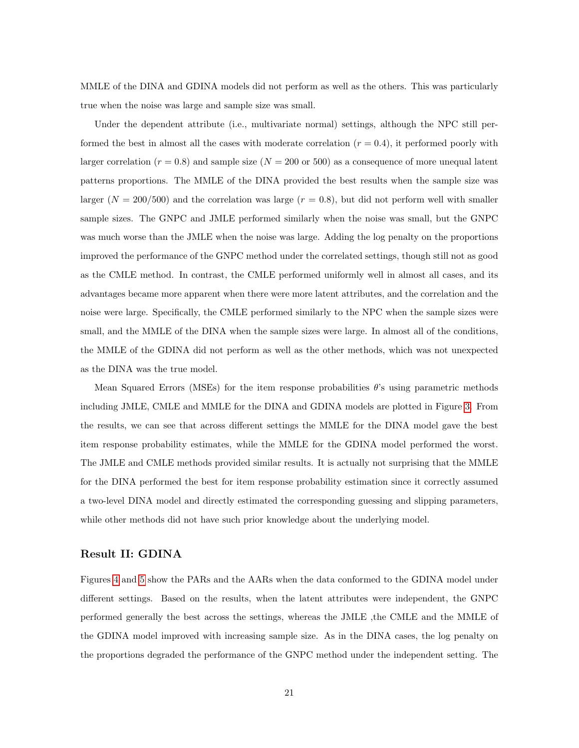MMLE of the DINA and GDINA models did not perform as well as the others. This was particularly true when the noise was large and sample size was small.

Under the dependent attribute (i.e., multivariate normal) settings, although the NPC still performed the best in almost all the cases with moderate correlation ($r = 0.4$), it performed poorly with larger correlation ($r = 0.8$) and sample size ($N = 200$ or $500$) as a consequence of more unequal latent patterns proportions. The MMLE of the DINA provided the best results when the sample size was larger ($N = 200/500$) and the correlation was large ($r = 0.8$), but did not perform well with smaller sample sizes. The GNPC and JMLE performed similarly when the noise was small, but the GNPC was much worse than the JMLE when the noise was large. Adding the log penalty on the proportions improved the performance of the GNPC method under the correlated settings, though still not as good as the CMLE method. In contrast, the CMLE performed uniformly well in almost all cases, and its advantages became more apparent when there were more latent attributes, and the correlation and the noise were large. Specifically, the CMLE performed similarly to the NPC when the sample sizes were small, and the MMLE of the DINA when the sample sizes were large. In almost all of the conditions, the MMLE of the GDINA did not perform as well as the other methods, which was not unexpected as the DINA was the true model.

Mean Squared Errors (MSEs) for the item response probabilities $\theta$'s using parametric methods including JMLE, CMLE and MMLE for the DINA and GDINA models are plotted in Figure 3. From the results, we can see that across different settings the MMLE for the DINA model gave the best item response probability estimates, while the MMLE for the GDINA model performed the worst. The JMLE and CMLE methods provided similar results. It is actually not surprising that the MMLE for the DINA performed the best for item response probability estimation since it correctly assumed a two-level DINA model and directly estimated the corresponding guessing and slipping parameters, while other methods did not have such prior knowledge about the underlying model.

### Result II: GDINA

Figures 4 and 5 show the PARs and the AARs when the data conformed to the GDINA model under different settings. Based on the results, when the latent attributes were independent, the GNPC performed generally the best across the settings, whereas the JMLE ,the CMLE and the MMLE of the GDINA model improved with increasing sample size. As in the DINA cases, the log penalty on the proportions degraded the performance of the GNPC method under the independent setting. The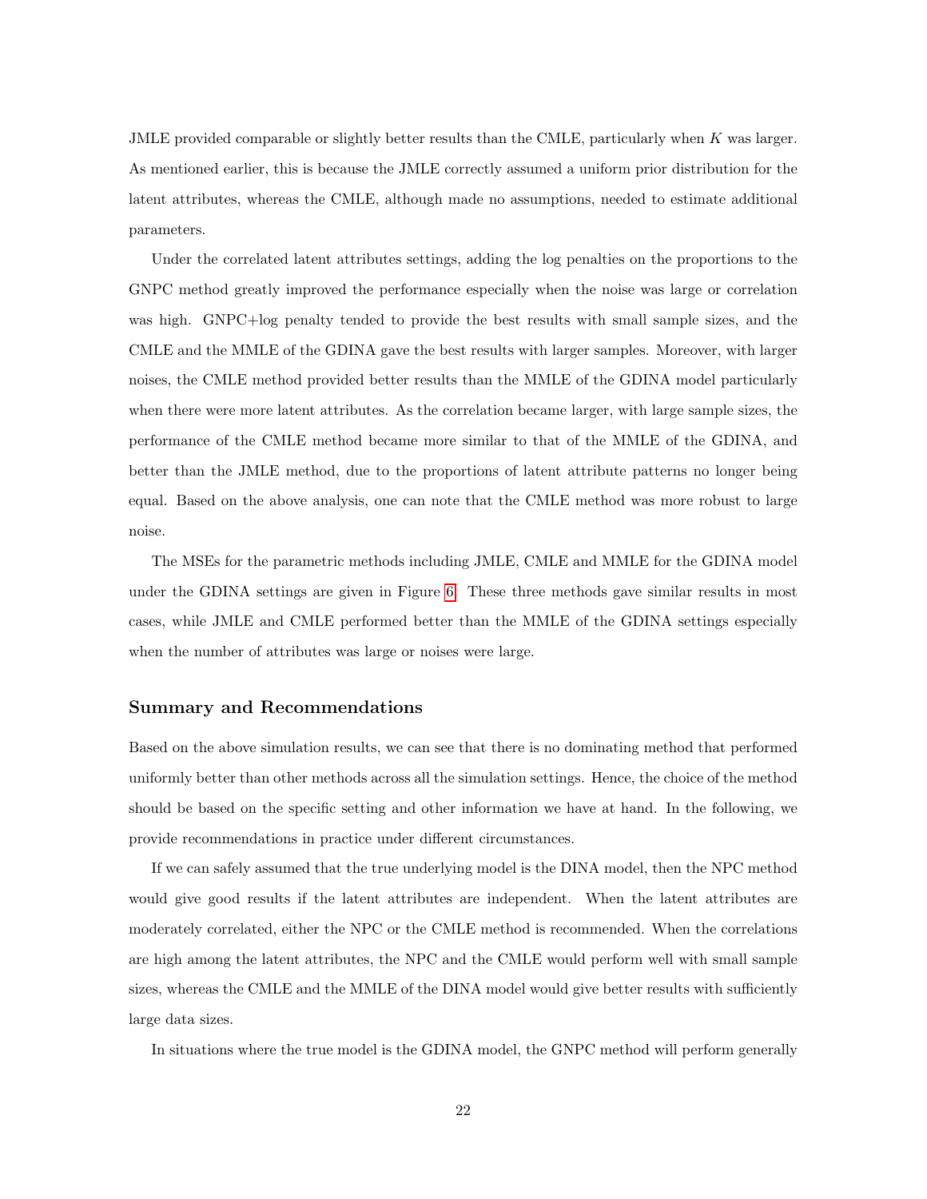JMLE provided comparable or slightly better results than the CMLE, particularly when $K$ was larger. As mentioned earlier, this is because the JMLE correctly assumed a uniform prior distribution for the latent attributes, whereas the CMLE, although made no assumptions, needed to estimate additional parameters.

Under the correlated latent attributes settings, adding the log penalties on the proportions to the GNPC method greatly improved the performance especially when the noise was large or correlation was high. GNPC+log penalty tended to provide the best results with small sample sizes, and the CMLE and the MMLE of the GDINA gave the best results with larger samples. Moreover, with larger noises, the CMLE method provided better results than the MMLE of the GDINA model particularly when there were more latent attributes. As the correlation became larger, with large sample sizes, the performance of the CMLE method became more similar to that of the MMLE of the GDINA, and better than the JMLE method, due to the proportions of latent attribute patterns no longer being equal. Based on the above analysis, one can note that the CMLE method was more robust to large noise.

The MSEs for the parametric methods including JMLE, CMLE and MMLE for the GDINA model under the GDINA settings are given in Figure 6. These three methods gave similar results in most cases, while JMLE and CMLE performed better than the MMLE of the GDINA settings especially when the number of attributes was large or noises were large.

### Summary and Recommendations

Based on the above simulation results, we can see that there is no dominating method that performed uniformly better than other methods across all the simulation settings. Hence, the choice of the method should be based on the specific setting and other information we have at hand. In the following, we provide recommendations in practice under different circumstances.

If we can safely assumed that the true underlying model is the DINA model, then the NPC method would give good results if the latent attributes are independent. When the latent attributes are moderately correlated, either the NPC or the CMLE method is recommended. When the correlations are high among the latent attributes, the NPC and the CMLE would perform well with small sample sizes, whereas the CMLE and the MMLE of the DINA model would give better results with sufficiently large data sizes.

In situations where the true model is the GDINA model, the GNPC method will perform generally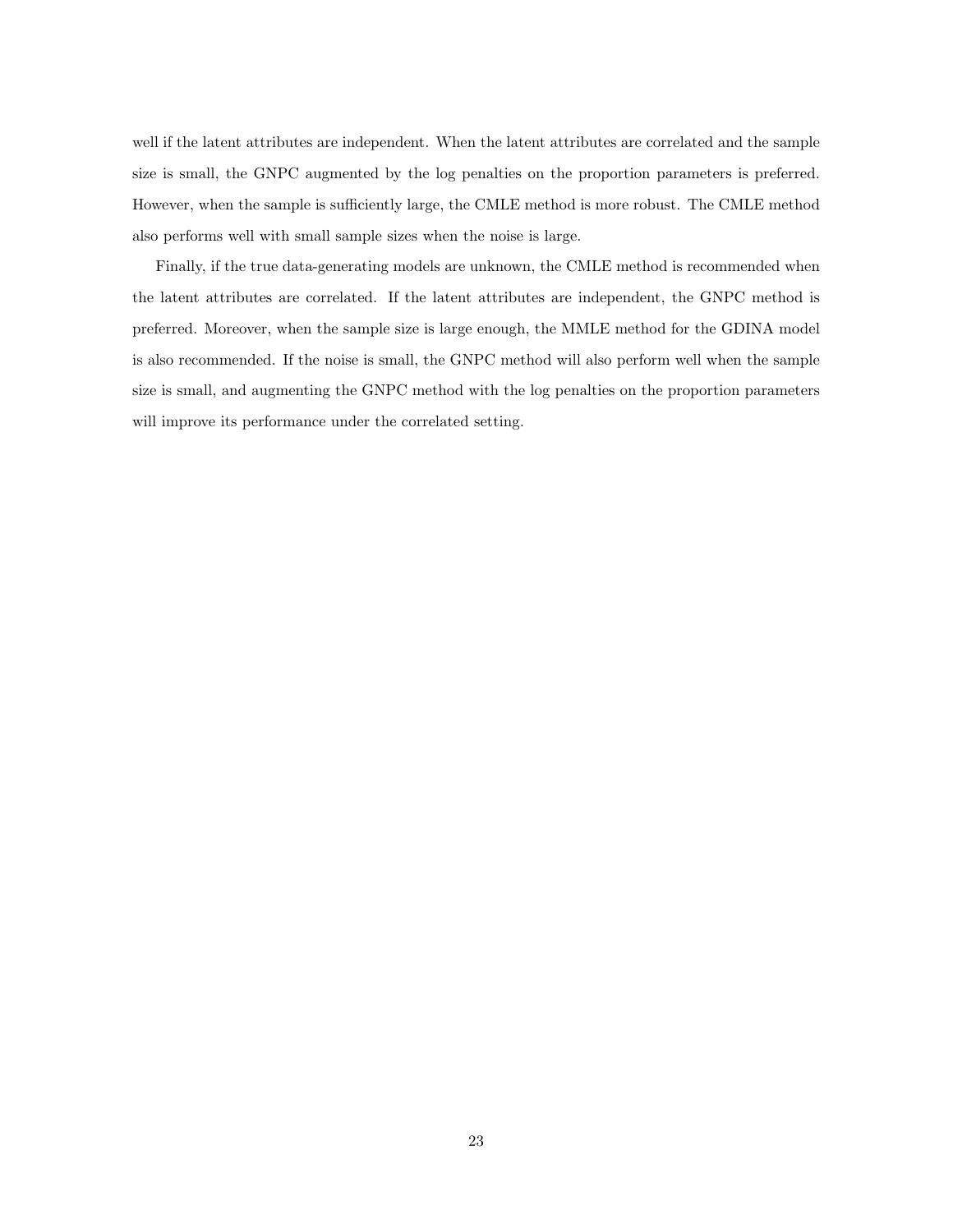well if the latent attributes are independent. When the latent attributes are correlated and the sample size is small, the GNPC augmented by the log penalties on the proportion parameters is preferred. However, when the sample is sufficiently large, the CMLE method is more robust. The CMLE method also performs well with small sample sizes when the noise is large.

Finally, if the true data-generating models are unknown, the CMLE method is recommended when the latent attributes are correlated. If the latent attributes are independent, the GNPC method is preferred. Moreover, when the sample size is large enough, the MMLE method for the GDINA model is also recommended. If the noise is small, the GNPC method will also perform well when the sample size is small, and augmenting the GNPC method with the log penalties on the proportion parameters will improve its performance under the correlated setting.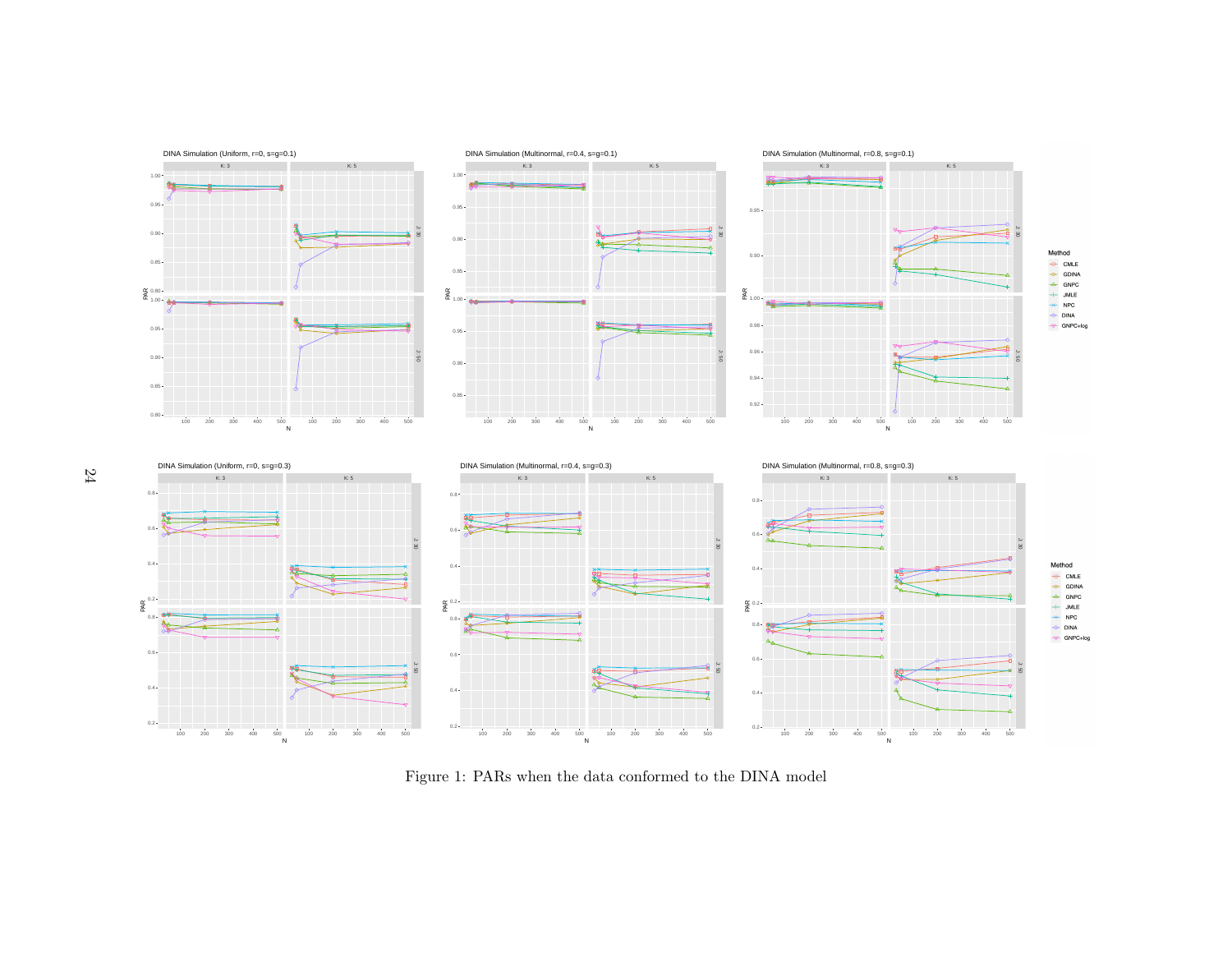Figure 1: PARs when the data conformed to the DINA model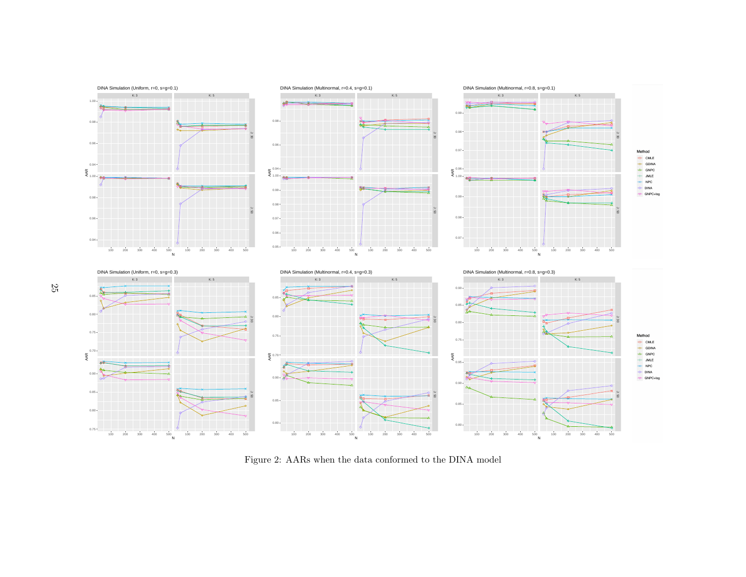Figure 2: AARs when the data conformed to the DINA model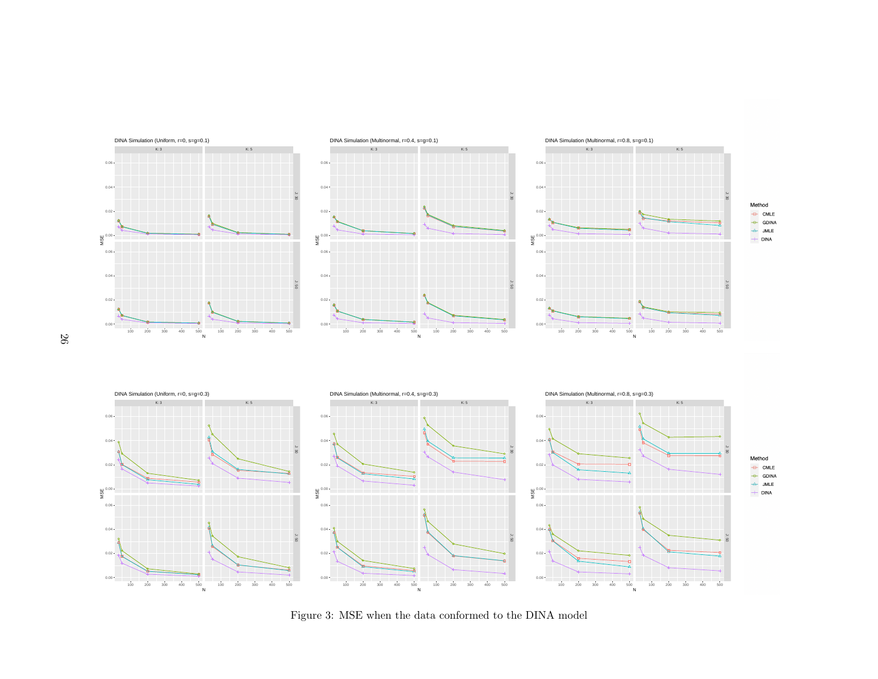Figure 3: MSE when the data conformed to the DINA model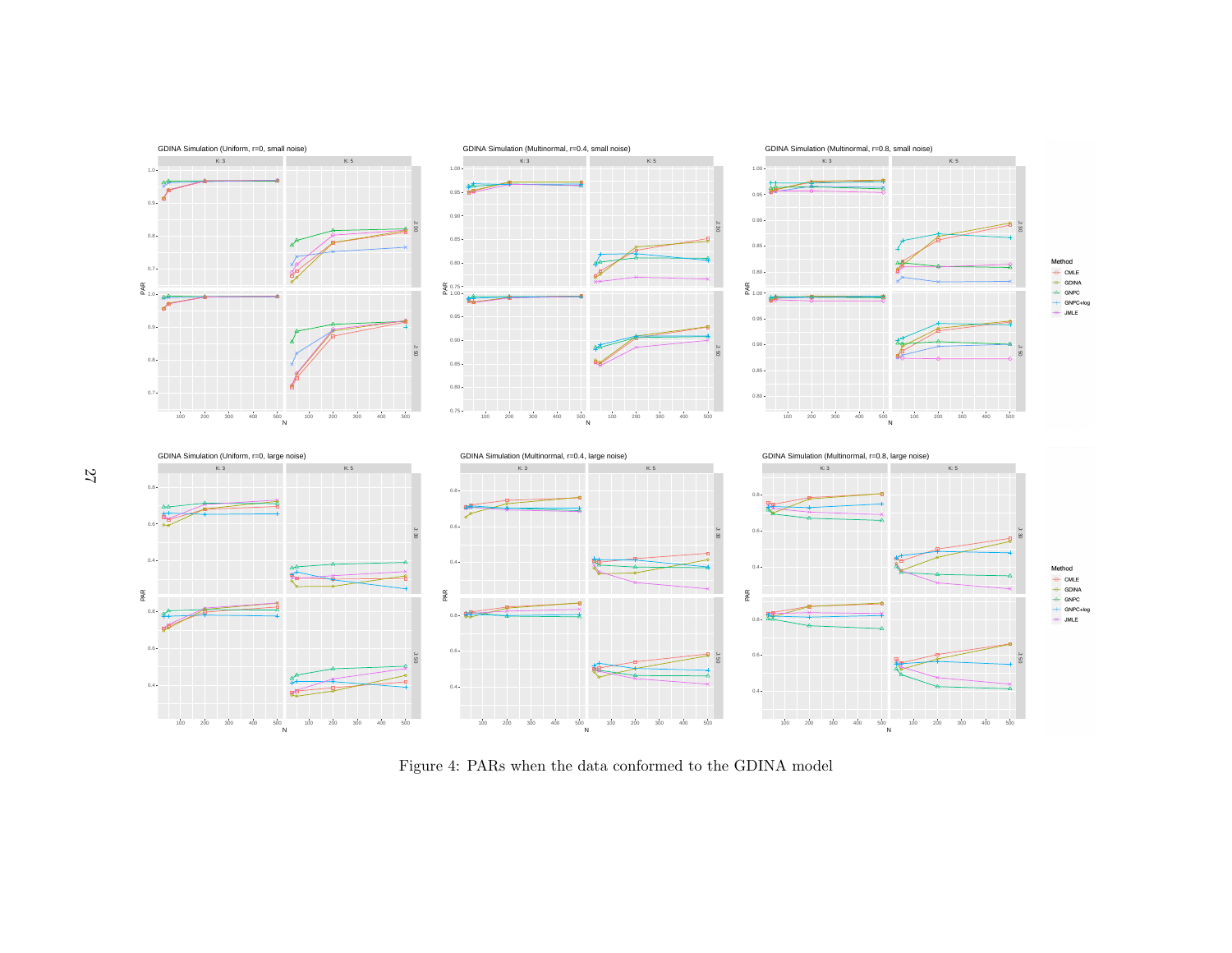Figure 4: PARs when the data conformed to the GDINA model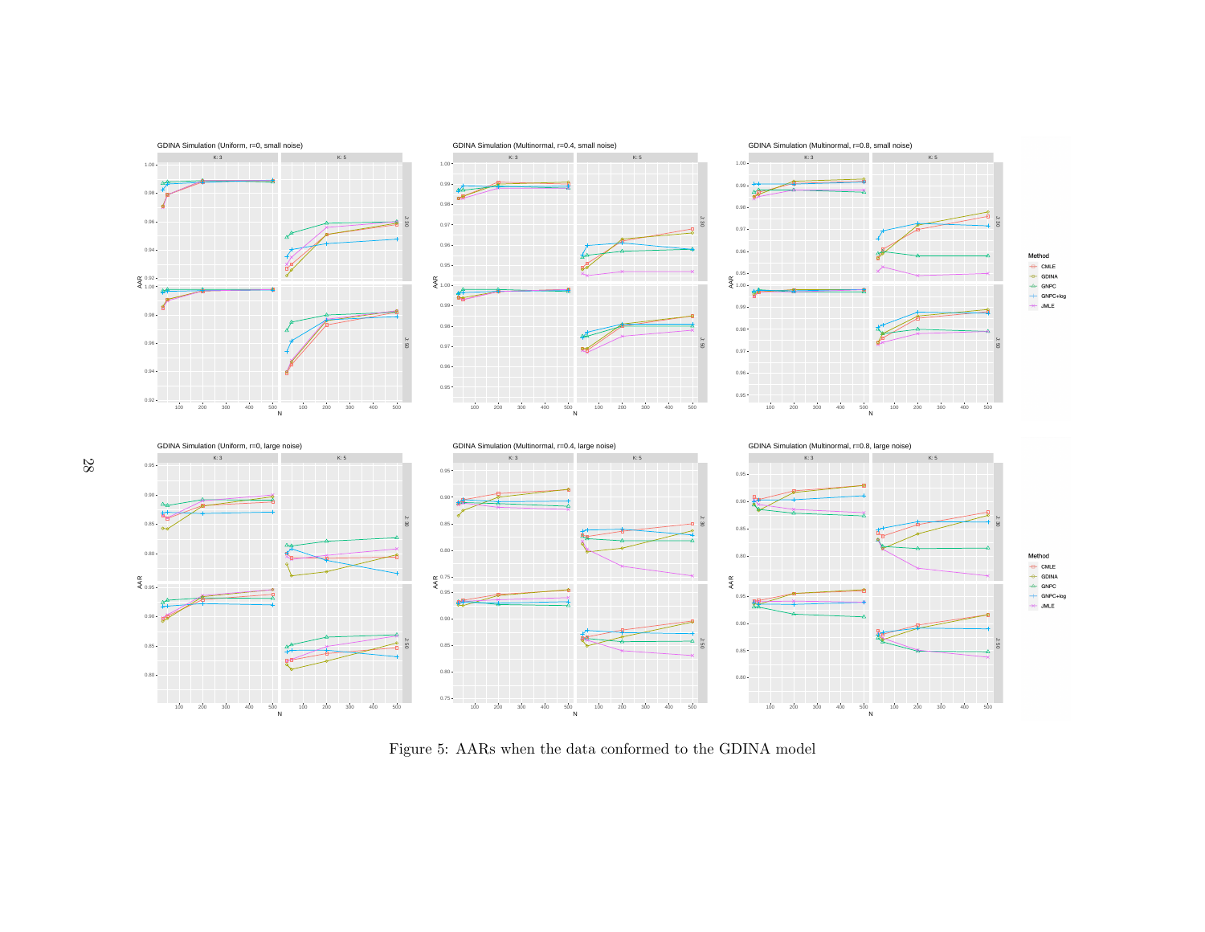Figure 5: AARs when the data conformed to the GDINA model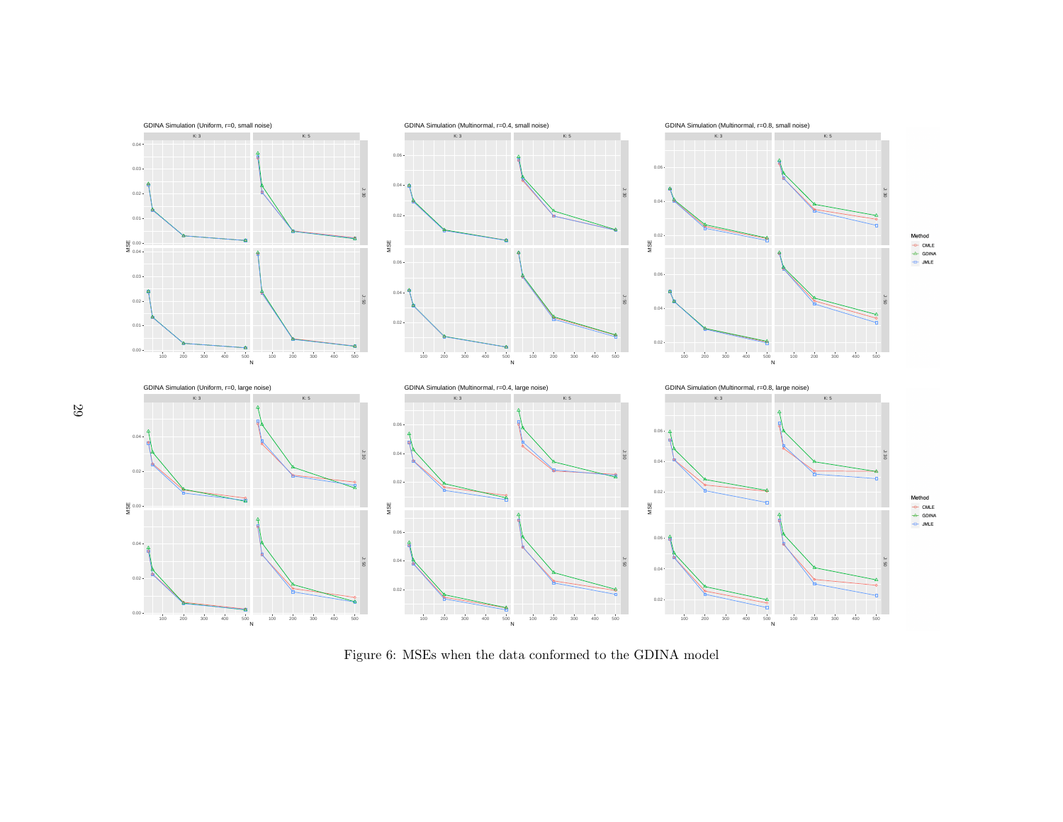Figure 6: MSEs when the data conformed to the GDINA model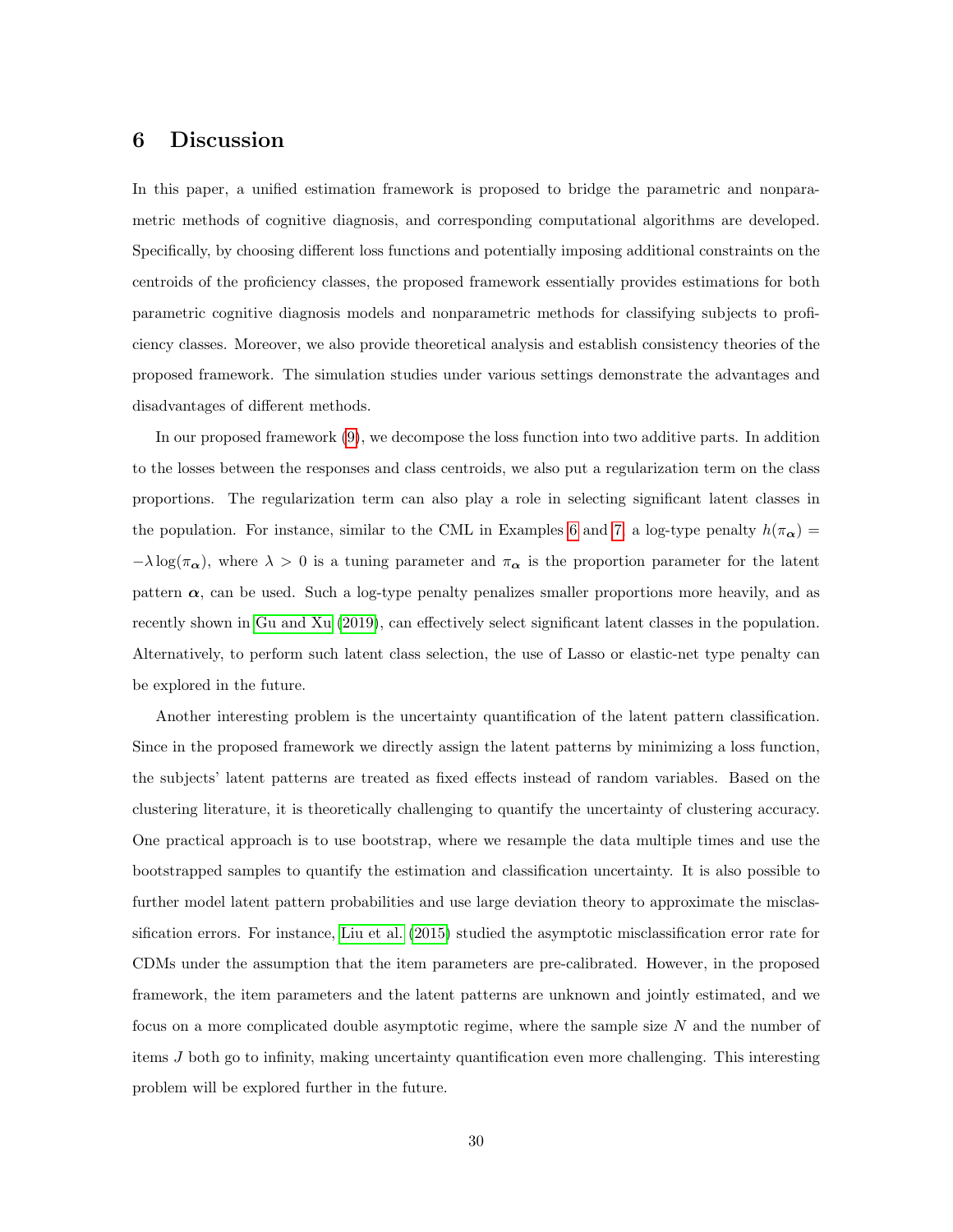# 6 Discussion

In this paper, a unified estimation framework is proposed to bridge the parametric and nonparametric methods of cognitive diagnosis, and corresponding computational algorithms are developed. Specifically, by choosing different loss functions and potentially imposing additional constraints on the centroids of the proficiency classes, the proposed framework essentially provides estimations for both parametric cognitive diagnosis models and nonparametric methods for classifying subjects to proficiency classes. Moreover, we also provide theoretical analysis and establish consistency theories of the proposed framework. The simulation studies under various settings demonstrate the advantages and disadvantages of different methods.

In our proposed framework (9), we decompose the loss function into two additive parts. In addition to the losses between the responses and class centroids, we also put a regularization term on the class proportions. The regularization term can also play a role in selecting significant latent classes in the population. For instance, similar to the CML in Examples 6 and 7, a log-type penalty $h(\pi_{\boldsymbol{\alpha}}) = -\lambda \log(\pi_{\boldsymbol{\alpha}})$, where $\lambda > 0$ is a tuning parameter and $\pi_{\boldsymbol{\alpha}}$ is the proportion parameter for the latent pattern $\boldsymbol{\alpha}$, can be used. Such a log-type penalty penalizes smaller proportions more heavily, and as recently shown in Gu and Xu (2019), can effectively select significant latent classes in the population. Alternatively, to perform such latent class selection, the use of Lasso or elastic-net type penalty can be explored in the future.

Another interesting problem is the uncertainty quantification of the latent pattern classification. Since in the proposed framework we directly assign the latent patterns by minimizing a loss function, the subjects' latent patterns are treated as fixed effects instead of random variables. Based on the clustering literature, it is theoretically challenging to quantify the uncertainty of clustering accuracy. One practical approach is to use bootstrap, where we resample the data multiple times and use the bootstrapped samples to quantify the estimation and classification uncertainty. It is also possible to further model latent pattern probabilities and use large deviation theory to approximate the misclassification errors. For instance, Liu et al. (2015) studied the asymptotic misclassification error rate for CDMs under the assumption that the item parameters are pre-calibrated. However, in the proposed framework, the item parameters and the latent patterns are unknown and jointly estimated, and we focus on a more complicated double asymptotic regime, where the sample size $N$ and the number of items $J$ both go to infinity, making uncertainty quantification even more challenging. This interesting problem will be explored further in the future.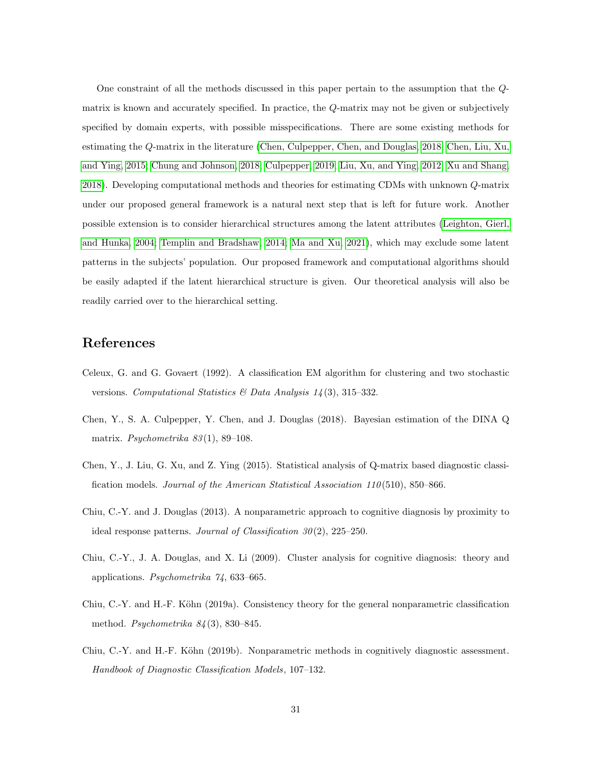One constraint of all the methods discussed in this paper pertain to the assumption that the $Q$-matrix is known and accurately specified. In practice, the $Q$-matrix may not be given or subjectively specified by domain experts, with possible misspecifications. There are some existing methods for estimating the $Q$-matrix in the literature (Chen, Culpepper, Chen, and Douglas, 2018; Chen, Liu, Xu, and Ying, 2015; Chung and Johnson, 2018; Culpepper, 2019; Liu, Xu, and Ying, 2012; Xu and Shang, 2018). Developing computational methods and theories for estimating CDMs with unknown $Q$-matrix under our proposed general framework is a natural next step that is left for future work. Another possible extension is to consider hierarchical structures among the latent attributes (Leighton, Gierl, and Hunka, 2004; Templin and Bradshaw, 2014; Ma and Xu, 2021), which may exclude some latent patterns in the subjects' population. Our proposed framework and computational algorithms should be easily adapted if the latent hierarchical structure is given. Our theoretical analysis will also be readily carried over to the hierarchical setting.

## References

Celeux, G. and G. Govaert (1992). A classification EM algorithm for clustering and two stochastic versions. *Computational Statistics & Data Analysis 14*(3), 315–332.

Chen, Y., S. A. Culpepper, Y. Chen, and J. Douglas (2018). Bayesian estimation of the DINA Q matrix. *Psychometrika 83*(1), 89–108.

Chen, Y., J. Liu, G. Xu, and Z. Ying (2015). Statistical analysis of Q-matrix based diagnostic classification models. *Journal of the American Statistical Association 110*(510), 850–866.

Chiu, C.-Y. and J. Douglas (2013). A nonparametric approach to cognitive diagnosis by proximity to ideal response patterns. *Journal of Classification 30*(2), 225–250.

Chiu, C.-Y., J. A. Douglas, and X. Li (2009). Cluster analysis for cognitive diagnosis: theory and applications. *Psychometrika 74*, 633–665.

Chiu, C.-Y. and H.-F. Köhn (2019a). Consistency theory for the general nonparametric classification method. *Psychometrika 84*(3), 830–845.

Chiu, C.-Y. and H.-F. Köhn (2019b). Nonparametric methods in cognitively diagnostic assessment. *Handbook of Diagnostic Classification Models*, 107–132.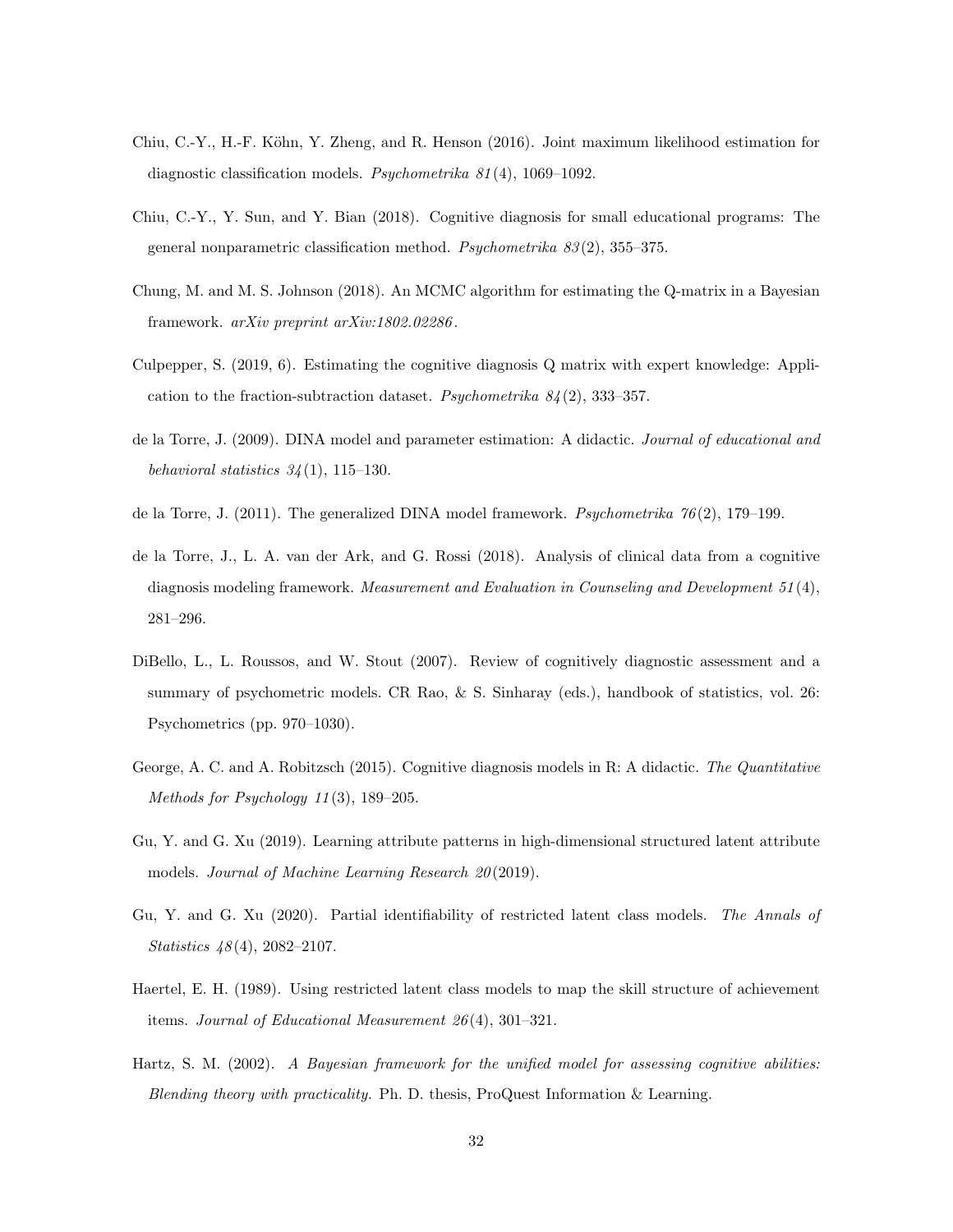Chiu, C.-Y., H.-F. Köhn, Y. Zheng, and R. Henson (2016). Joint maximum likelihood estimation for diagnostic classification models. *Psychometrika 81*(4), 1069–1092.

Chiu, C.-Y., Y. Sun, and Y. Bian (2018). Cognitive diagnosis for small educational programs: The general nonparametric classification method. *Psychometrika 83*(2), 355–375.

Chung, M. and M. S. Johnson (2018). An MCMC algorithm for estimating the Q-matrix in a Bayesian framework. *arXiv preprint arXiv:1802.02286*.

Culpepper, S. (2019, 6). Estimating the cognitive diagnosis Q matrix with expert knowledge: Application to the fraction-subtraction dataset. *Psychometrika 84*(2), 333–357.

de la Torre, J. (2009). DINA model and parameter estimation: A didactic. *Journal of educational and behavioral statistics 34*(1), 115–130.

de la Torre, J. (2011). The generalized DINA model framework. *Psychometrika 76*(2), 179–199.

de la Torre, J., L. A. van der Ark, and G. Rossi (2018). Analysis of clinical data from a cognitive diagnosis modeling framework. *Measurement and Evaluation in Counseling and Development 51*(4), 281–296.

DiBello, L., L. Roussos, and W. Stout (2007). Review of cognitively diagnostic assessment and a summary of psychometric models. CR Rao, & S. Sinharay (eds.), handbook of statistics, vol. 26: Psychometrics (pp. 970–1030).

George, A. C. and A. Robitzsch (2015). Cognitive diagnosis models in R: A didactic. *The Quantitative Methods for Psychology 11*(3), 189–205.

Gu, Y. and G. Xu (2019). Learning attribute patterns in high-dimensional structured latent attribute models. *Journal of Machine Learning Research 20*(2019).

Gu, Y. and G. Xu (2020). Partial identifiability of restricted latent class models. *The Annals of Statistics 48*(4), 2082–2107.

Haertel, E. H. (1989). Using restricted latent class models to map the skill structure of achievement items. *Journal of Educational Measurement 26*(4), 301–321.

Hartz, S. M. (2002). *A Bayesian framework for the unified model for assessing cognitive abilities: Blending theory with practicality.* Ph. D. thesis, ProQuest Information & Learning.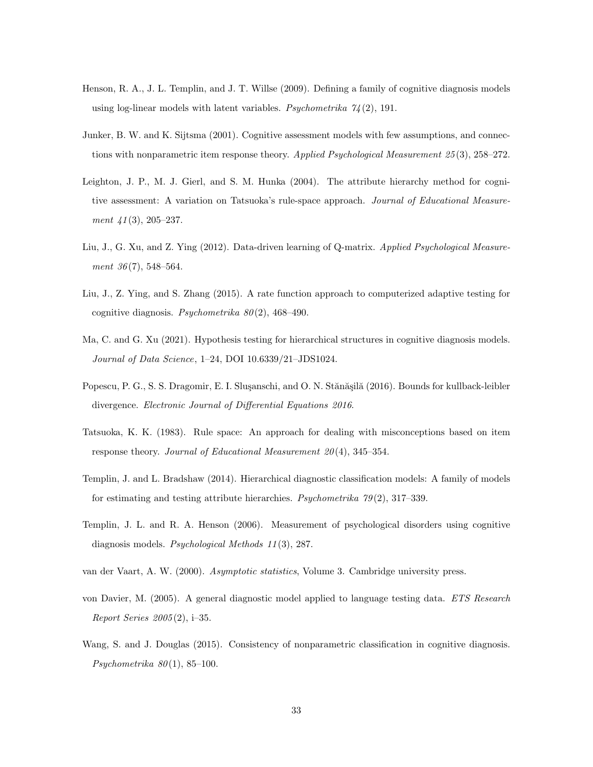Henson, R. A., J. L. Templin, and J. T. Willse (2009). Defining a family of cognitive diagnosis models using log-linear models with latent variables. *Psychometrika 74*(2), 191.

Junker, B. W. and K. Sijtsma (2001). Cognitive assessment models with few assumptions, and connections with nonparametric item response theory. *Applied Psychological Measurement 25*(3), 258–272.

Leighton, J. P., M. J. Gierl, and S. M. Hunka (2004). The attribute hierarchy method for cognitive assessment: A variation on Tatsuoka's rule-space approach. *Journal of Educational Measurement 41*(3), 205–237.

Liu, J., G. Xu, and Z. Ying (2012). Data-driven learning of Q-matrix. *Applied Psychological Measurement 36*(7), 548–564.

Liu, J., Z. Ying, and S. Zhang (2015). A rate function approach to computerized adaptive testing for cognitive diagnosis. *Psychometrika 80*(2), 468–490.

Ma, C. and G. Xu (2021). Hypothesis testing for hierarchical structures in cognitive diagnosis models. *Journal of Data Science*, 1–24, DOI 10.6339/21–JDS1024.

Popescu, P. G., S. S. Dragomir, E. I. Sluşanschi, and O. N. Stănăşilă (2016). Bounds for kullback-leibler divergence. *Electronic Journal of Differential Equations 2016*.

Tatsuoka, K. K. (1983). Rule space: An approach for dealing with misconceptions based on item response theory. *Journal of Educational Measurement 20*(4), 345–354.

Templin, J. and L. Bradshaw (2014). Hierarchical diagnostic classification models: A family of models for estimating and testing attribute hierarchies. *Psychometrika 79*(2), 317–339.

Templin, J. L. and R. A. Henson (2006). Measurement of psychological disorders using cognitive diagnosis models. *Psychological Methods 11*(3), 287.

van der Vaart, A. W. (2000). *Asymptotic statistics*, Volume 3. Cambridge university press.

von Davier, M. (2005). A general diagnostic model applied to language testing data. *ETS Research Report Series 2005*(2), i–35.

Wang, S. and J. Douglas (2015). Consistency of nonparametric classification in cognitive diagnosis. *Psychometrika 80*(1), 85–100.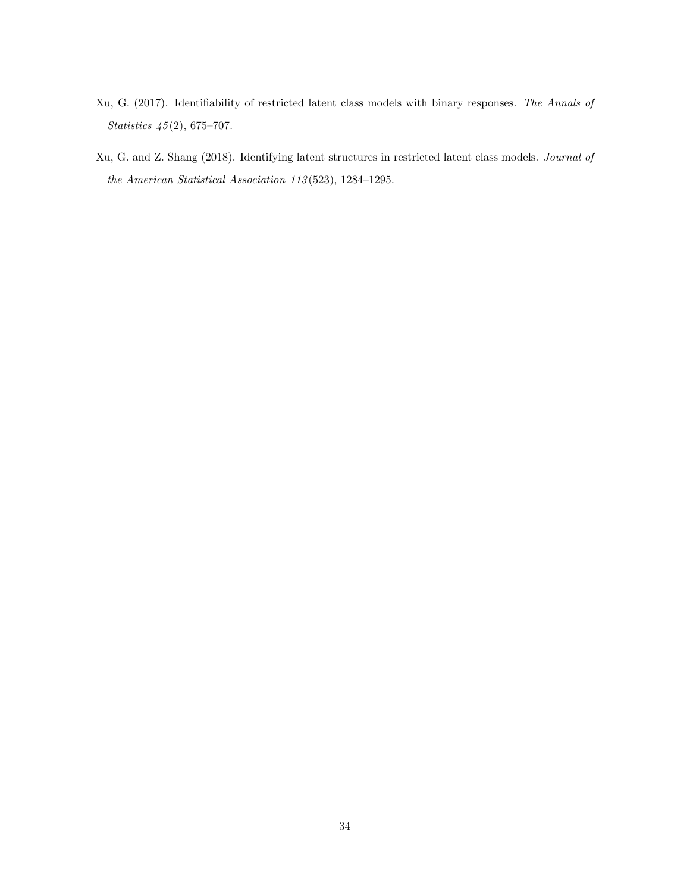Xu, G. (2017). Identifiability of restricted latent class models with binary responses. *The Annals of Statistics 45*(2), 675–707.

Xu, G. and Z. Shang (2018). Identifying latent structures in restricted latent class models. *Journal of the American Statistical Association 113*(523), 1284–1295.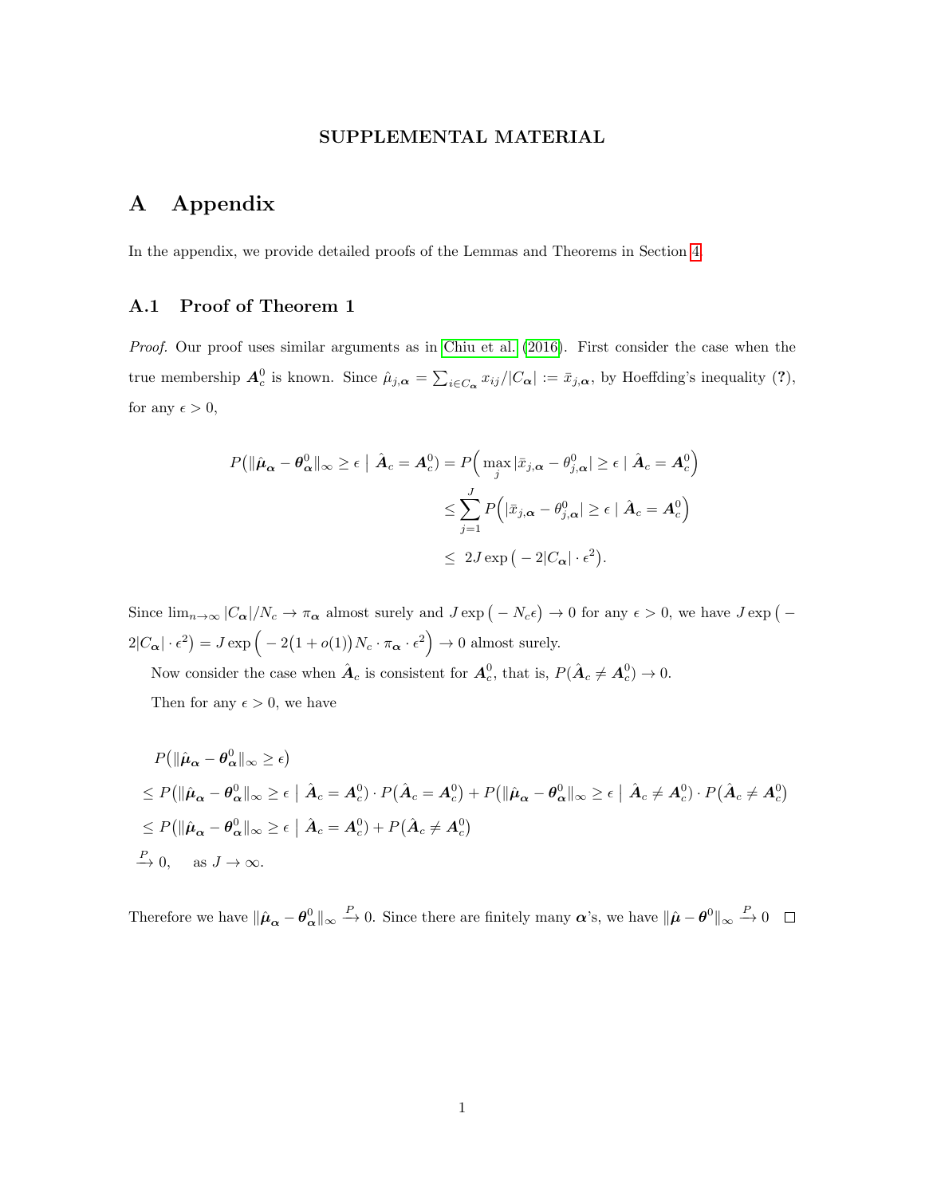**SUPPLEMENTAL MATERIAL**

# A Appendix

In the appendix, we provide detailed proofs of the Lemmas and Theorems in Section 4.

## A.1 Proof of Theorem 1

*Proof.* Our proof uses similar arguments as in Chiu et al. (2016). First consider the case when the true membership $\boldsymbol{A}_c^0$ is known. Since $\hat{\mu}_{j,\boldsymbol{\alpha}} = \sum_{i \in C_{\boldsymbol{\alpha}}} x_{ij}/|C_{\boldsymbol{\alpha}}| := \bar{x}_{j,\boldsymbol{\alpha}}$, by Hoeffding's inequality (?), for any $\epsilon > 0$,

$$
\begin{aligned}
P\big(\|\hat{\boldsymbol{\mu}}_{\boldsymbol{\alpha}} - \boldsymbol{\theta}^0_{\boldsymbol{\alpha}}\|_\infty \geq \epsilon \mid \hat{\boldsymbol{A}}_c = \boldsymbol{A}_c^0\big) &= P\Big(\max_j |\bar{x}_{j,\boldsymbol{\alpha}} - \theta^0_{j,\boldsymbol{\alpha}}| \geq \epsilon \mid \hat{\boldsymbol{A}}_c = \boldsymbol{A}_c^0\Big) \\
&\leq \sum_{j=1}^{J} P\Big(|\bar{x}_{j,\boldsymbol{\alpha}} - \theta^0_{j,\boldsymbol{\alpha}}| \geq \epsilon \mid \hat{\boldsymbol{A}}_c = \boldsymbol{A}_c^0\Big) \\
&\leq \; 2J \exp\big(-2|C_{\boldsymbol{\alpha}}| \cdot \epsilon^2\big).
\end{aligned}
$$

Since $\lim_{n\to\infty} |C_{\boldsymbol{\alpha}}|/N_c \to \pi_{\boldsymbol{\alpha}}$ almost surely and $J \exp\big(-N_c\epsilon\big) \to 0$ for any $\epsilon > 0$, we have $J \exp\big(-2|C_{\boldsymbol{\alpha}}| \cdot \epsilon^2\big) = J \exp\Big(-2\big(1 + o(1)\big) N_c \cdot \pi_{\boldsymbol{\alpha}} \cdot \epsilon^2\Big) \to 0$ almost surely.

Now consider the case when $\hat{\boldsymbol{A}}_c$ is consistent for $\boldsymbol{A}_c^0$, that is, $P(\hat{\boldsymbol{A}}_c \neq \boldsymbol{A}_c^0) \to 0$.

Then for any $\epsilon > 0$, we have

$$
\begin{aligned}
& P\big(\|\hat{\boldsymbol{\mu}}_{\boldsymbol{\alpha}} - \boldsymbol{\theta}^0_{\boldsymbol{\alpha}}\|_\infty \geq \epsilon\big) \\
& \leq P\big(\|\hat{\boldsymbol{\mu}}_{\boldsymbol{\alpha}} - \boldsymbol{\theta}^0_{\boldsymbol{\alpha}}\|_\infty \geq \epsilon \mid \hat{\boldsymbol{A}}_c = \boldsymbol{A}_c^0\big) \cdot P\big(\hat{\boldsymbol{A}}_c = \boldsymbol{A}_c^0\big) + P\big(\|\hat{\boldsymbol{\mu}}_{\boldsymbol{\alpha}} - \boldsymbol{\theta}^0_{\boldsymbol{\alpha}}\|_\infty \geq \epsilon \mid \hat{\boldsymbol{A}}_c \neq \boldsymbol{A}_c^0\big) \cdot P\big(\hat{\boldsymbol{A}}_c \neq \boldsymbol{A}_c^0\big) \\
& \leq P\big(\|\hat{\boldsymbol{\mu}}_{\boldsymbol{\alpha}} - \boldsymbol{\theta}^0_{\boldsymbol{\alpha}}\|_\infty \geq \epsilon \mid \hat{\boldsymbol{A}}_c = \boldsymbol{A}_c^0\big) + P\big(\hat{\boldsymbol{A}}_c \neq \boldsymbol{A}_c^0\big) \\
& \xrightarrow{P} 0, \quad \text{as } J \to \infty.
\end{aligned}
$$

Therefore we have $\|\hat{\boldsymbol{\mu}}_{\boldsymbol{\alpha}} - \boldsymbol{\theta}^0_{\boldsymbol{\alpha}}\|_\infty \xrightarrow{P} 0$. Since there are finitely many $\boldsymbol{\alpha}$'s, we have $\|\hat{\boldsymbol{\mu}} - \boldsymbol{\theta}^0\|_\infty \xrightarrow{P} 0$ $\square$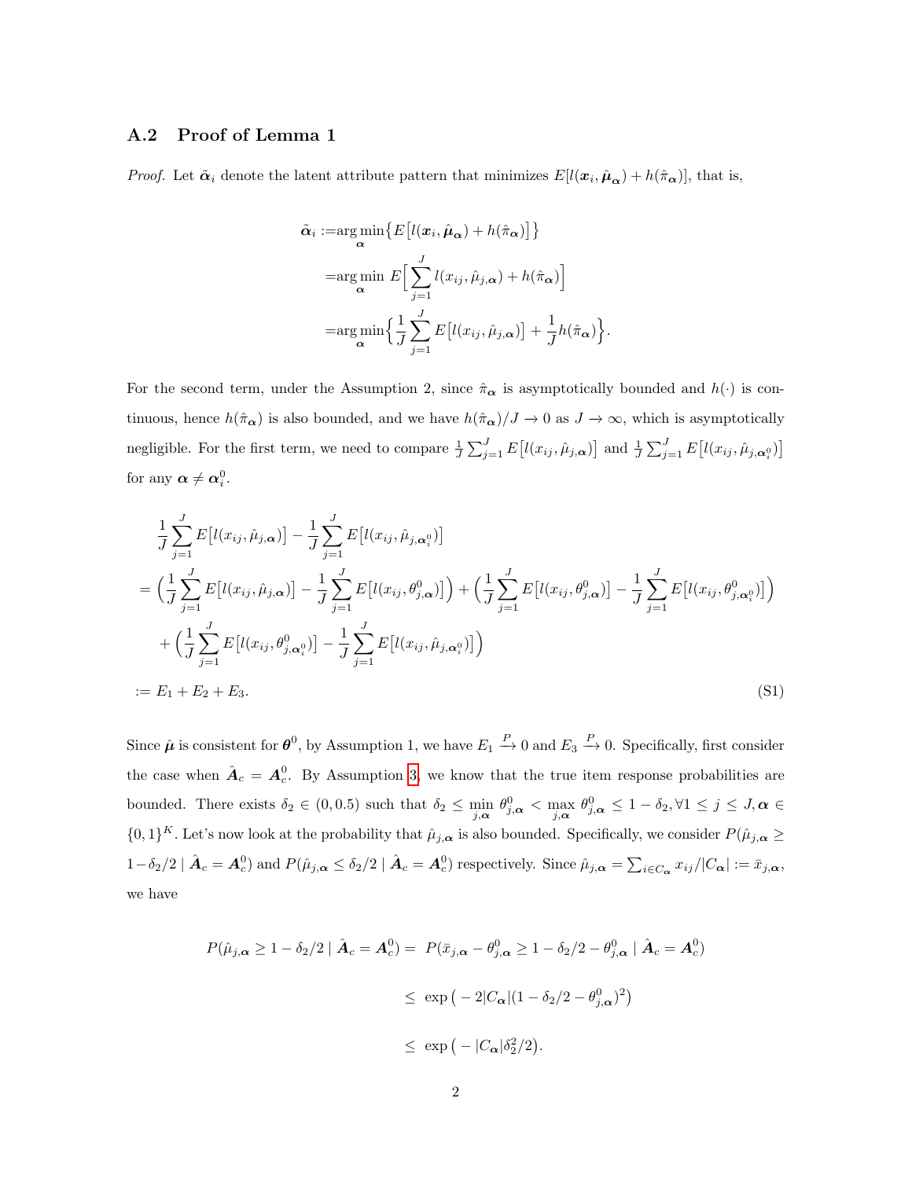### A.2 Proof of Lemma 1

*Proof.* Let $\tilde{\boldsymbol{\alpha}}_i$ denote the latent attribute pattern that minimizes $E[l(\boldsymbol{x}_i, \hat{\boldsymbol{\mu}}_{\boldsymbol{\alpha}}) + h(\hat{\pi}_{\boldsymbol{\alpha}})]$, that is,

$$
\begin{aligned}
\tilde{\boldsymbol{\alpha}}_i :=& \arg\min_{\boldsymbol{\alpha}} \big\{ E\big[l(\boldsymbol{x}_i, \hat{\boldsymbol{\mu}}_{\boldsymbol{\alpha}}) + h(\hat{\pi}_{\boldsymbol{\alpha}})\big] \big\} \\
=& \arg\min_{\boldsymbol{\alpha}} \; E\Big[ \sum_{j=1}^{J} l(x_{ij}, \hat{\mu}_{j,\boldsymbol{\alpha}}) + h(\hat{\pi}_{\boldsymbol{\alpha}}) \Big] \\
=& \arg\min_{\boldsymbol{\alpha}} \Big\{ \frac{1}{J} \sum_{j=1}^{J} E\big[l(x_{ij}, \hat{\mu}_{j,\boldsymbol{\alpha}})\big] + \frac{1}{J} h(\hat{\pi}_{\boldsymbol{\alpha}}) \Big\}.
\end{aligned}
$$

For the second term, under the Assumption 2, since $\hat{\pi}_{\boldsymbol{\alpha}}$ is asymptotically bounded and $h(\cdot)$ is continuous, hence $h(\hat{\pi}_{\boldsymbol{\alpha}})$ is also bounded, and we have $h(\hat{\pi}_{\boldsymbol{\alpha}})/J \to 0$ as $J \to \infty$, which is asymptotically negligible. For the first term, we need to compare $\frac{1}{J}\sum_{j=1}^{J} E\big[l(x_{ij}, \hat{\mu}_{j,\boldsymbol{\alpha}})\big]$ and $\frac{1}{J}\sum_{j=1}^{J} E\big[l(x_{ij}, \hat{\mu}_{j,\boldsymbol{\alpha}_i^0})\big]$ for any $\boldsymbol{\alpha} \neq \boldsymbol{\alpha}_i^0$.

$$
\begin{aligned}
& \frac{1}{J}\sum_{j=1}^{J} E\big[l(x_{ij}, \hat{\mu}_{j,\boldsymbol{\alpha}})\big] - \frac{1}{J}\sum_{j=1}^{J} E\big[l(x_{ij}, \hat{\mu}_{j,\boldsymbol{\alpha}_i^0})\big] \\
=& \Big( \frac{1}{J}\sum_{j=1}^{J} E\big[l(x_{ij}, \hat{\mu}_{j,\boldsymbol{\alpha}})\big] - \frac{1}{J}\sum_{j=1}^{J} E\big[l(x_{ij}, \theta^0_{j,\boldsymbol{\alpha}})\big] \Big) + \Big( \frac{1}{J}\sum_{j=1}^{J} E\big[l(x_{ij}, \theta^0_{j,\boldsymbol{\alpha}})\big] - \frac{1}{J}\sum_{j=1}^{J} E\big[l(x_{ij}, \theta^0_{j,\boldsymbol{\alpha}_i^0})\big] \Big) \\
& + \Big( \frac{1}{J}\sum_{j=1}^{J} E\big[l(x_{ij}, \theta^0_{j,\boldsymbol{\alpha}_i^0})\big] - \frac{1}{J}\sum_{j=1}^{J} E\big[l(x_{ij}, \hat{\mu}_{j,\boldsymbol{\alpha}_i^0})\big] \Big) \\
:=& E_1 + E_2 + E_3. 
\end{aligned}
\tag{S1}
$$

Since $\hat{\boldsymbol{\mu}}$ is consistent for $\boldsymbol{\theta}^0$, by Assumption 1, we have $E_1 \xrightarrow{P} 0$ and $E_3 \xrightarrow{P} 0$. Specifically, first consider the case when $\hat{\boldsymbol{A}}_c = \boldsymbol{A}_c^0$. By Assumption 3, we know that the true item response probabilities are bounded. There exists $\delta_2 \in (0, 0.5)$ such that $\delta_2 \leq \min_{j,\boldsymbol{\alpha}} \theta^0_{j,\boldsymbol{\alpha}} < \max_{j,\boldsymbol{\alpha}} \theta^0_{j,\boldsymbol{\alpha}} \leq 1 - \delta_2, \forall 1 \leq j \leq J, \boldsymbol{\alpha} \in \{0,1\}^K$. Let's now look at the probability that $\hat{\mu}_{j,\boldsymbol{\alpha}}$ is also bounded. Specifically, we consider $P(\hat{\mu}_{j,\boldsymbol{\alpha}} \geq 1 - \delta_2/2 \mid \hat{\boldsymbol{A}}_c = \boldsymbol{A}_c^0)$ and $P(\hat{\mu}_{j,\boldsymbol{\alpha}} \leq \delta_2/2 \mid \hat{\boldsymbol{A}}_c = \boldsymbol{A}_c^0)$ respectively. Since $\hat{\mu}_{j,\boldsymbol{\alpha}} = \sum_{i \in C_{\boldsymbol{\alpha}}} x_{ij}/|C_{\boldsymbol{\alpha}}| := \bar{x}_{j,\boldsymbol{\alpha}}$, we have

$$
\begin{aligned}
P(\hat{\mu}_{j,\boldsymbol{\alpha}} \geq 1 - \delta_2/2 \mid \hat{\boldsymbol{A}}_c = \boldsymbol{A}_c^0) =& \; P(\bar{x}_{j,\boldsymbol{\alpha}} - \theta^0_{j,\boldsymbol{\alpha}} \geq 1 - \delta_2/2 - \theta^0_{j,\boldsymbol{\alpha}} \mid \hat{\boldsymbol{A}}_c = \boldsymbol{A}_c^0) \\
\leq& \; \exp\big( -2|C_{\boldsymbol{\alpha}}|(1 - \delta_2/2 - \theta^0_{j,\boldsymbol{\alpha}})^2 \big) \\
\leq& \; \exp\big( -|C_{\boldsymbol{\alpha}}|\delta_2^2/2 \big).
\end{aligned}
$$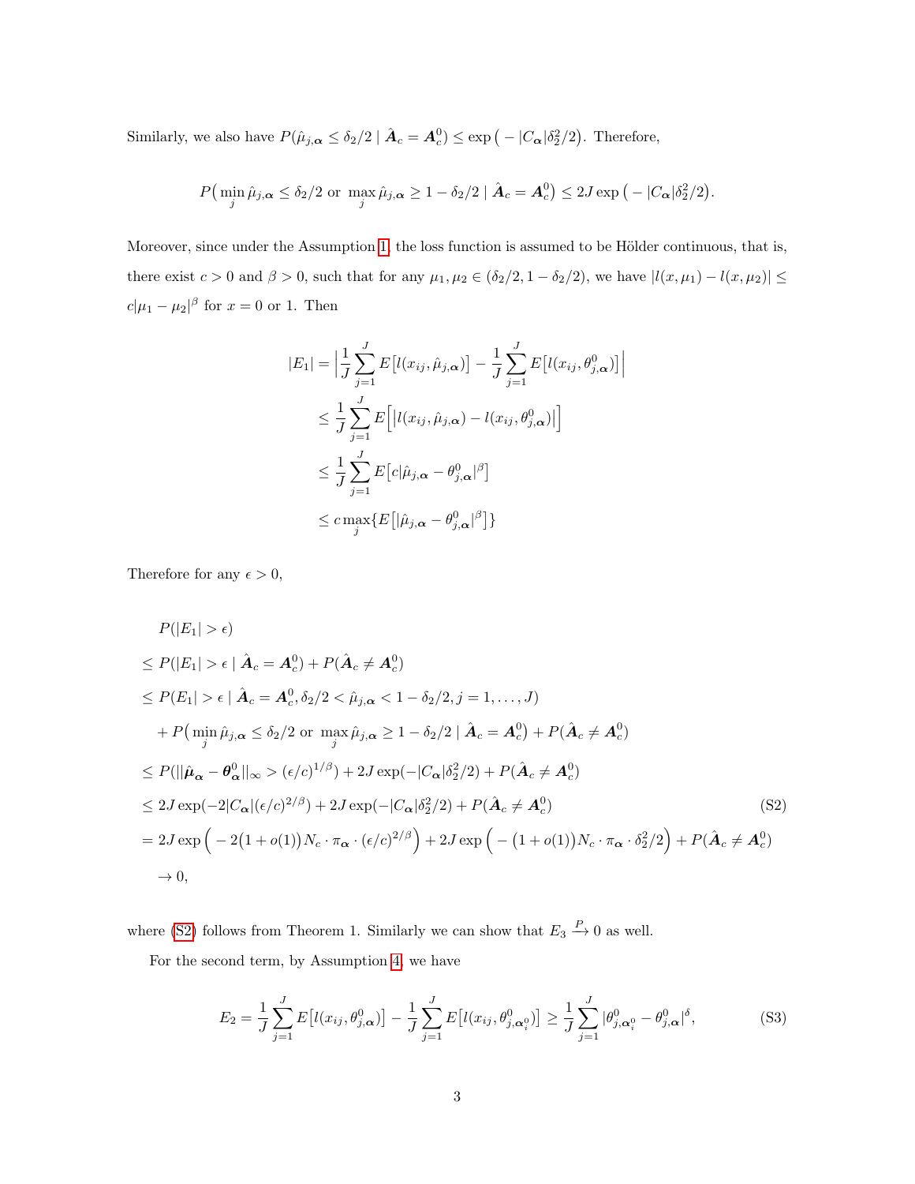Similarly, we also have $P(\hat{\mu}_{j,\boldsymbol{\alpha}} \leq \delta_2/2 \mid \hat{\boldsymbol{A}}_c = \boldsymbol{A}_c^0) \leq \exp\big(-|C_{\boldsymbol{\alpha}}|\delta_2^2/2\big)$. Therefore,

$$P\big(\min_j \hat{\mu}_{j,\boldsymbol{\alpha}} \leq \delta_2/2 \text{ or } \max_j \hat{\mu}_{j,\boldsymbol{\alpha}} \geq 1-\delta_2/2 \mid \hat{\boldsymbol{A}}_c = \boldsymbol{A}_c^0\big) \leq 2J\exp\big(-|C_{\boldsymbol{\alpha}}|\delta_2^2/2\big).$$

Moreover, since under the Assumption 1, the loss function is assumed to be Hölder continuous, that is, there exist $c > 0$ and $\beta > 0$, such that for any $\mu_1, \mu_2 \in (\delta_2/2, 1-\delta_2/2)$, we have $|l(x,\mu_1) - l(x,\mu_2)| \leq c|\mu_1 - \mu_2|^\beta$ for $x = 0$ or 1. Then

$$\begin{aligned}
|E_1| &= \Big|\frac{1}{J}\sum_{j=1}^J E\big[l(x_{ij},\hat{\mu}_{j,\boldsymbol{\alpha}})\big] - \frac{1}{J}\sum_{j=1}^J E\big[l(x_{ij},\theta^0_{j,\boldsymbol{\alpha}})\big]\Big| \\
&\leq \frac{1}{J}\sum_{j=1}^J E\Big[\big|l(x_{ij},\hat{\mu}_{j,\boldsymbol{\alpha}}) - l(x_{ij},\theta^0_{j,\boldsymbol{\alpha}})\big|\Big] \\
&\leq \frac{1}{J}\sum_{j=1}^J E\big[c|\hat{\mu}_{j,\boldsymbol{\alpha}} - \theta^0_{j,\boldsymbol{\alpha}}|^\beta\big] \\
&\leq c\max_j\{E\big[|\hat{\mu}_{j,\boldsymbol{\alpha}} - \theta^0_{j,\boldsymbol{\alpha}}|^\beta\big]\}
\end{aligned}$$

Therefore for any $\epsilon > 0$,

$$\begin{aligned}
&P(|E_1| > \epsilon) \\
&\leq P(|E_1| > \epsilon \mid \hat{\boldsymbol{A}}_c = \boldsymbol{A}_c^0) + P(\hat{\boldsymbol{A}}_c \neq \boldsymbol{A}_c^0) \\
&\leq P(E_1| > \epsilon \mid \hat{\boldsymbol{A}}_c = \boldsymbol{A}_c^0, \delta_2/2 < \hat{\mu}_{j,\boldsymbol{\alpha}} < 1-\delta_2/2, j = 1,\ldots,J) \\
&\quad + P\big(\min_j \hat{\mu}_{j,\boldsymbol{\alpha}} \leq \delta_2/2 \text{ or } \max_j \hat{\mu}_{j,\boldsymbol{\alpha}} \geq 1-\delta_2/2 \mid \hat{\boldsymbol{A}}_c = \boldsymbol{A}_c^0\big) + P(\hat{\boldsymbol{A}}_c \neq \boldsymbol{A}_c^0) \\
&\leq P(||\hat{\boldsymbol{\mu}}_{\boldsymbol{\alpha}} - \boldsymbol{\theta}^0_{\boldsymbol{\alpha}}||_\infty > (\epsilon/c)^{1/\beta}) + 2J\exp(-|C_{\boldsymbol{\alpha}}|\delta_2^2/2) + P(\hat{\boldsymbol{A}}_c \neq \boldsymbol{A}_c^0) \\
&\leq 2J\exp(-2|C_{\boldsymbol{\alpha}}|(\epsilon/c)^{2/\beta}) + 2J\exp(-|C_{\boldsymbol{\alpha}}|\delta_2^2/2) + P(\hat{\boldsymbol{A}}_c \neq \boldsymbol{A}_c^0) \qquad \text{(S2)} \\
&= 2J\exp\Big(-2\big(1+o(1)\big)N_c\cdot\pi_{\boldsymbol{\alpha}}\cdot(\epsilon/c)^{2/\beta}\Big) + 2J\exp\Big(-\big(1+o(1)\big)N_c\cdot\pi_{\boldsymbol{\alpha}}\cdot\delta_2^2/2\Big) + P(\hat{\boldsymbol{A}}_c \neq \boldsymbol{A}_c^0) \\
&\to 0,
\end{aligned}$$

where (S2) follows from Theorem 1. Similarly we can show that $E_3 \xrightarrow{P} 0$ as well.

For the second term, by Assumption 4, we have

$$E_2 = \frac{1}{J}\sum_{j=1}^J E\big[l(x_{ij},\theta^0_{j,\boldsymbol{\alpha}})\big] - \frac{1}{J}\sum_{j=1}^J E\big[l(x_{ij},\theta^0_{j,\boldsymbol{\alpha}_i^0})\big] \geq \frac{1}{J}\sum_{j=1}^J |\theta^0_{j,\boldsymbol{\alpha}_i^0} - \theta^0_{j,\boldsymbol{\alpha}}|^\delta, \qquad \text{(S3)}$$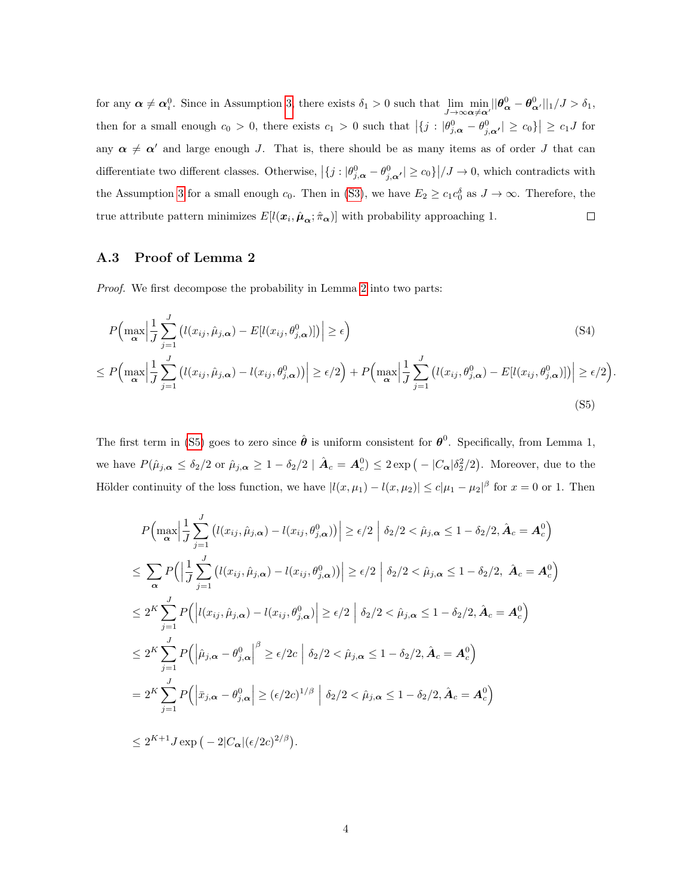for any $\boldsymbol{\alpha} \neq \boldsymbol{\alpha}_i^0$. Since in Assumption 3, there exists $\delta_1 > 0$ such that $\lim_{J\to\infty} \min_{\boldsymbol{\alpha}\neq\boldsymbol{\alpha}'} ||\boldsymbol{\theta}^0_{\boldsymbol{\alpha}} - \boldsymbol{\theta}^0_{\boldsymbol{\alpha}'}||_1/J > \delta_1$, then for a small enough $c_0 > 0$, there exists $c_1 > 0$ such that $\big|\{j : |\theta^0_{j,\boldsymbol{\alpha}} - \theta^0_{j,\boldsymbol{\alpha}'}| \geq c_0\}\big| \geq c_1 J$ for any $\boldsymbol{\alpha} \neq \boldsymbol{\alpha}'$ and large enough $J$. That is, there should be as many items as of order $J$ that can differentiate two different classes. Otherwise, $\big|\{j : |\theta^0_{j,\boldsymbol{\alpha}} - \theta^0_{j,\boldsymbol{\alpha}'}| \geq c_0\}\big|/J \to 0$, which contradicts with the Assumption 3 for a small enough $c_0$. Then in (S3), we have $E_2 \geq c_1 c_0^\delta$ as $J \to \infty$. Therefore, the true attribute pattern minimizes $E[l(\boldsymbol{x}_i, \hat{\boldsymbol{\mu}}_{\boldsymbol{\alpha}}; \hat{\pi}_{\boldsymbol{\alpha}})]$ with probability approaching 1. □

### A.3 Proof of Lemma 2

*Proof.* We first decompose the probability in Lemma 2 into two parts:

$$P\Big(\max_{\boldsymbol{\alpha}}\Big|\frac{1}{J}\sum_{j=1}^J \big(l(x_{ij}, \hat{\mu}_{j,\boldsymbol{\alpha}}) - E[l(x_{ij}, \theta^0_{j,\boldsymbol{\alpha}})]\big)\Big| \geq \epsilon\Big) \tag{S4}$$

$$\leq P\Big(\max_{\boldsymbol{\alpha}}\Big|\frac{1}{J}\sum_{j=1}^J \big(l(x_{ij}, \hat{\mu}_{j,\boldsymbol{\alpha}}) - l(x_{ij}, \theta^0_{j,\boldsymbol{\alpha}})\big)\Big| \geq \epsilon/2\Big) + P\Big(\max_{\boldsymbol{\alpha}}\Big|\frac{1}{J}\sum_{j=1}^J \big(l(x_{ij}, \theta^0_{j,\boldsymbol{\alpha}}) - E[l(x_{ij}, \theta^0_{j,\boldsymbol{\alpha}})]\big)\Big| \geq \epsilon/2\Big). \tag{S5}$$

The first term in (S5) goes to zero since $\hat{\boldsymbol{\theta}}$ is uniform consistent for $\boldsymbol{\theta}^0$. Specifically, from Lemma 1, we have $P(\hat{\mu}_{j,\boldsymbol{\alpha}} \leq \delta_2/2 \text{ or } \hat{\mu}_{j,\boldsymbol{\alpha}} \geq 1 - \delta_2/2 \mid \hat{\boldsymbol{A}}_c = \boldsymbol{A}_c^0) \leq 2\exp\big(-|C_{\boldsymbol{\alpha}}|\delta_2^2/2\big)$. Moreover, due to the Hölder continuity of the loss function, we have $|l(x, \mu_1) - l(x, \mu_2)| \leq c|\mu_1 - \mu_2|^\beta$ for $x = 0$ or $1$. Then

$$\begin{aligned}
&P\Big(\max_{\boldsymbol{\alpha}}\Big|\frac{1}{J}\sum_{j=1}^J \big(l(x_{ij}, \hat{\mu}_{j,\boldsymbol{\alpha}}) - l(x_{ij}, \theta^0_{j,\boldsymbol{\alpha}})\big)\Big| \geq \epsilon/2 \;\Big|\; \delta_2/2 < \hat{\mu}_{j,\boldsymbol{\alpha}} \leq 1 - \delta_2/2, \hat{\boldsymbol{A}}_c = \boldsymbol{A}_c^0\Big) \\
&\leq \sum_{\boldsymbol{\alpha}} P\Big(\Big|\frac{1}{J}\sum_{j=1}^J \big(l(x_{ij}, \hat{\mu}_{j,\boldsymbol{\alpha}}) - l(x_{ij}, \theta^0_{j,\boldsymbol{\alpha}})\big)\Big| \geq \epsilon/2 \;\Big|\; \delta_2/2 < \hat{\mu}_{j,\boldsymbol{\alpha}} \leq 1 - \delta_2/2,\ \hat{\boldsymbol{A}}_c = \boldsymbol{A}_c^0\Big) \\
&\leq 2^K \sum_{j=1}^J P\Big(\Big|l(x_{ij}, \hat{\mu}_{j,\boldsymbol{\alpha}}) - l(x_{ij}, \theta^0_{j,\boldsymbol{\alpha}})\Big| \geq \epsilon/2 \;\Big|\; \delta_2/2 < \hat{\mu}_{j,\boldsymbol{\alpha}} \leq 1 - \delta_2/2, \hat{\boldsymbol{A}}_c = \boldsymbol{A}_c^0\Big) \\
&\leq 2^K \sum_{j=1}^J P\Big(\Big|\hat{\mu}_{j,\boldsymbol{\alpha}} - \theta^0_{j,\boldsymbol{\alpha}}\Big|^\beta \geq \epsilon/2c \;\Big|\; \delta_2/2 < \hat{\mu}_{j,\boldsymbol{\alpha}} \leq 1 - \delta_2/2, \hat{\boldsymbol{A}}_c = \boldsymbol{A}_c^0\Big) \\
&= 2^K \sum_{j=1}^J P\Big(\Big|\bar{x}_{j,\boldsymbol{\alpha}} - \theta^0_{j,\boldsymbol{\alpha}}\Big| \geq (\epsilon/2c)^{1/\beta} \;\Big|\; \delta_2/2 < \hat{\mu}_{j,\boldsymbol{\alpha}} \leq 1 - \delta_2/2, \hat{\boldsymbol{A}}_c = \boldsymbol{A}_c^0\Big) \\
&\leq 2^{K+1} J \exp\big(-2|C_{\boldsymbol{\alpha}}|(\epsilon/2c)^{2/\beta}\big).
\end{aligned}$$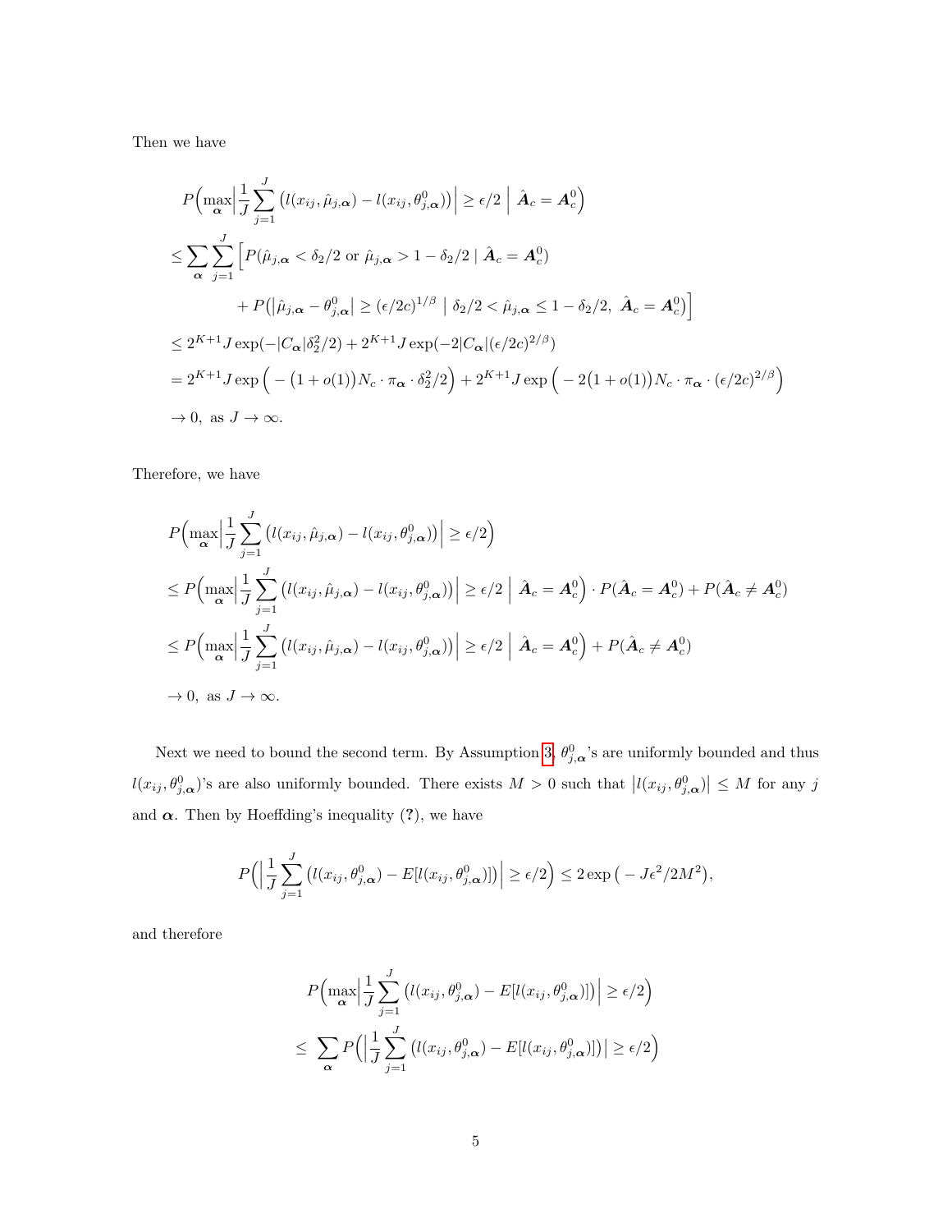Then we have

$$
\begin{aligned}
& P\Big(\max_{\boldsymbol{\alpha}}\Big|\frac{1}{J}\sum_{j=1}^{J}\big(l(x_{ij},\hat{\mu}_{j,\boldsymbol{\alpha}})-l(x_{ij},\theta^0_{j,\boldsymbol{\alpha}})\big)\Big|\geq \epsilon/2 \;\Big|\; \hat{\boldsymbol{A}}_c=\boldsymbol{A}^0_c\Big)\\
\leq & \sum_{\boldsymbol{\alpha}}\sum_{j=1}^{J}\Big[P(\hat{\mu}_{j,\boldsymbol{\alpha}}<\delta_2/2 \text{ or } \hat{\mu}_{j,\boldsymbol{\alpha}}>1-\delta_2/2 \mid \hat{\boldsymbol{A}}_c=\boldsymbol{A}^0_c)\\
& \qquad + P\big(\big|\hat{\mu}_{j,\boldsymbol{\alpha}}-\theta^0_{j,\boldsymbol{\alpha}}\big|\geq(\epsilon/2c)^{1/\beta}\;\big|\;\delta_2/2<\hat{\mu}_{j,\boldsymbol{\alpha}}\leq 1-\delta_2/2,\; \hat{\boldsymbol{A}}_c=\boldsymbol{A}^0_c\big)\Big]\\
\leq & 2^{K+1}J\exp(-|C_{\boldsymbol{\alpha}}|\delta_2^2/2)+2^{K+1}J\exp(-2|C_{\boldsymbol{\alpha}}|(\epsilon/2c)^{2/\beta})\\
= & 2^{K+1}J\exp\Big(-\big(1+o(1)\big)N_c\cdot\pi_{\boldsymbol{\alpha}}\cdot\delta_2^2/2\Big)+2^{K+1}J\exp\Big(-2\big(1+o(1)\big)N_c\cdot\pi_{\boldsymbol{\alpha}}\cdot(\epsilon/2c)^{2/\beta}\Big)\\
\to & \,0, \text{ as } J\to\infty.
\end{aligned}
$$

Therefore, we have

$$
\begin{aligned}
& P\Big(\max_{\boldsymbol{\alpha}}\Big|\frac{1}{J}\sum_{j=1}^{J}\big(l(x_{ij},\hat{\mu}_{j,\boldsymbol{\alpha}})-l(x_{ij},\theta^0_{j,\boldsymbol{\alpha}})\big)\Big|\geq \epsilon/2\Big)\\
\leq & P\Big(\max_{\boldsymbol{\alpha}}\Big|\frac{1}{J}\sum_{j=1}^{J}\big(l(x_{ij},\hat{\mu}_{j,\boldsymbol{\alpha}})-l(x_{ij},\theta^0_{j,\boldsymbol{\alpha}})\big)\Big|\geq \epsilon/2 \;\Big|\; \hat{\boldsymbol{A}}_c=\boldsymbol{A}^0_c\Big)\cdot P(\hat{\boldsymbol{A}}_c=\boldsymbol{A}^0_c)+P(\hat{\boldsymbol{A}}_c\neq\boldsymbol{A}^0_c)\\
\leq & P\Big(\max_{\boldsymbol{\alpha}}\Big|\frac{1}{J}\sum_{j=1}^{J}\big(l(x_{ij},\hat{\mu}_{j,\boldsymbol{\alpha}})-l(x_{ij},\theta^0_{j,\boldsymbol{\alpha}})\big)\Big|\geq \epsilon/2 \;\Big|\; \hat{\boldsymbol{A}}_c=\boldsymbol{A}^0_c\Big)+P(\hat{\boldsymbol{A}}_c\neq\boldsymbol{A}^0_c)\\
\to & \,0, \text{ as } J\to\infty.
\end{aligned}
$$

Next we need to bound the second term. By Assumption 3, $\theta^0_{j,\boldsymbol{\alpha}}$'s are uniformly bounded and thus $l(x_{ij},\theta^0_{j,\boldsymbol{\alpha}})$'s are also uniformly bounded. There exists $M>0$ such that $\big|l(x_{ij},\theta^0_{j,\boldsymbol{\alpha}})\big|\leq M$ for any $j$ and $\boldsymbol{\alpha}$. Then by Hoeffding's inequality (?), we have

$$
P\Big(\Big|\frac{1}{J}\sum_{j=1}^{J}\big(l(x_{ij},\theta^0_{j,\boldsymbol{\alpha}})-E[l(x_{ij},\theta^0_{j,\boldsymbol{\alpha}})]\big)\Big|\geq\epsilon/2\Big)\leq 2\exp\big(-J\epsilon^2/2M^2\big),
$$

and therefore

$$
\begin{aligned}
& P\Big(\max_{\boldsymbol{\alpha}}\Big|\frac{1}{J}\sum_{j=1}^{J}\big(l(x_{ij},\theta^0_{j,\boldsymbol{\alpha}})-E[l(x_{ij},\theta^0_{j,\boldsymbol{\alpha}})]\big)\Big|\geq\epsilon/2\Big)\\
\leq & \sum_{\boldsymbol{\alpha}}P\Big(\Big|\frac{1}{J}\sum_{j=1}^{J}\big(l(x_{ij},\theta^0_{j,\boldsymbol{\alpha}})-E[l(x_{ij},\theta^0_{j,\boldsymbol{\alpha}})]\big)\Big|\geq\epsilon/2\Big)
\end{aligned}
$$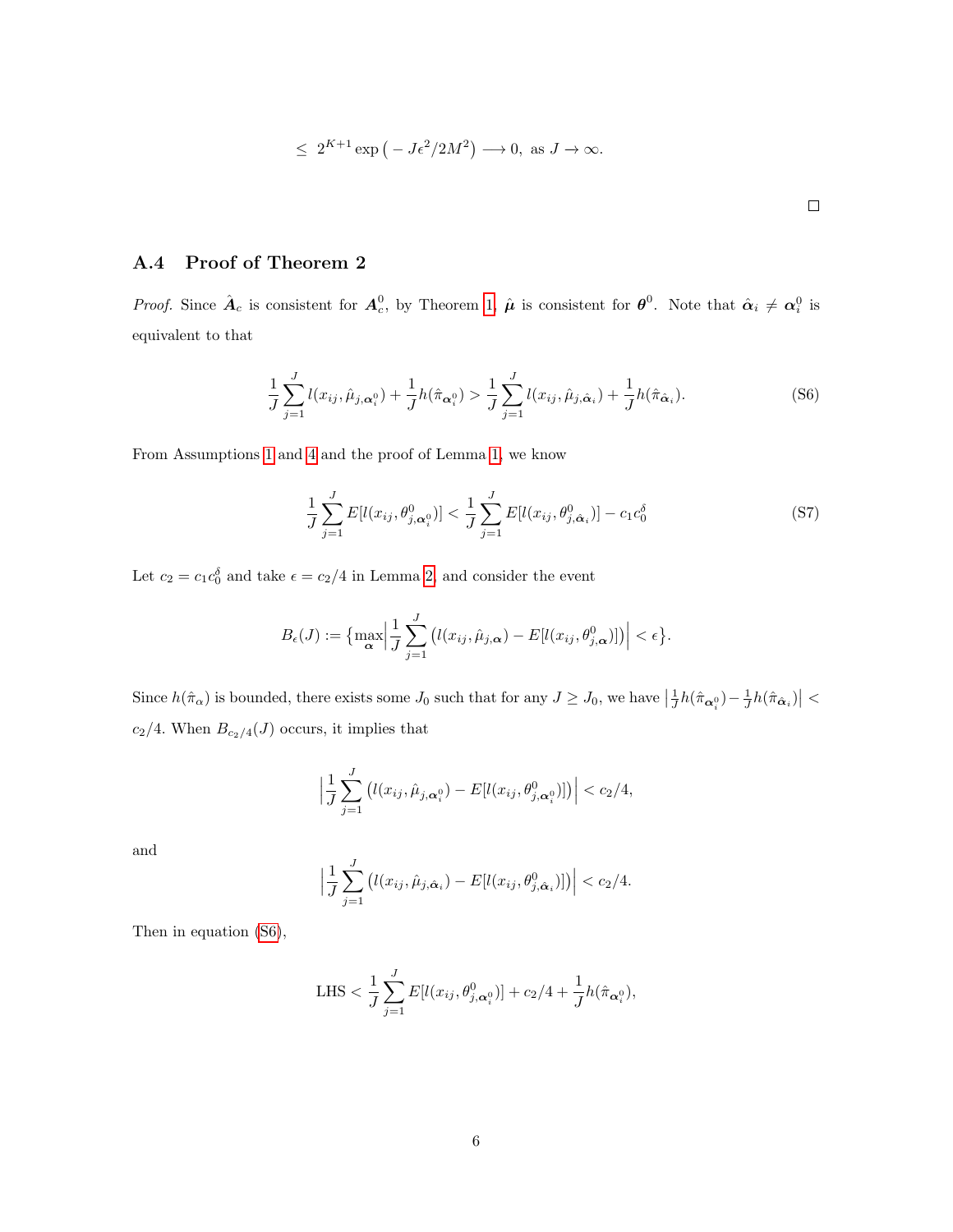$$\leq \ 2^{K+1} \exp\big(-J\epsilon^2/2M^2\big) \longrightarrow 0, \text{ as } J \to \infty.$$

□

### A.4 Proof of Theorem 2

*Proof.* Since $\hat{\boldsymbol{A}}_c$ is consistent for $\boldsymbol{A}_c^0$, by Theorem 1, $\hat{\boldsymbol{\mu}}$ is consistent for $\boldsymbol{\theta}^0$. Note that $\hat{\boldsymbol{\alpha}}_i \neq \boldsymbol{\alpha}_i^0$ is equivalent to that

$$\frac{1}{J}\sum_{j=1}^{J} l(x_{ij}, \hat{\mu}_{j,\boldsymbol{\alpha}_i^0}) + \frac{1}{J}h(\hat{\pi}_{\boldsymbol{\alpha}_i^0}) > \frac{1}{J}\sum_{j=1}^{J} l(x_{ij}, \hat{\mu}_{j,\hat{\boldsymbol{\alpha}}_i}) + \frac{1}{J}h(\hat{\pi}_{\hat{\boldsymbol{\alpha}}_i}). \tag{S6}$$

From Assumptions 1 and 4 and the proof of Lemma 1, we know

$$\frac{1}{J}\sum_{j=1}^{J} E[l(x_{ij}, \theta^0_{j,\boldsymbol{\alpha}_i^0})] < \frac{1}{J}\sum_{j=1}^{J} E[l(x_{ij}, \theta^0_{j,\hat{\boldsymbol{\alpha}}_i})] - c_1 c_0^{\delta} \tag{S7}$$

Let $c_2 = c_1 c_0^{\delta}$ and take $\epsilon = c_2/4$ in Lemma 2, and consider the event

$$B_\epsilon(J) := \Big\{\max_{\boldsymbol{\alpha}}\Big|\frac{1}{J}\sum_{j=1}^{J}\big(l(x_{ij}, \hat{\mu}_{j,\boldsymbol{\alpha}}) - E[l(x_{ij}, \theta^0_{j,\boldsymbol{\alpha}})]\big)\Big| < \epsilon\Big\}.$$

Since $h(\hat{\pi}_\alpha)$ is bounded, there exists some $J_0$ such that for any $J \geq J_0$, we have $\big|\frac{1}{J}h(\hat{\pi}_{\boldsymbol{\alpha}_i^0}) - \frac{1}{J}h(\hat{\pi}_{\hat{\boldsymbol{\alpha}}_i})\big| < c_2/4$. When $B_{c_2/4}(J)$ occurs, it implies that

$$\Big|\frac{1}{J}\sum_{j=1}^{J}\big(l(x_{ij}, \hat{\mu}_{j,\boldsymbol{\alpha}_i^0}) - E[l(x_{ij}, \theta^0_{j,\boldsymbol{\alpha}_i^0})]\big)\Big| < c_2/4,$$

and

$$\Big|\frac{1}{J}\sum_{j=1}^{J}\big(l(x_{ij}, \hat{\mu}_{j,\hat{\boldsymbol{\alpha}}_i}) - E[l(x_{ij}, \theta^0_{j,\hat{\boldsymbol{\alpha}}_i})]\big)\Big| < c_2/4.$$

Then in equation (S6),

$$\text{LHS} < \frac{1}{J}\sum_{j=1}^{J} E[l(x_{ij}, \theta^0_{j,\boldsymbol{\alpha}_i^0})] + c_2/4 + \frac{1}{J}h(\hat{\pi}_{\boldsymbol{\alpha}_i^0}),$$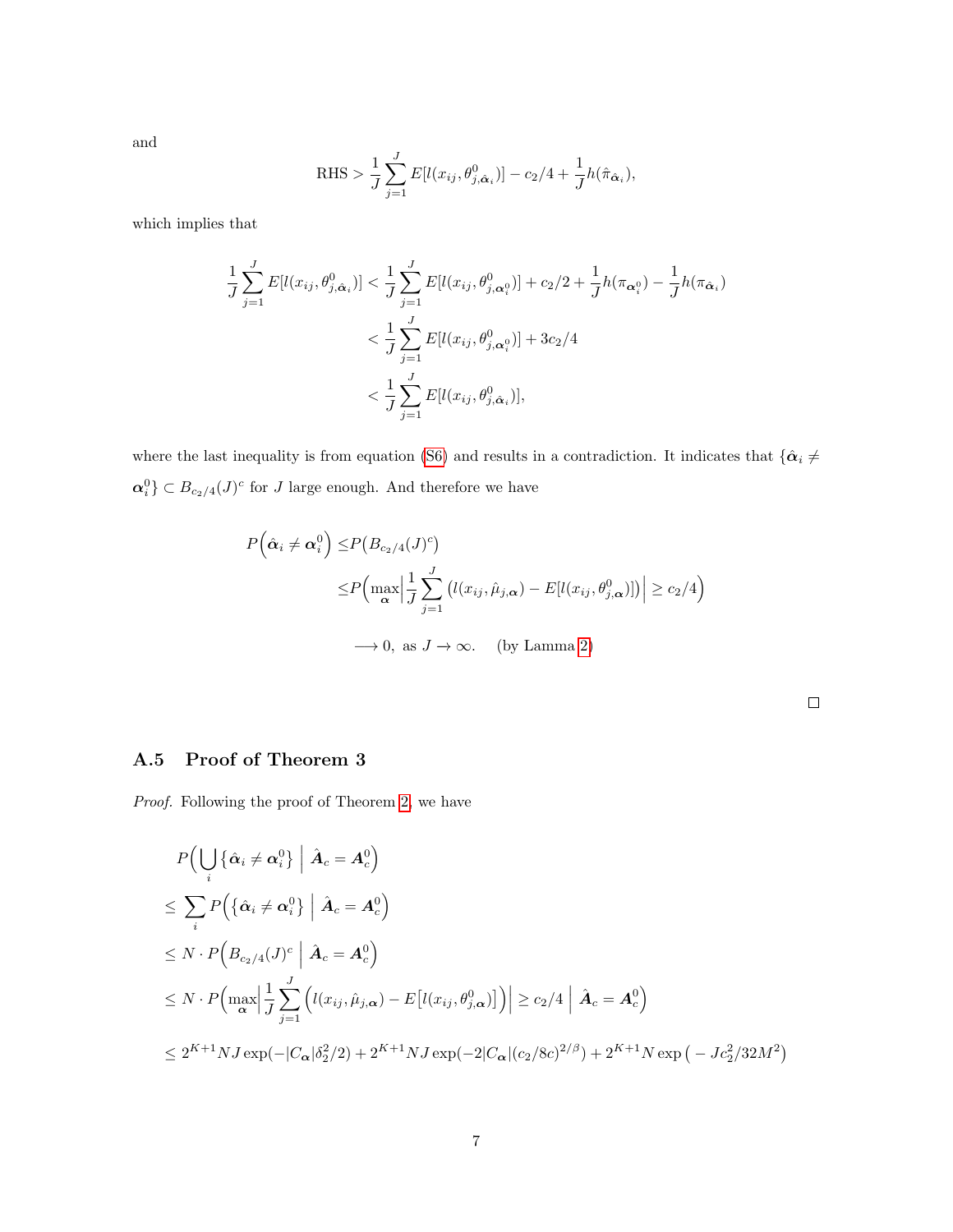and

$$\text{RHS} > \frac{1}{J}\sum_{j=1}^{J} E[l(x_{ij}, \theta^0_{j,\hat{\boldsymbol{\alpha}}_i})] - c_2/4 + \frac{1}{J}h(\hat{\pi}_{\hat{\boldsymbol{\alpha}}_i}),$$

which implies that

$$\begin{aligned}
\frac{1}{J}\sum_{j=1}^{J} E[l(x_{ij}, \theta^0_{j,\hat{\boldsymbol{\alpha}}_i})] &< \frac{1}{J}\sum_{j=1}^{J} E[l(x_{ij}, \theta^0_{j,\boldsymbol{\alpha}^0_i})] + c_2/2 + \frac{1}{J}h(\pi_{\boldsymbol{\alpha}^0_i}) - \frac{1}{J}h(\pi_{\hat{\boldsymbol{\alpha}}_i}) \\
&< \frac{1}{J}\sum_{j=1}^{J} E[l(x_{ij}, \theta^0_{j,\boldsymbol{\alpha}^0_i})] + 3c_2/4 \\
&< \frac{1}{J}\sum_{j=1}^{J} E[l(x_{ij}, \theta^0_{j,\hat{\boldsymbol{\alpha}}_i})],
\end{aligned}$$

where the last inequality is from equation (S6) and results in a contradiction. It indicates that $\{\hat{\boldsymbol{\alpha}}_i \neq \boldsymbol{\alpha}^0_i\} \subset B_{c_2/4}(J)^c$ for $J$ large enough. And therefore we have

$$\begin{aligned}
P\Big(\hat{\boldsymbol{\alpha}}_i \neq \boldsymbol{\alpha}^0_i\Big) \leq& P\big(B_{c_2/4}(J)^c\big) \\
\leq& P\Big(\max_{\boldsymbol{\alpha}}\Big|\frac{1}{J}\sum_{j=1}^{J}\big(l(x_{ij}, \hat{\mu}_{j,\boldsymbol{\alpha}}) - E[l(x_{ij}, \theta^0_{j,\boldsymbol{\alpha}})]\big)\Big| \geq c_2/4\Big) \\
&\longrightarrow 0, \text{ as } J \to \infty. \quad \text{(by Lamma 2)}
\end{aligned}$$

□

### A.5 Proof of Theorem 3

*Proof.* Following the proof of Theorem 2, we have

$$\begin{aligned}
&P\Big(\bigcup_i \{\hat{\boldsymbol{\alpha}}_i \neq \boldsymbol{\alpha}^0_i\} \;\Big|\; \hat{\boldsymbol{A}}_c = \boldsymbol{A}^0_c\Big) \\
\leq& \sum_i P\Big(\{\hat{\boldsymbol{\alpha}}_i \neq \boldsymbol{\alpha}^0_i\} \;\Big|\; \hat{\boldsymbol{A}}_c = \boldsymbol{A}^0_c\Big) \\
\leq& N \cdot P\Big(B_{c_2/4}(J)^c \;\Big|\; \hat{\boldsymbol{A}}_c = \boldsymbol{A}^0_c\Big) \\
\leq& N \cdot P\Big(\max_{\boldsymbol{\alpha}}\Big|\frac{1}{J}\sum_{j=1}^{J}\Big(l(x_{ij}, \hat{\mu}_{j,\boldsymbol{\alpha}}) - E\big[l(x_{ij}, \theta^0_{j,\boldsymbol{\alpha}})\big]\Big)\Big| \geq c_2/4 \;\Big|\; \hat{\boldsymbol{A}}_c = \boldsymbol{A}^0_c\Big) \\
\leq& 2^{K+1}NJ\exp(-|C_{\boldsymbol{\alpha}}|\delta_2^2/2) + 2^{K+1}NJ\exp(-2|C_{\boldsymbol{\alpha}}|(c_2/8c)^{2/\beta}) + 2^{K+1}N\exp\big(-Jc_2^2/32M^2\big)
\end{aligned}$$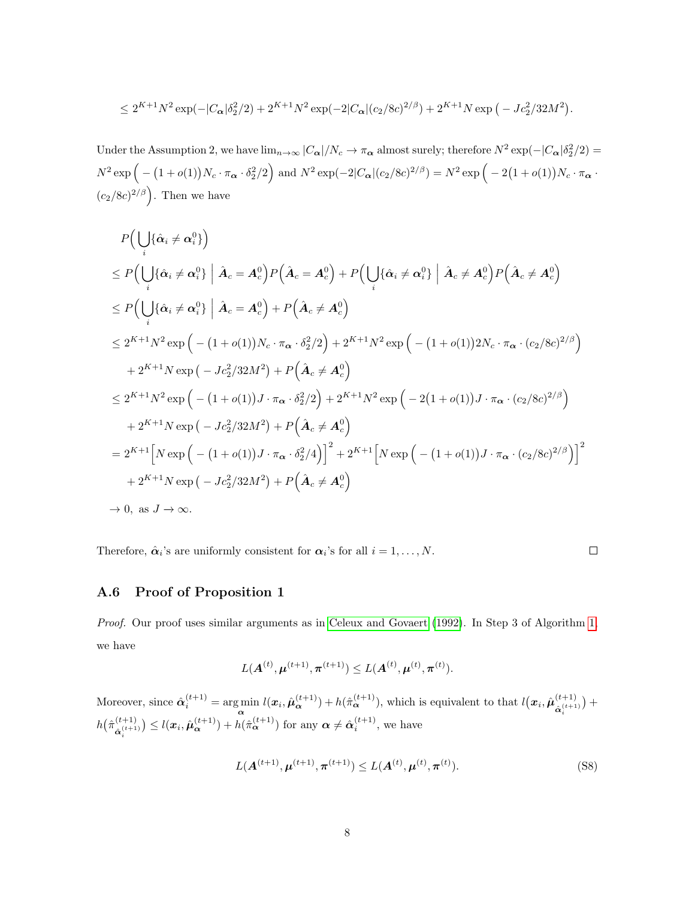$$\leq 2^{K+1}N^2 \exp(-|C_{\boldsymbol{\alpha}}|\delta_2^2/2) + 2^{K+1}N^2 \exp(-2|C_{\boldsymbol{\alpha}}|(c_2/8c)^{2/\beta}) + 2^{K+1}N \exp\big(-Jc_2^2/32M^2\big).$$

Under the Assumption 2, we have $\lim_{n\to\infty} |C_{\boldsymbol{\alpha}}|/N_c \to \pi_{\boldsymbol{\alpha}}$ almost surely; therefore $N^2 \exp(-|C_{\boldsymbol{\alpha}}|\delta_2^2/2) = N^2 \exp\Big(-\big(1+o(1)\big)N_c \cdot \pi_{\boldsymbol{\alpha}} \cdot \delta_2^2/2\Big)$ and $N^2 \exp(-2|C_{\boldsymbol{\alpha}}|(c_2/8c)^{2/\beta}) = N^2 \exp\Big(-2\big(1+o(1)\big)N_c \cdot \pi_{\boldsymbol{\alpha}} \cdot (c_2/8c)^{2/\beta}\Big)$. Then we have

$$
\begin{aligned}
&P\Big(\bigcup_i \{\hat{\boldsymbol{\alpha}}_i \neq \boldsymbol{\alpha}_i^0\}\Big)\\
&\leq P\Big(\bigcup_i \{\hat{\boldsymbol{\alpha}}_i \neq \boldsymbol{\alpha}_i^0\} \;\Big|\; \hat{\boldsymbol{A}}_c = \boldsymbol{A}_c^0\Big) P\Big(\hat{\boldsymbol{A}}_c = \boldsymbol{A}_c^0\Big) + P\Big(\bigcup_i \{\hat{\boldsymbol{\alpha}}_i \neq \boldsymbol{\alpha}_i^0\} \;\Big|\; \hat{\boldsymbol{A}}_c \neq \boldsymbol{A}_c^0\Big) P\Big(\hat{\boldsymbol{A}}_c \neq \boldsymbol{A}_c^0\Big)\\
&\leq P\Big(\bigcup_i \{\hat{\boldsymbol{\alpha}}_i \neq \boldsymbol{\alpha}_i^0\} \;\Big|\; \hat{\boldsymbol{A}}_c = \boldsymbol{A}_c^0\Big) + P\Big(\hat{\boldsymbol{A}}_c \neq \boldsymbol{A}_c^0\Big)\\
&\leq 2^{K+1}N^2 \exp\Big(-\big(1+o(1)\big)N_c \cdot \pi_{\boldsymbol{\alpha}} \cdot \delta_2^2/2\Big) + 2^{K+1}N^2 \exp\Big(-\big(1+o(1)\big)2N_c \cdot \pi_{\boldsymbol{\alpha}} \cdot (c_2/8c)^{2/\beta}\Big)\\
&\quad + 2^{K+1}N \exp\big(-Jc_2^2/32M^2\big) + P\Big(\hat{\boldsymbol{A}}_c \neq \boldsymbol{A}_c^0\Big)\\
&\leq 2^{K+1}N^2 \exp\Big(-\big(1+o(1)\big)J \cdot \pi_{\boldsymbol{\alpha}} \cdot \delta_2^2/2\Big) + 2^{K+1}N^2 \exp\Big(-2\big(1+o(1)\big)J \cdot \pi_{\boldsymbol{\alpha}} \cdot (c_2/8c)^{2/\beta}\Big)\\
&\quad + 2^{K+1}N \exp\big(-Jc_2^2/32M^2\big) + P\Big(\hat{\boldsymbol{A}}_c \neq \boldsymbol{A}_c^0\Big)\\
&= 2^{K+1}\Big[N \exp\Big(-\big(1+o(1)\big)J \cdot \pi_{\boldsymbol{\alpha}} \cdot \delta_2^2/4\Big)\Big]^2 + 2^{K+1}\Big[N \exp\Big(-\big(1+o(1)\big)J \cdot \pi_{\boldsymbol{\alpha}} \cdot (c_2/8c)^{2/\beta}\Big)\Big]^2\\
&\quad + 2^{K+1}N \exp\big(-Jc_2^2/32M^2\big) + P\Big(\hat{\boldsymbol{A}}_c \neq \boldsymbol{A}_c^0\Big)\\
&\to 0, \text{ as } J \to \infty.
\end{aligned}
$$

Therefore, $\hat{\boldsymbol{\alpha}}_i$'s are uniformly consistent for $\boldsymbol{\alpha}_i$'s for all $i = 1, \ldots, N$. □

### A.6 Proof of Proposition 1

*Proof.* Our proof uses similar arguments as in Celeux and Govaert (1992). In Step 3 of Algorithm 1, we have

$$L(\boldsymbol{A}^{(t)}, \boldsymbol{\mu}^{(t+1)}, \boldsymbol{\pi}^{(t+1)}) \leq L(\boldsymbol{A}^{(t)}, \boldsymbol{\mu}^{(t)}, \boldsymbol{\pi}^{(t)}).$$

Moreover, since $\hat{\boldsymbol{\alpha}}_i^{(t+1)} = \arg\min_{\boldsymbol{\alpha}} l(\boldsymbol{x}_i, \hat{\boldsymbol{\mu}}_{\boldsymbol{\alpha}}^{(t+1)}) + h(\hat{\pi}_{\boldsymbol{\alpha}}^{(t+1)})$, which is equivalent to that $l\big(\boldsymbol{x}_i, \hat{\boldsymbol{\mu}}_{\hat{\boldsymbol{\alpha}}_i^{(t+1)}}^{(t+1)}\big) + h\big(\hat{\pi}_{\hat{\boldsymbol{\alpha}}_i^{(t+1)}}^{(t+1)}\big) \leq l(\boldsymbol{x}_i, \hat{\boldsymbol{\mu}}_{\boldsymbol{\alpha}}^{(t+1)}) + h(\hat{\pi}_{\boldsymbol{\alpha}}^{(t+1)})$ for any $\boldsymbol{\alpha} \neq \hat{\boldsymbol{\alpha}}_i^{(t+1)}$, we have

$$L(\boldsymbol{A}^{(t+1)}, \boldsymbol{\mu}^{(t+1)}, \boldsymbol{\pi}^{(t+1)}) \leq L(\boldsymbol{A}^{(t)}, \boldsymbol{\mu}^{(t)}, \boldsymbol{\pi}^{(t)}). \tag{S8}$$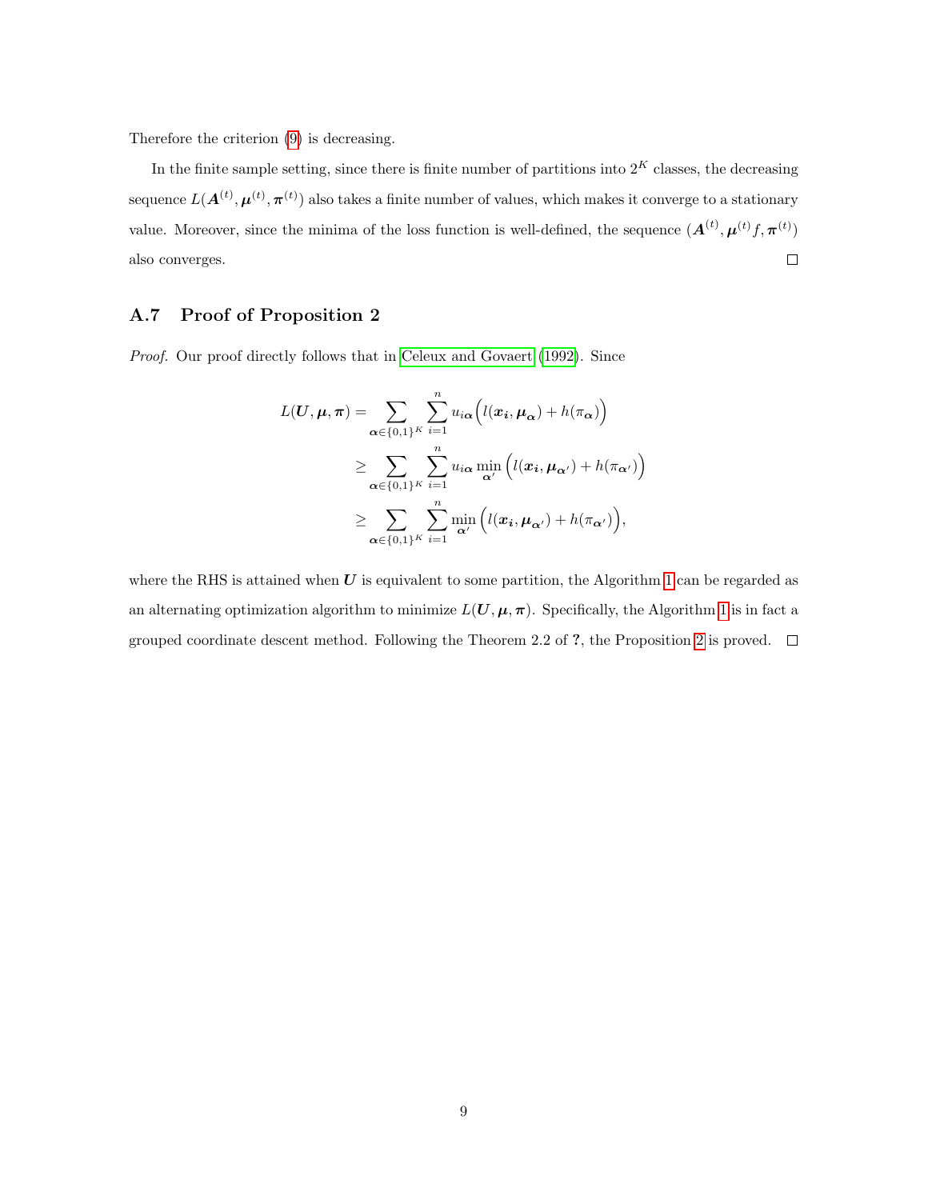Therefore the criterion (9) is decreasing.

In the finite sample setting, since there is finite number of partitions into $2^K$ classes, the decreasing sequence $L(\boldsymbol{A}^{(t)}, \boldsymbol{\mu}^{(t)}, \boldsymbol{\pi}^{(t)})$ also takes a finite number of values, which makes it converge to a stationary value. Moreover, since the minima of the loss function is well-defined, the sequence $(\boldsymbol{A}^{(t)}, \boldsymbol{\mu}^{(t)} f, \boldsymbol{\pi}^{(t)})$ also converges. ◻

### A.7 Proof of Proposition 2

*Proof.* Our proof directly follows that in Celeux and Govaert (1992). Since

$$
\begin{aligned}
L(\boldsymbol{U}, \boldsymbol{\mu}, \boldsymbol{\pi}) &= \sum_{\boldsymbol{\alpha} \in \{0,1\}^K} \sum_{i=1}^{n} u_{i\boldsymbol{\alpha}} \Big( l(\boldsymbol{x_i}, \boldsymbol{\mu_\alpha}) + h(\pi_{\boldsymbol{\alpha}}) \Big) \\
&\geq \sum_{\boldsymbol{\alpha} \in \{0,1\}^K} \sum_{i=1}^{n} u_{i\boldsymbol{\alpha}} \min_{\boldsymbol{\alpha}'} \Big( l(\boldsymbol{x_i}, \boldsymbol{\mu_{\alpha'}}) + h(\pi_{\boldsymbol{\alpha}'}) \Big) \\
&\geq \sum_{\boldsymbol{\alpha} \in \{0,1\}^K} \sum_{i=1}^{n} \min_{\boldsymbol{\alpha}'} \Big( l(\boldsymbol{x_i}, \boldsymbol{\mu_{\alpha'}}) + h(\pi_{\boldsymbol{\alpha}'}) \Big),
\end{aligned}
$$

where the RHS is attained when $\boldsymbol{U}$ is equivalent to some partition, the Algorithm 1 can be regarded as an alternating optimization algorithm to minimize $L(\boldsymbol{U}, \boldsymbol{\mu}, \boldsymbol{\pi})$. Specifically, the Algorithm 1 is in fact a grouped coordinate descent method. Following the Theorem 2.2 of **?**, the Proposition 2 is proved. ◻